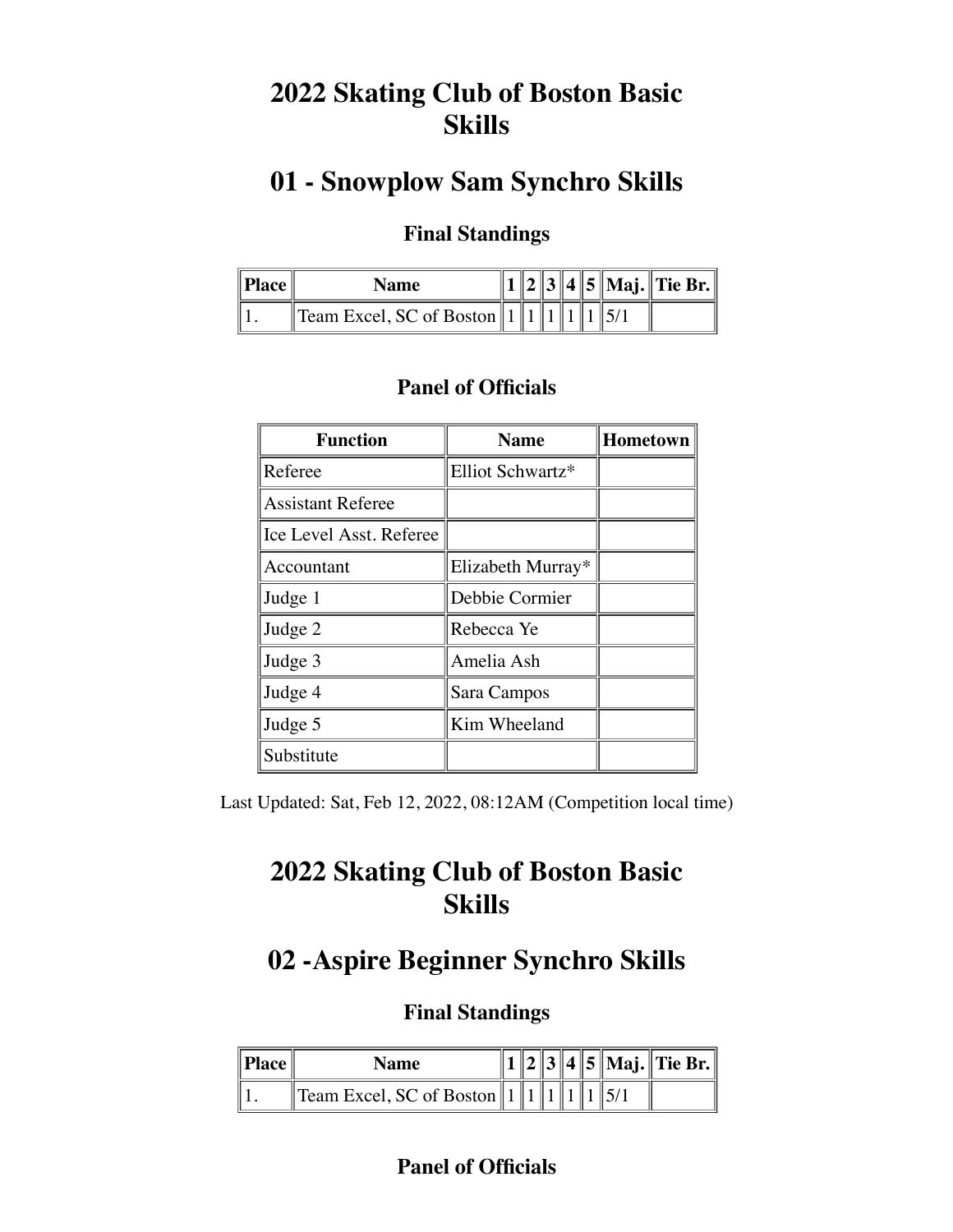# 2022 Skating Club of Boston Basic Skills

## 01 - Snowplow Sam Synchro Skills

### Final Standings

| Place | Name | 1 | 2 | 3 | 4 | 5 | Maj. | Tie Br. |
|---|---|---|---|---|---|---|---|---|
| 1. | Team Excel, SC of Boston | 1 | 1 | 1 | 1 | 1 | 5/1 | |

### Panel of Officials

| Function | Name | Hometown |
|---|---|---|
| Referee | Elliot Schwartz* | |
| Assistant Referee | | |
| Ice Level Asst. Referee | | |
| Accountant | Elizabeth Murray* | |
| Judge 1 | Debbie Cormier | |
| Judge 2 | Rebecca Ye | |
| Judge 3 | Amelia Ash | |
| Judge 4 | Sara Campos | |
| Judge 5 | Kim Wheeland | |
| Substitute | | |

Last Updated: Sat, Feb 12, 2022, 08:12AM (Competition local time)

# 2022 Skating Club of Boston Basic Skills

## 02 -Aspire Beginner Synchro Skills

### Final Standings

| Place | Name | 1 | 2 | 3 | 4 | 5 | Maj. | Tie Br. |
|---|---|---|---|---|---|---|---|---|
| 1. | Team Excel, SC of Boston | 1 | 1 | 1 | 1 | 1 | 5/1 | |

### Panel of Officials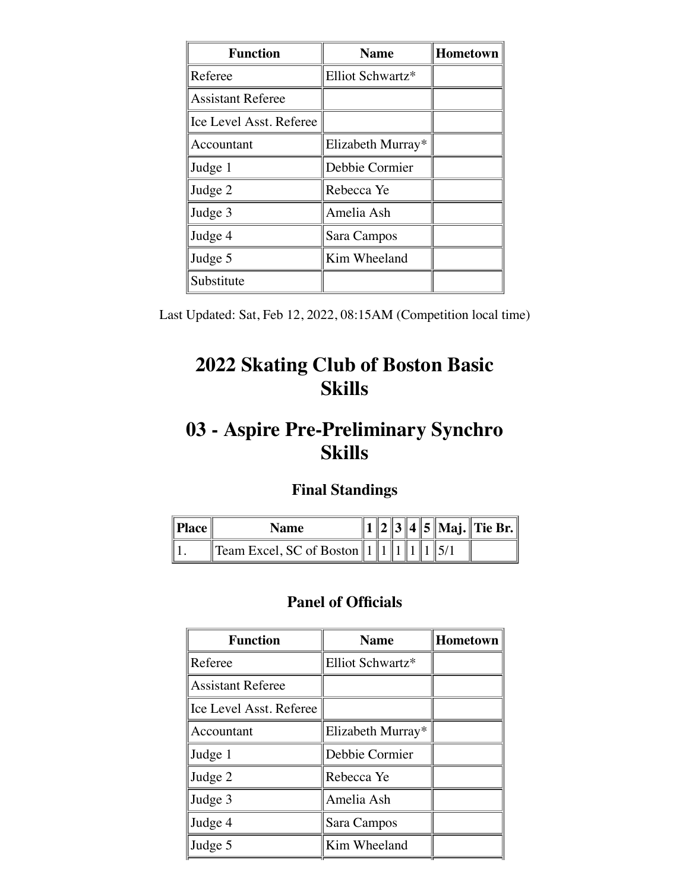| Function | Name | Hometown |
| --- | --- | --- |
| Referee | Elliot Schwartz* | |
| Assistant Referee | | |
| Ice Level Asst. Referee | | |
| Accountant | Elizabeth Murray* | |
| Judge 1 | Debbie Cormier | |
| Judge 2 | Rebecca Ye | |
| Judge 3 | Amelia Ash | |
| Judge 4 | Sara Campos | |
| Judge 5 | Kim Wheeland | |
| Substitute | | |

Last Updated: Sat, Feb 12, 2022, 08:15AM (Competition local time)

# 2022 Skating Club of Boston Basic Skills

# 03 - Aspire Pre-Preliminary Synchro Skills

### Final Standings

| Place | Name | 1 | 2 | 3 | 4 | 5 | Maj. | Tie Br. |
| --- | --- | --- | --- | --- | --- | --- | --- | --- |
| 1. | Team Excel, SC of Boston | 1 | 1 | 1 | 1 | 1 | 5/1 | |

### Panel of Officials

| Function | Name | Hometown |
| --- | --- | --- |
| Referee | Elliot Schwartz* | |
| Assistant Referee | | |
| Ice Level Asst. Referee | | |
| Accountant | Elizabeth Murray* | |
| Judge 1 | Debbie Cormier | |
| Judge 2 | Rebecca Ye | |
| Judge 3 | Amelia Ash | |
| Judge 4 | Sara Campos | |
| Judge 5 | Kim Wheeland | |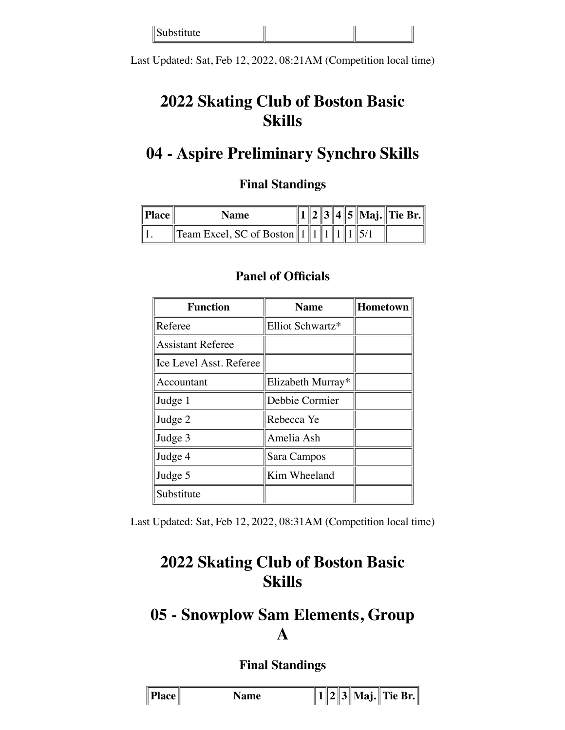| Substitute | | |
|---|---|---|

Last Updated: Sat, Feb 12, 2022, 08:21AM (Competition local time)

# 2022 Skating Club of Boston Basic Skills

## 04 - Aspire Preliminary Synchro Skills

### Final Standings

| Place | Name | 1 | 2 | 3 | 4 | 5 | Maj. | Tie Br. |
|---|---|---|---|---|---|---|---|---|
| 1. | Team Excel, SC of Boston | 1 | 1 | 1 | 1 | 1 | 5/1 | |

### Panel of Officials

| Function | Name | Hometown |
|---|---|---|
| Referee | Elliot Schwartz* | |
| Assistant Referee | | |
| Ice Level Asst. Referee | | |
| Accountant | Elizabeth Murray* | |
| Judge 1 | Debbie Cormier | |
| Judge 2 | Rebecca Ye | |
| Judge 3 | Amelia Ash | |
| Judge 4 | Sara Campos | |
| Judge 5 | Kim Wheeland | |
| Substitute | | |

Last Updated: Sat, Feb 12, 2022, 08:31AM (Competition local time)

# 2022 Skating Club of Boston Basic Skills

## 05 - Snowplow Sam Elements, Group A

### Final Standings

| Place | Name | 1 | 2 | 3 | Maj. | Tie Br. |
|---|---|---|---|---|---|---|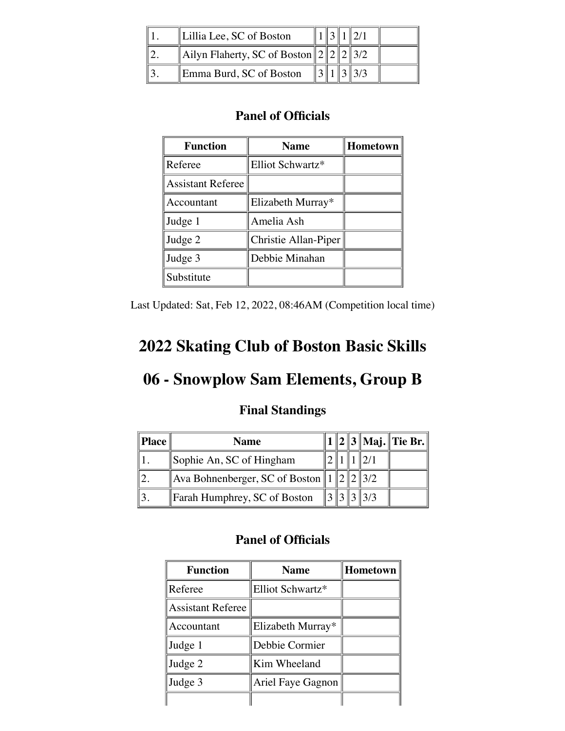| | | | | | | |
|---|---|---|---|---|---|---|
| 1. | Lillia Lee, SC of Boston | 1 | 3 | 1 | 2/1 | |
| 2. | Ailyn Flaherty, SC of Boston | 2 | 2 | 2 | 3/2 | |
| 3. | Emma Burd, SC of Boston | 3 | 1 | 3 | 3/3 | |

### Panel of Officials

| Function | Name | Hometown |
|---|---|---|
| Referee | Elliot Schwartz* | |
| Assistant Referee | | |
| Accountant | Elizabeth Murray* | |
| Judge 1 | Amelia Ash | |
| Judge 2 | Christie Allan-Piper | |
| Judge 3 | Debbie Minahan | |
| Substitute | | |

Last Updated: Sat, Feb 12, 2022, 08:46AM (Competition local time)

# 2022 Skating Club of Boston Basic Skills

# 06 - Snowplow Sam Elements, Group B

### Final Standings

| Place | Name | 1 | 2 | 3 | Maj. | Tie Br. |
|---|---|---|---|---|---|---|
| 1. | Sophie An, SC of Hingham | 2 | 1 | 1 | 2/1 | |
| 2. | Ava Bohnenberger, SC of Boston | 1 | 2 | 2 | 3/2 | |
| 3. | Farah Humphrey, SC of Boston | 3 | 3 | 3 | 3/3 | |

### Panel of Officials

| Function | Name | Hometown |
|---|---|---|
| Referee | Elliot Schwartz* | |
| Assistant Referee | | |
| Accountant | Elizabeth Murray* | |
| Judge 1 | Debbie Cormier | |
| Judge 2 | Kim Wheeland | |
| Judge 3 | Ariel Faye Gagnon | |
| | | |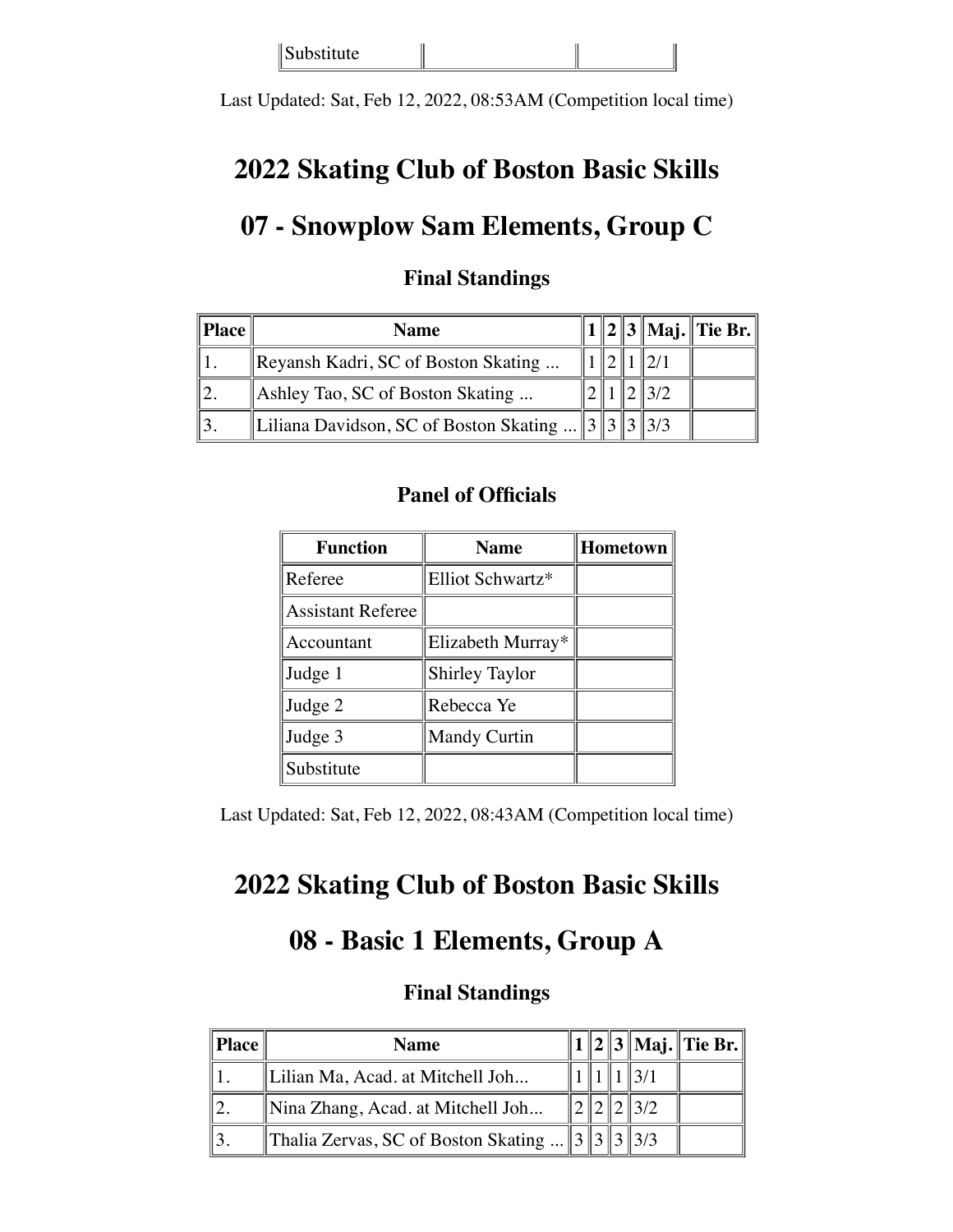| Substitute | | |
|---|---|---|

Last Updated: Sat, Feb 12, 2022, 08:53AM (Competition local time)

# 2022 Skating Club of Boston Basic Skills

## 07 - Snowplow Sam Elements, Group C

### Final Standings

| Place | Name | 1 | 2 | 3 | Maj. | Tie Br. |
|---|---|---|---|---|---|---|
| 1. | Reyansh Kadri, SC of Boston Skating ... | 1 | 2 | 1 | 2/1 | |
| 2. | Ashley Tao, SC of Boston Skating ... | 2 | 1 | 2 | 3/2 | |
| 3. | Liliana Davidson, SC of Boston Skating ... | 3 | 3 | 3 | 3/3 | |

### Panel of Officials

| Function | Name | Hometown |
|---|---|---|
| Referee | Elliot Schwartz* | |
| Assistant Referee | | |
| Accountant | Elizabeth Murray* | |
| Judge 1 | Shirley Taylor | |
| Judge 2 | Rebecca Ye | |
| Judge 3 | Mandy Curtin | |
| Substitute | | |

Last Updated: Sat, Feb 12, 2022, 08:43AM (Competition local time)

# 2022 Skating Club of Boston Basic Skills

## 08 - Basic 1 Elements, Group A

### Final Standings

| Place | Name | 1 | 2 | 3 | Maj. | Tie Br. |
|---|---|---|---|---|---|---|
| 1. | Lilian Ma, Acad. at Mitchell Joh... | 1 | 1 | 1 | 3/1 | |
| 2. | Nina Zhang, Acad. at Mitchell Joh... | 2 | 2 | 2 | 3/2 | |
| 3. | Thalia Zervas, SC of Boston Skating ... | 3 | 3 | 3 | 3/3 | |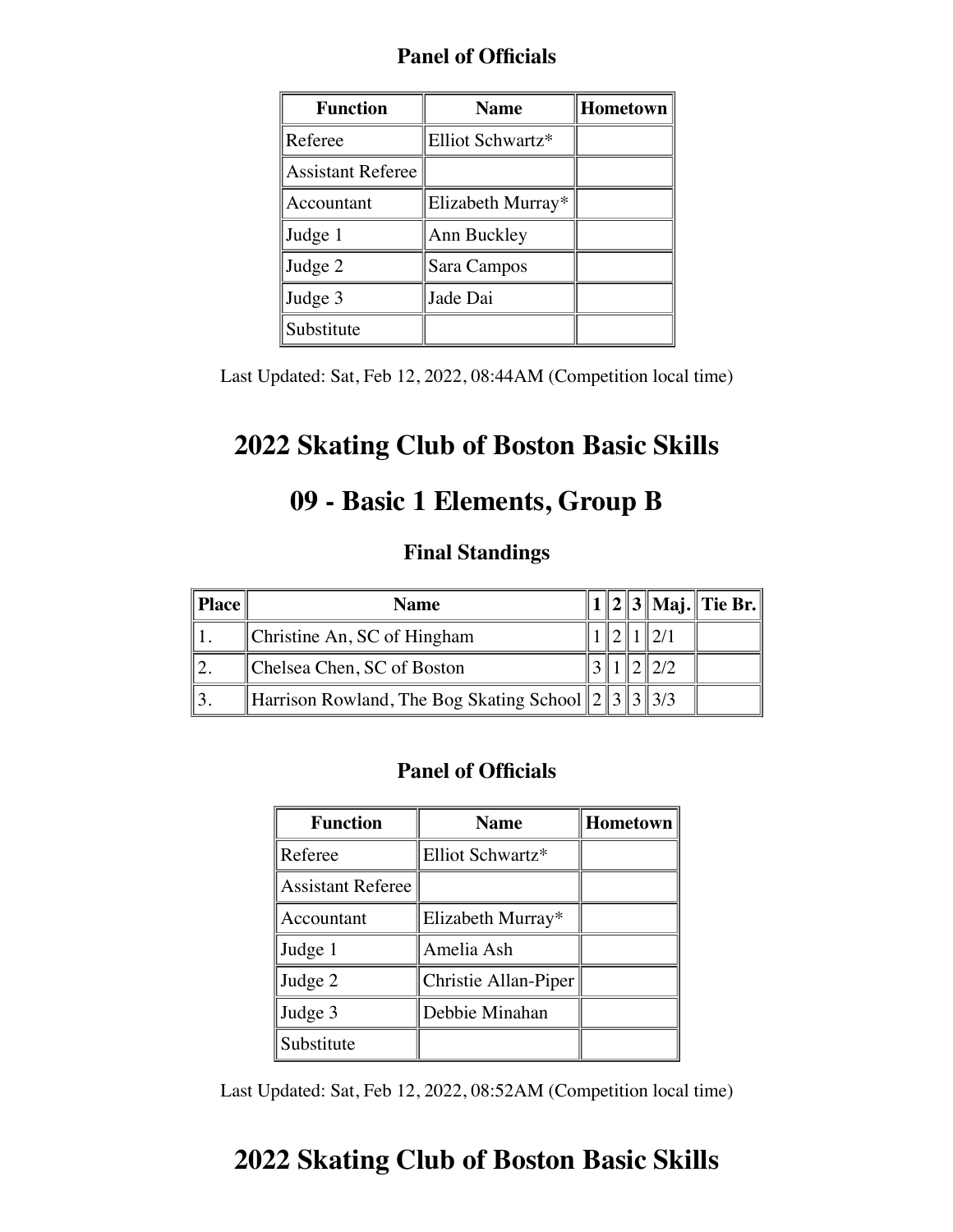### Panel of Officials

| Function | Name | Hometown |
|---|---|---|
| Referee | Elliot Schwartz* | |
| Assistant Referee | | |
| Accountant | Elizabeth Murray* | |
| Judge 1 | Ann Buckley | |
| Judge 2 | Sara Campos | |
| Judge 3 | Jade Dai | |
| Substitute | | |

Last Updated: Sat, Feb 12, 2022, 08:44AM (Competition local time)

# 2022 Skating Club of Boston Basic Skills

# 09 - Basic 1 Elements, Group B

### Final Standings

| Place | Name | 1 | 2 | 3 | Maj. | Tie Br. |
|---|---|---|---|---|---|---|
| 1. | Christine An, SC of Hingham | 1 | 2 | 1 | 2/1 | |
| 2. | Chelsea Chen, SC of Boston | 3 | 1 | 2 | 2/2 | |
| 3. | Harrison Rowland, The Bog Skating School | 2 | 3 | 3 | 3/3 | |

### Panel of Officials

| Function | Name | Hometown |
|---|---|---|
| Referee | Elliot Schwartz* | |
| Assistant Referee | | |
| Accountant | Elizabeth Murray* | |
| Judge 1 | Amelia Ash | |
| Judge 2 | Christie Allan-Piper | |
| Judge 3 | Debbie Minahan | |
| Substitute | | |

Last Updated: Sat, Feb 12, 2022, 08:52AM (Competition local time)

# 2022 Skating Club of Boston Basic Skills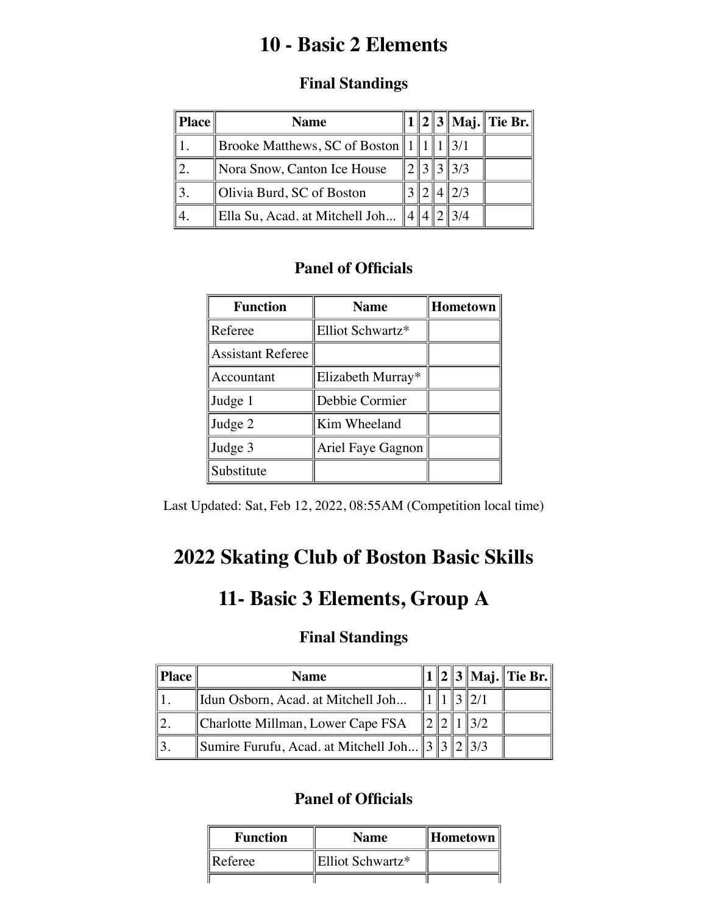# 10 - Basic 2 Elements

### Final Standings

| Place | Name | 1 | 2 | 3 | Maj. | Tie Br. |
|---|---|---|---|---|---|---|
| 1. | Brooke Matthews, SC of Boston | 1 | 1 | 1 | 3/1 | |
| 2. | Nora Snow, Canton Ice House | 2 | 3 | 3 | 3/3 | |
| 3. | Olivia Burd, SC of Boston | 3 | 2 | 4 | 2/3 | |
| 4. | Ella Su, Acad. at Mitchell Joh... | 4 | 4 | 2 | 3/4 | |

### Panel of Officials

| Function | Name | Hometown |
|---|---|---|
| Referee | Elliot Schwartz* | |
| Assistant Referee | | |
| Accountant | Elizabeth Murray* | |
| Judge 1 | Debbie Cormier | |
| Judge 2 | Kim Wheeland | |
| Judge 3 | Ariel Faye Gagnon | |
| Substitute | | |

Last Updated: Sat, Feb 12, 2022, 08:55AM (Competition local time)

# 2022 Skating Club of Boston Basic Skills

# 11- Basic 3 Elements, Group A

### Final Standings

| Place | Name | 1 | 2 | 3 | Maj. | Tie Br. |
|---|---|---|---|---|---|---|
| 1. | Idun Osborn, Acad. at Mitchell Joh... | 1 | 1 | 3 | 2/1 | |
| 2. | Charlotte Millman, Lower Cape FSA | 2 | 2 | 1 | 3/2 | |
| 3. | Sumire Furufu, Acad. at Mitchell Joh... | 3 | 3 | 2 | 3/3 | |

### Panel of Officials

| Function | Name | Hometown |
|---|---|---|
| Referee | Elliot Schwartz* | |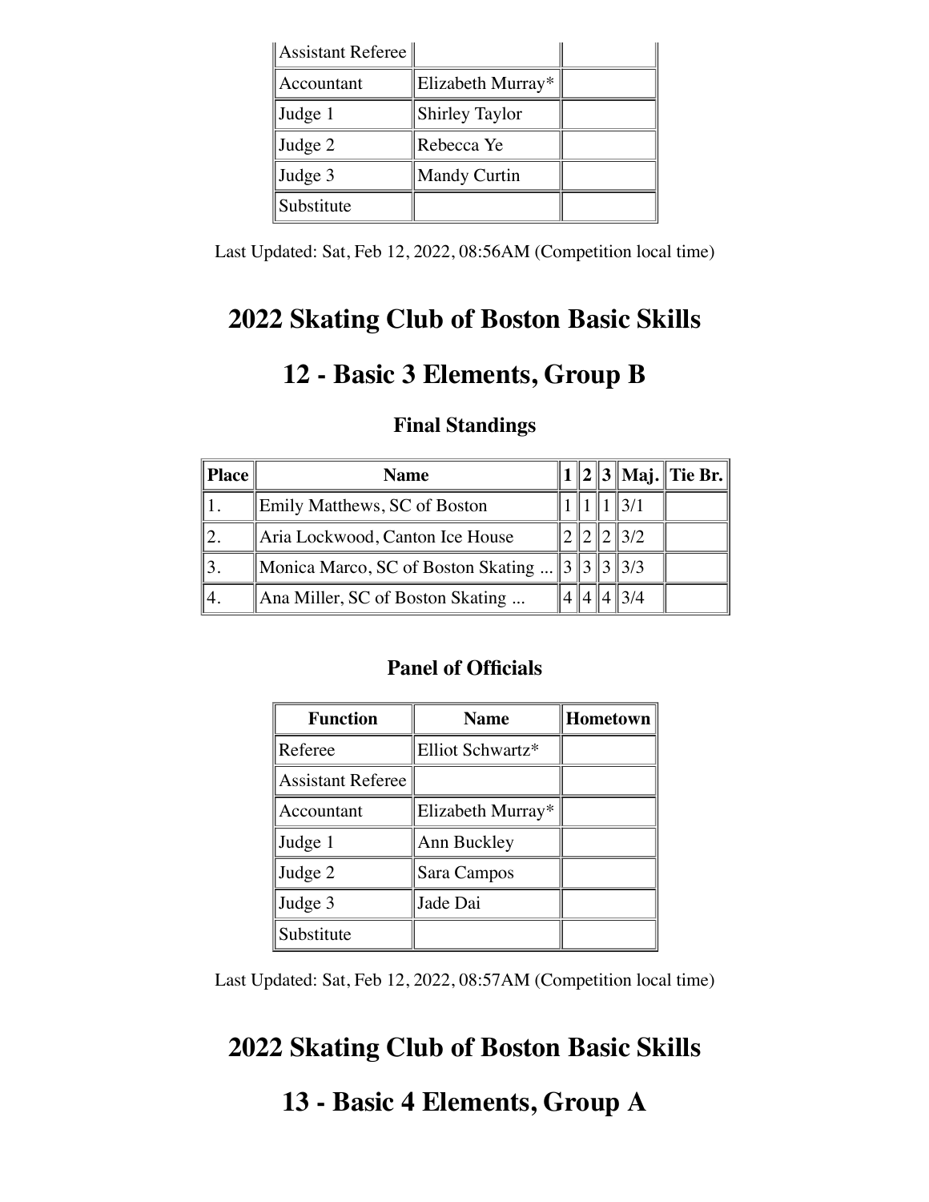| Assistant Referee | | |
|---|---|---|
| Accountant | Elizabeth Murray* | |
| Judge 1 | Shirley Taylor | |
| Judge 2 | Rebecca Ye | |
| Judge 3 | Mandy Curtin | |
| Substitute | | |

Last Updated: Sat, Feb 12, 2022, 08:56AM (Competition local time)

# 2022 Skating Club of Boston Basic Skills

# 12 - Basic 3 Elements, Group B

### Final Standings

| Place | Name | 1 | 2 | 3 | Maj. | Tie Br. |
|---|---|---|---|---|---|---|
| 1. | Emily Matthews, SC of Boston | 1 | 1 | 1 | 3/1 | |
| 2. | Aria Lockwood, Canton Ice House | 2 | 2 | 2 | 3/2 | |
| 3. | Monica Marco, SC of Boston Skating ... | 3 | 3 | 3 | 3/3 | |
| 4. | Ana Miller, SC of Boston Skating ... | 4 | 4 | 4 | 3/4 | |

### Panel of Officials

| Function | Name | Hometown |
|---|---|---|
| Referee | Elliot Schwartz* | |
| Assistant Referee | | |
| Accountant | Elizabeth Murray* | |
| Judge 1 | Ann Buckley | |
| Judge 2 | Sara Campos | |
| Judge 3 | Jade Dai | |
| Substitute | | |

Last Updated: Sat, Feb 12, 2022, 08:57AM (Competition local time)

# 2022 Skating Club of Boston Basic Skills

# 13 - Basic 4 Elements, Group A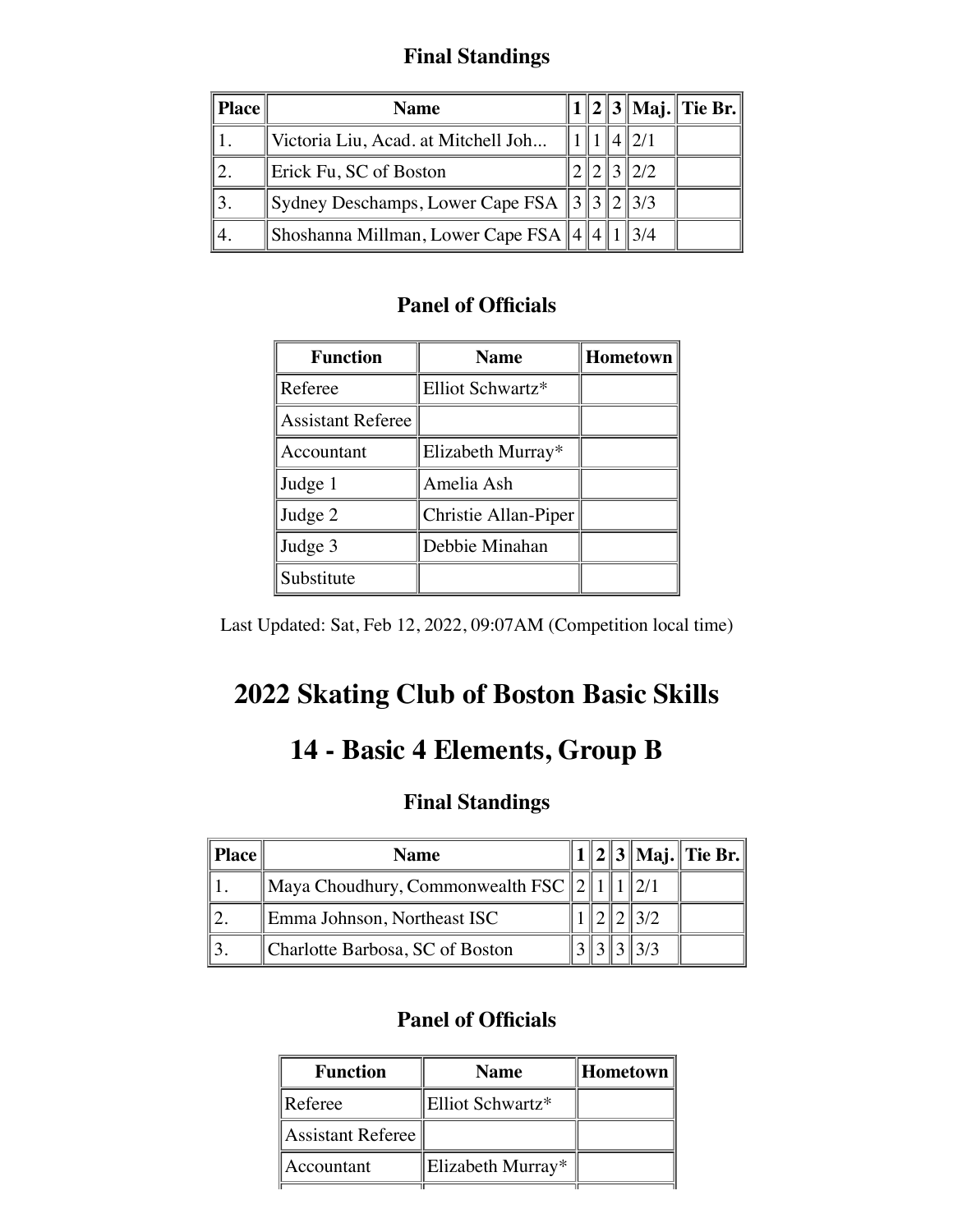### Final Standings

| Place | Name | 1 | 2 | 3 | Maj. | Tie Br. |
|---|---|---|---|---|---|---|
| 1. | Victoria Liu, Acad. at Mitchell Joh... | 1 | 1 | 4 | 2/1 | |
| 2. | Erick Fu, SC of Boston | 2 | 2 | 3 | 2/2 | |
| 3. | Sydney Deschamps, Lower Cape FSA | 3 | 3 | 2 | 3/3 | |
| 4. | Shoshanna Millman, Lower Cape FSA | 4 | 4 | 1 | 3/4 | |

### Panel of Officials

| Function | Name | Hometown |
|---|---|---|
| Referee | Elliot Schwartz* | |
| Assistant Referee | | |
| Accountant | Elizabeth Murray* | |
| Judge 1 | Amelia Ash | |
| Judge 2 | Christie Allan-Piper | |
| Judge 3 | Debbie Minahan | |
| Substitute | | |

Last Updated: Sat, Feb 12, 2022, 09:07AM (Competition local time)

# 2022 Skating Club of Boston Basic Skills

# 14 - Basic 4 Elements, Group B

### Final Standings

| Place | Name | 1 | 2 | 3 | Maj. | Tie Br. |
|---|---|---|---|---|---|---|
| 1. | Maya Choudhury, Commonwealth FSC | 2 | 1 | 1 | 2/1 | |
| 2. | Emma Johnson, Northeast ISC | 1 | 2 | 2 | 3/2 | |
| 3. | Charlotte Barbosa, SC of Boston | 3 | 3 | 3 | 3/3 | |

### Panel of Officials

| Function | Name | Hometown |
|---|---|---|
| Referee | Elliot Schwartz* | |
| Assistant Referee | | |
| Accountant | Elizabeth Murray* | |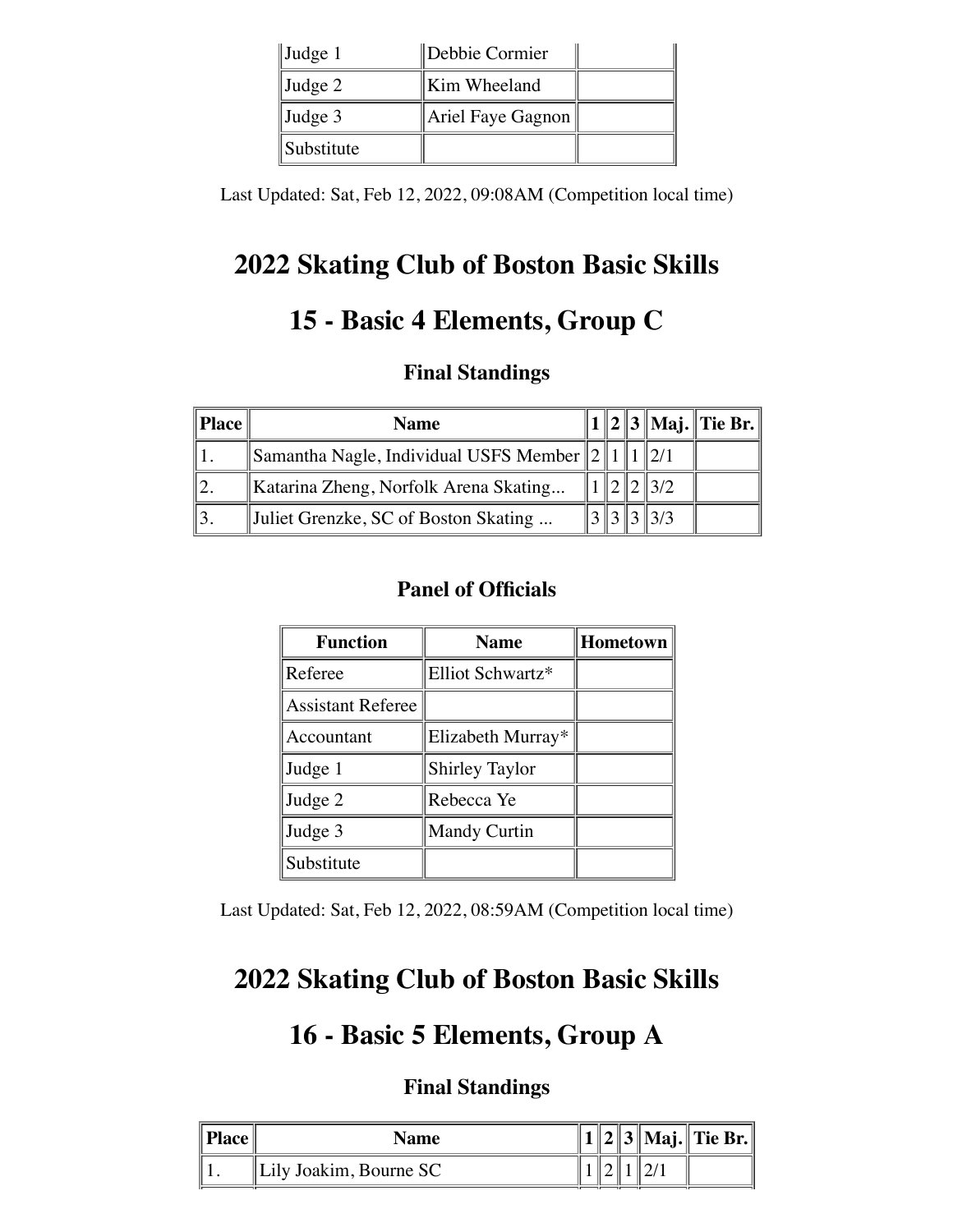| Judge 1 | Debbie Cormier | |
| --- | --- | --- |
| Judge 2 | Kim Wheeland | |
| Judge 3 | Ariel Faye Gagnon | |
| Substitute | | |

Last Updated: Sat, Feb 12, 2022, 09:08AM (Competition local time)

# 2022 Skating Club of Boston Basic Skills

# 15 - Basic 4 Elements, Group C

### Final Standings

| Place | Name | 1 | 2 | 3 | Maj. | Tie Br. |
| --- | --- | --- | --- | --- | --- | --- |
| 1. | Samantha Nagle, Individual USFS Member | 2 | 1 | 1 | 2/1 | |
| 2. | Katarina Zheng, Norfolk Arena Skating... | 1 | 2 | 2 | 3/2 | |
| 3. | Juliet Grenzke, SC of Boston Skating ... | 3 | 3 | 3 | 3/3 | |

### Panel of Officials

| Function | Name | Hometown |
| --- | --- | --- |
| Referee | Elliot Schwartz* | |
| Assistant Referee | | |
| Accountant | Elizabeth Murray* | |
| Judge 1 | Shirley Taylor | |
| Judge 2 | Rebecca Ye | |
| Judge 3 | Mandy Curtin | |
| Substitute | | |

Last Updated: Sat, Feb 12, 2022, 08:59AM (Competition local time)

# 2022 Skating Club of Boston Basic Skills

# 16 - Basic 5 Elements, Group A

### Final Standings

| Place | Name | 1 | 2 | 3 | Maj. | Tie Br. |
| --- | --- | --- | --- | --- | --- | --- |
| 1. | Lily Joakim, Bourne SC | 1 | 2 | 1 | 2/1 | |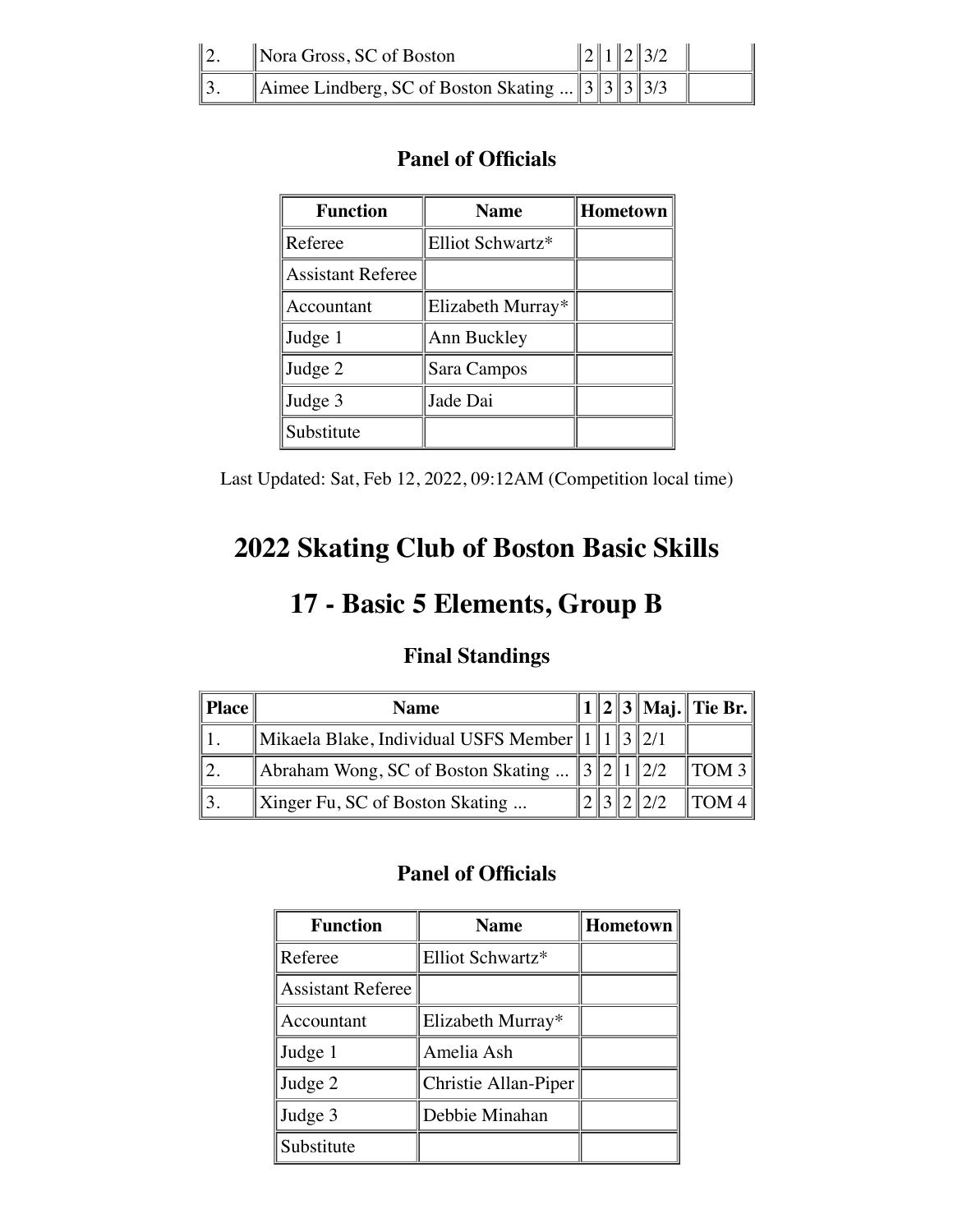| Place | Name | 1 | 2 | 3 | Maj. | Tie Br. |
|---|---|---|---|---|---|---|
| 2. | Nora Gross, SC of Boston | 2 | 1 | 2 | 3/2 | |
| 3. | Aimee Lindberg, SC of Boston Skating ... | 3 | 3 | 3 | 3/3 | |

### Panel of Officials

| Function | Name | Hometown |
|---|---|---|
| Referee | Elliot Schwartz* | |
| Assistant Referee | | |
| Accountant | Elizabeth Murray* | |
| Judge 1 | Ann Buckley | |
| Judge 2 | Sara Campos | |
| Judge 3 | Jade Dai | |
| Substitute | | |

Last Updated: Sat, Feb 12, 2022, 09:12AM (Competition local time)

# 2022 Skating Club of Boston Basic Skills

# 17 - Basic 5 Elements, Group B

### Final Standings

| Place | Name | 1 | 2 | 3 | Maj. | Tie Br. |
|---|---|---|---|---|---|---|
| 1. | Mikaela Blake, Individual USFS Member | 1 | 1 | 3 | 2/1 | |
| 2. | Abraham Wong, SC of Boston Skating ... | 3 | 2 | 1 | 2/2 | TOM 3 |
| 3. | Xinger Fu, SC of Boston Skating ... | 2 | 3 | 2 | 2/2 | TOM 4 |

### Panel of Officials

| Function | Name | Hometown |
|---|---|---|
| Referee | Elliot Schwartz* | |
| Assistant Referee | | |
| Accountant | Elizabeth Murray* | |
| Judge 1 | Amelia Ash | |
| Judge 2 | Christie Allan-Piper | |
| Judge 3 | Debbie Minahan | |
| Substitute | | |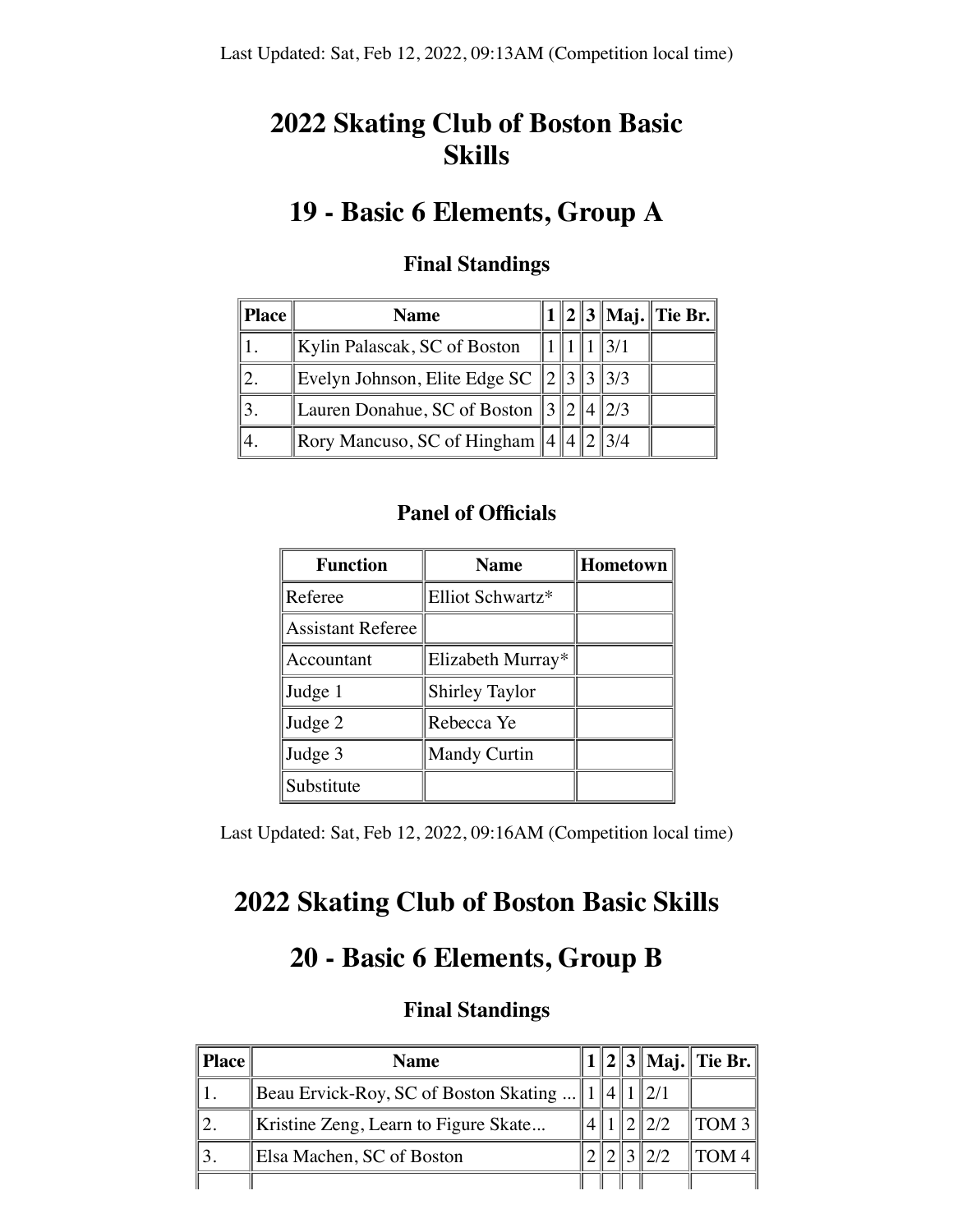Last Updated: Sat, Feb 12, 2022, 09:13AM (Competition local time)

# 2022 Skating Club of Boston Basic Skills

## 19 - Basic 6 Elements, Group A

### Final Standings

| Place | Name | 1 | 2 | 3 | Maj. | Tie Br. |
|---|---|---|---|---|---|---|
| 1. | Kylin Palascak, SC of Boston | 1 | 1 | 1 | 3/1 | |
| 2. | Evelyn Johnson, Elite Edge SC | 2 | 3 | 3 | 3/3 | |
| 3. | Lauren Donahue, SC of Boston | 3 | 2 | 4 | 2/3 | |
| 4. | Rory Mancuso, SC of Hingham | 4 | 4 | 2 | 3/4 | |

### Panel of Officials

| Function | Name | Hometown |
|---|---|---|
| Referee | Elliot Schwartz* | |
| Assistant Referee | | |
| Accountant | Elizabeth Murray* | |
| Judge 1 | Shirley Taylor | |
| Judge 2 | Rebecca Ye | |
| Judge 3 | Mandy Curtin | |
| Substitute | | |

Last Updated: Sat, Feb 12, 2022, 09:16AM (Competition local time)

# 2022 Skating Club of Boston Basic Skills

## 20 - Basic 6 Elements, Group B

### Final Standings

| Place | Name | 1 | 2 | 3 | Maj. | Tie Br. |
|---|---|---|---|---|---|---|
| 1. | Beau Ervick-Roy, SC of Boston Skating ... | 1 | 4 | 1 | 2/1 | |
| 2. | Kristine Zeng, Learn to Figure Skate... | 4 | 1 | 2 | 2/2 | TOM 3 |
| 3. | Elsa Machen, SC of Boston | 2 | 2 | 3 | 2/2 | TOM 4 |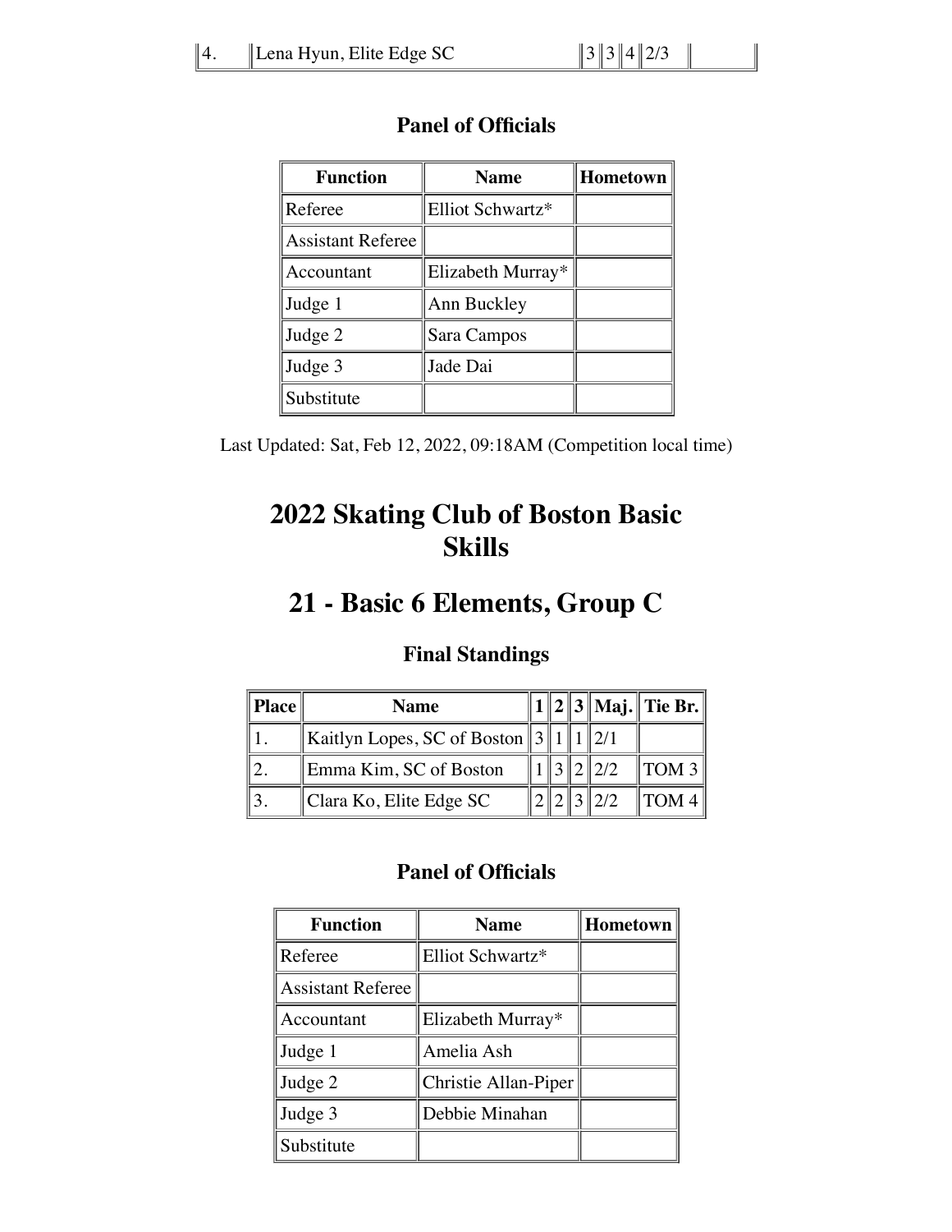| 4. | Lena Hyun, Elite Edge SC | 3 | 3 | 4 | 2/3 | |
|---|---|---|---|---|---|---|

### Panel of Officials

| Function | Name | Hometown |
|---|---|---|
| Referee | Elliot Schwartz* | |
| Assistant Referee | | |
| Accountant | Elizabeth Murray* | |
| Judge 1 | Ann Buckley | |
| Judge 2 | Sara Campos | |
| Judge 3 | Jade Dai | |
| Substitute | | |

Last Updated: Sat, Feb 12, 2022, 09:18AM (Competition local time)

# 2022 Skating Club of Boston Basic Skills

# 21 - Basic 6 Elements, Group C

### Final Standings

| Place | Name | 1 | 2 | 3 | Maj. | Tie Br. |
|---|---|---|---|---|---|---|
| 1. | Kaitlyn Lopes, SC of Boston | 3 | 1 | 1 | 2/1 | |
| 2. | Emma Kim, SC of Boston | 1 | 3 | 2 | 2/2 | TOM 3 |
| 3. | Clara Ko, Elite Edge SC | 2 | 2 | 3 | 2/2 | TOM 4 |

### Panel of Officials

| Function | Name | Hometown |
|---|---|---|
| Referee | Elliot Schwartz* | |
| Assistant Referee | | |
| Accountant | Elizabeth Murray* | |
| Judge 1 | Amelia Ash | |
| Judge 2 | Christie Allan-Piper | |
| Judge 3 | Debbie Minahan | |
| Substitute | | |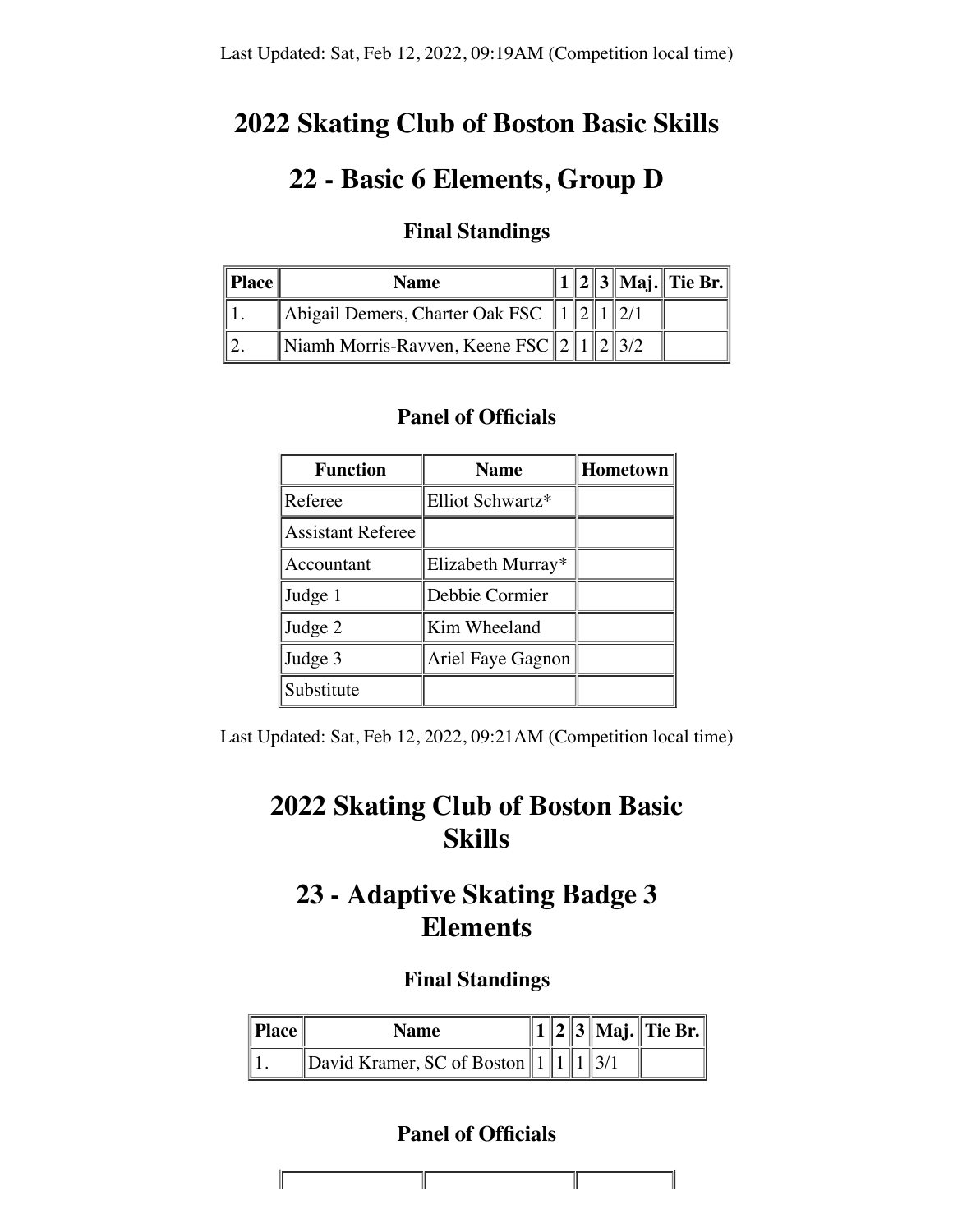Last Updated: Sat, Feb 12, 2022, 09:19AM (Competition local time)

# 2022 Skating Club of Boston Basic Skills

# 22 - Basic 6 Elements, Group D

### Final Standings

| Place | Name | 1 | 2 | 3 | Maj. | Tie Br. |
|---|---|---|---|---|---|---|
| 1. | Abigail Demers, Charter Oak FSC | 1 | 2 | 1 | 2/1 | |
| 2. | Niamh Morris-Ravven, Keene FSC | 2 | 1 | 2 | 3/2 | |

### Panel of Officials

| Function | Name | Hometown |
|---|---|---|
| Referee | Elliot Schwartz* | |
| Assistant Referee | | |
| Accountant | Elizabeth Murray* | |
| Judge 1 | Debbie Cormier | |
| Judge 2 | Kim Wheeland | |
| Judge 3 | Ariel Faye Gagnon | |
| Substitute | | |

Last Updated: Sat, Feb 12, 2022, 09:21AM (Competition local time)

# 2022 Skating Club of Boston Basic Skills

# 23 - Adaptive Skating Badge 3 Elements

### Final Standings

| Place | Name | 1 | 2 | 3 | Maj. | Tie Br. |
|---|---|---|---|---|---|---|
| 1. | David Kramer, SC of Boston | 1 | 1 | 1 | 3/1 | |

### Panel of Officials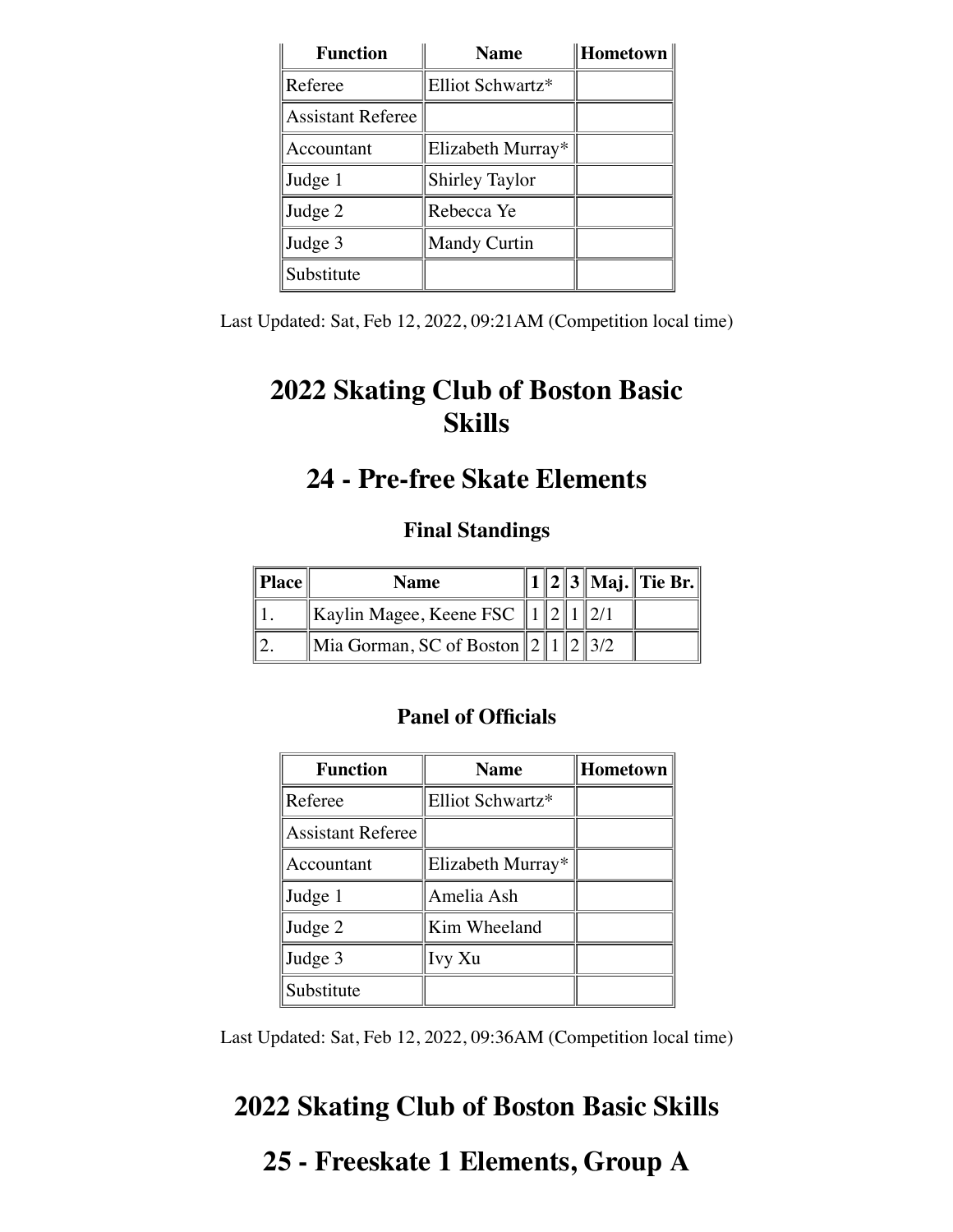| Function | Name | Hometown |
| --- | --- | --- |
| Referee | Elliot Schwartz* | |
| Assistant Referee | | |
| Accountant | Elizabeth Murray* | |
| Judge 1 | Shirley Taylor | |
| Judge 2 | Rebecca Ye | |
| Judge 3 | Mandy Curtin | |
| Substitute | | |

Last Updated: Sat, Feb 12, 2022, 09:21AM (Competition local time)

# 2022 Skating Club of Boston Basic Skills

## 24 - Pre-free Skate Elements

### Final Standings

| Place | Name | 1 | 2 | 3 | Maj. | Tie Br. |
| --- | --- | --- | --- | --- | --- | --- |
| 1. | Kaylin Magee, Keene FSC | 1 | 2 | 1 | 2/1 | |
| 2. | Mia Gorman, SC of Boston | 2 | 1 | 2 | 3/2 | |

### Panel of Officials

| Function | Name | Hometown |
| --- | --- | --- |
| Referee | Elliot Schwartz* | |
| Assistant Referee | | |
| Accountant | Elizabeth Murray* | |
| Judge 1 | Amelia Ash | |
| Judge 2 | Kim Wheeland | |
| Judge 3 | Ivy Xu | |
| Substitute | | |

Last Updated: Sat, Feb 12, 2022, 09:36AM (Competition local time)

# 2022 Skating Club of Boston Basic Skills

## 25 - Freeskate 1 Elements, Group A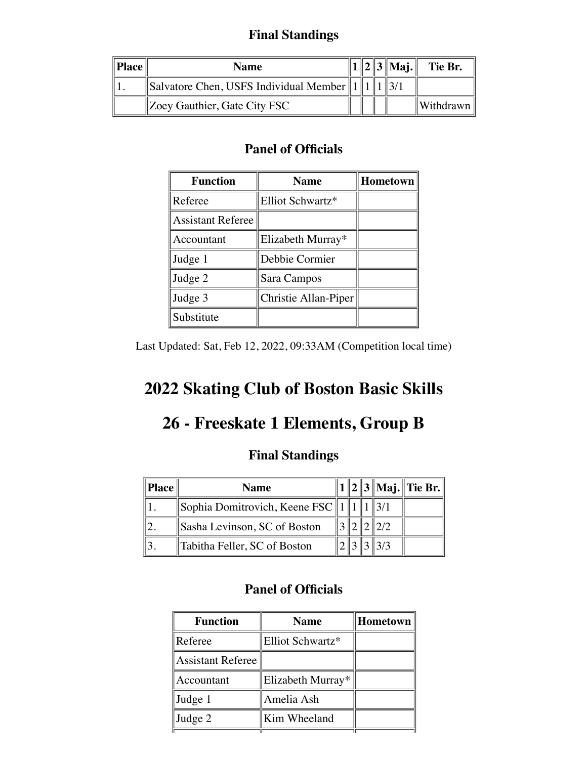### Final Standings

| Place | Name | 1 | 2 | 3 | Maj. | Tie Br. |
|---|---|---|---|---|---|---|
| 1. | Salvatore Chen, USFS Individual Member | 1 | 1 | 1 | 3/1 | |
| | Zoey Gauthier, Gate City FSC | | | | | Withdrawn |

### Panel of Officials

| Function | Name | Hometown |
|---|---|---|
| Referee | Elliot Schwartz* | |
| Assistant Referee | | |
| Accountant | Elizabeth Murray* | |
| Judge 1 | Debbie Cormier | |
| Judge 2 | Sara Campos | |
| Judge 3 | Christie Allan-Piper | |
| Substitute | | |

Last Updated: Sat, Feb 12, 2022, 09:33AM (Competition local time)

# 2022 Skating Club of Boston Basic Skills

# 26 - Freeskate 1 Elements, Group B

### Final Standings

| Place | Name | 1 | 2 | 3 | Maj. | Tie Br. |
|---|---|---|---|---|---|---|
| 1. | Sophia Domitrovich, Keene FSC | 1 | 1 | 1 | 3/1 | |
| 2. | Sasha Levinson, SC of Boston | 3 | 2 | 2 | 2/2 | |
| 3. | Tabitha Feller, SC of Boston | 2 | 3 | 3 | 3/3 | |

### Panel of Officials

| Function | Name | Hometown |
|---|---|---|
| Referee | Elliot Schwartz* | |
| Assistant Referee | | |
| Accountant | Elizabeth Murray* | |
| Judge 1 | Amelia Ash | |
| Judge 2 | Kim Wheeland | |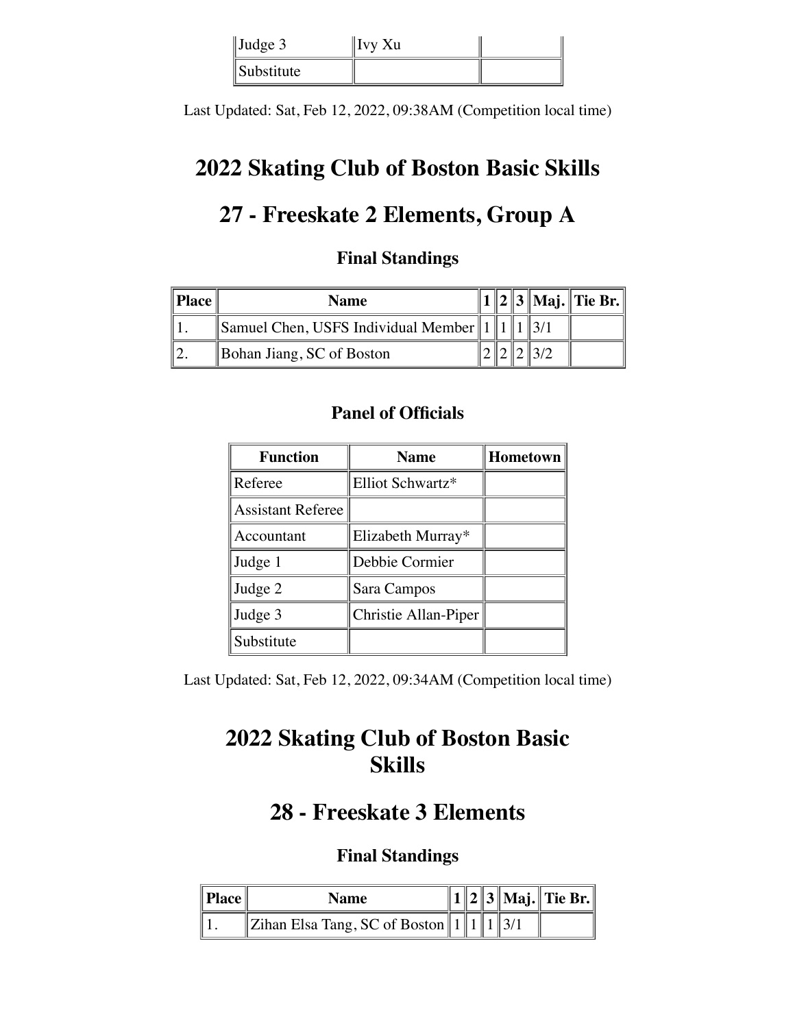| Judge 3 | Ivy Xu | |
| --- | --- | --- |
| Substitute | | |

Last Updated: Sat, Feb 12, 2022, 09:38AM (Competition local time)

# 2022 Skating Club of Boston Basic Skills

# 27 - Freeskate 2 Elements, Group A

### Final Standings

| Place | Name | 1 | 2 | 3 | Maj. | Tie Br. |
| --- | --- | --- | --- | --- | --- | --- |
| 1. | Samuel Chen, USFS Individual Member | 1 | 1 | 1 | 3/1 | |
| 2. | Bohan Jiang, SC of Boston | 2 | 2 | 2 | 3/2 | |

### Panel of Officials

| Function | Name | Hometown |
| --- | --- | --- |
| Referee | Elliot Schwartz* | |
| Assistant Referee | | |
| Accountant | Elizabeth Murray* | |
| Judge 1 | Debbie Cormier | |
| Judge 2 | Sara Campos | |
| Judge 3 | Christie Allan-Piper | |
| Substitute | | |

Last Updated: Sat, Feb 12, 2022, 09:34AM (Competition local time)

# 2022 Skating Club of Boston Basic Skills

# 28 - Freeskate 3 Elements

### Final Standings

| Place | Name | 1 | 2 | 3 | Maj. | Tie Br. |
| --- | --- | --- | --- | --- | --- | --- |
| 1. | Zihan Elsa Tang, SC of Boston | 1 | 1 | 1 | 3/1 | |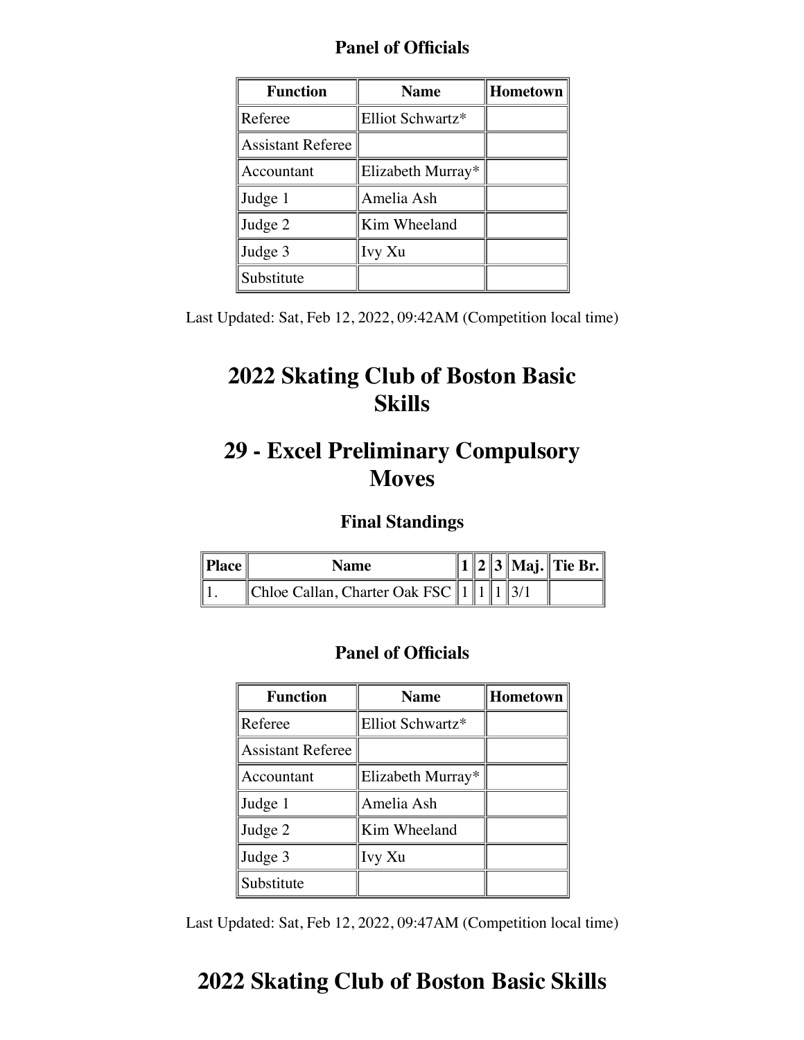### Panel of Officials

| Function | Name | Hometown |
|---|---|---|
| Referee | Elliot Schwartz* | |
| Assistant Referee | | |
| Accountant | Elizabeth Murray* | |
| Judge 1 | Amelia Ash | |
| Judge 2 | Kim Wheeland | |
| Judge 3 | Ivy Xu | |
| Substitute | | |

Last Updated: Sat, Feb 12, 2022, 09:42AM (Competition local time)

# 2022 Skating Club of Boston Basic Skills

# 29 - Excel Preliminary Compulsory Moves

### Final Standings

| Place | Name | 1 | 2 | 3 | Maj. | Tie Br. |
|---|---|---|---|---|---|---|
| 1. | Chloe Callan, Charter Oak FSC | 1 | 1 | 1 | 3/1 | |

### Panel of Officials

| Function | Name | Hometown |
|---|---|---|
| Referee | Elliot Schwartz* | |
| Assistant Referee | | |
| Accountant | Elizabeth Murray* | |
| Judge 1 | Amelia Ash | |
| Judge 2 | Kim Wheeland | |
| Judge 3 | Ivy Xu | |
| Substitute | | |

Last Updated: Sat, Feb 12, 2022, 09:47AM (Competition local time)

# 2022 Skating Club of Boston Basic Skills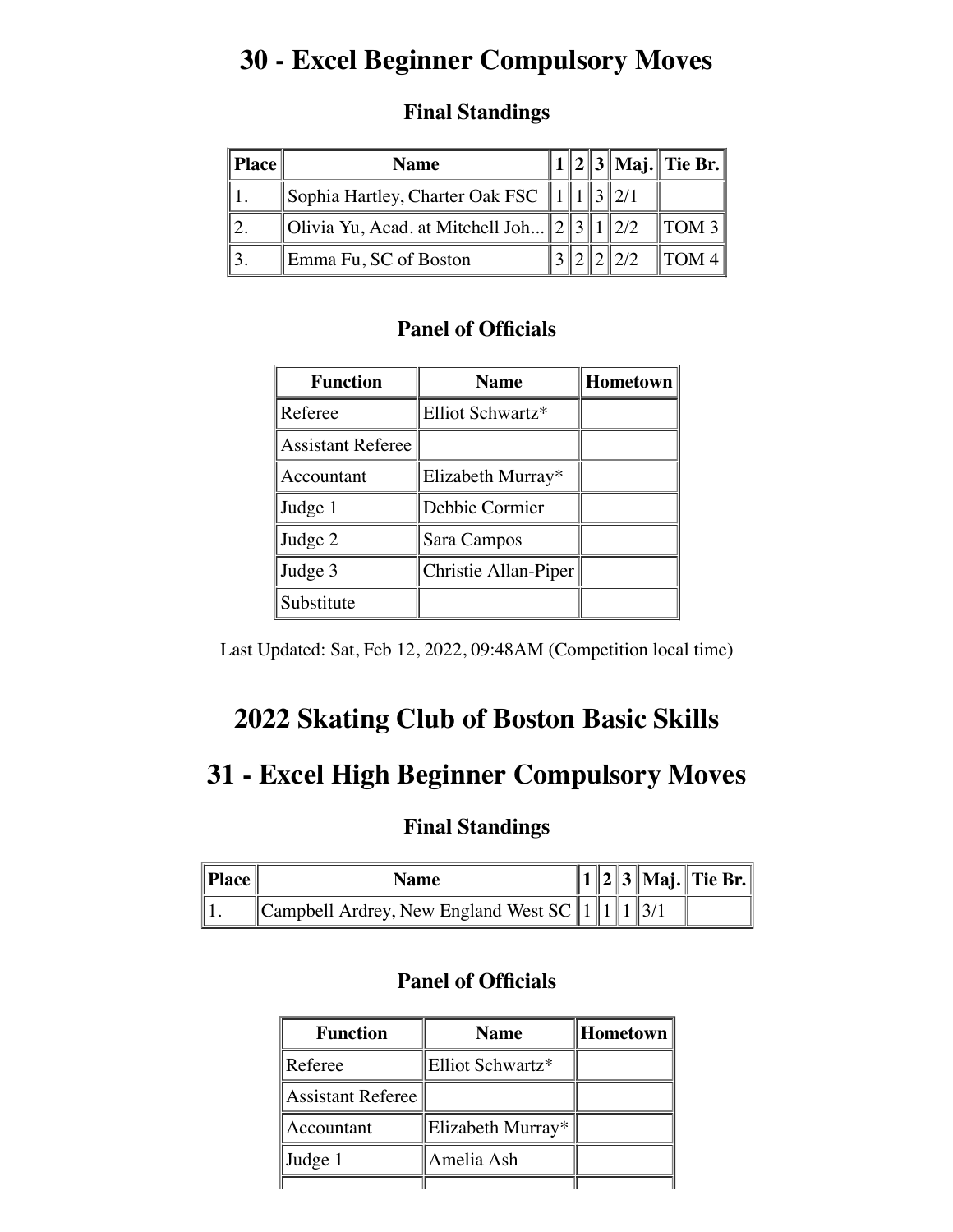# 30 - Excel Beginner Compulsory Moves

### Final Standings

| Place | Name | 1 | 2 | 3 | Maj. | Tie Br. |
|---|---|---|---|---|---|---|
| 1. | Sophia Hartley, Charter Oak FSC | 1 | 1 | 3 | 2/1 | |
| 2. | Olivia Yu, Acad. at Mitchell Joh... | 2 | 3 | 1 | 2/2 | TOM 3 |
| 3. | Emma Fu, SC of Boston | 3 | 2 | 2 | 2/2 | TOM 4 |

### Panel of Officials

| Function | Name | Hometown |
|---|---|---|
| Referee | Elliot Schwartz* | |
| Assistant Referee | | |
| Accountant | Elizabeth Murray* | |
| Judge 1 | Debbie Cormier | |
| Judge 2 | Sara Campos | |
| Judge 3 | Christie Allan-Piper | |
| Substitute | | |

Last Updated: Sat, Feb 12, 2022, 09:48AM (Competition local time)

# 2022 Skating Club of Boston Basic Skills

# 31 - Excel High Beginner Compulsory Moves

### Final Standings

| Place | Name | 1 | 2 | 3 | Maj. | Tie Br. |
|---|---|---|---|---|---|---|
| 1. | Campbell Ardrey, New England West SC | 1 | 1 | 1 | 3/1 | |

### Panel of Officials

| Function | Name | Hometown |
|---|---|---|
| Referee | Elliot Schwartz* | |
| Assistant Referee | | |
| Accountant | Elizabeth Murray* | |
| Judge 1 | Amelia Ash | |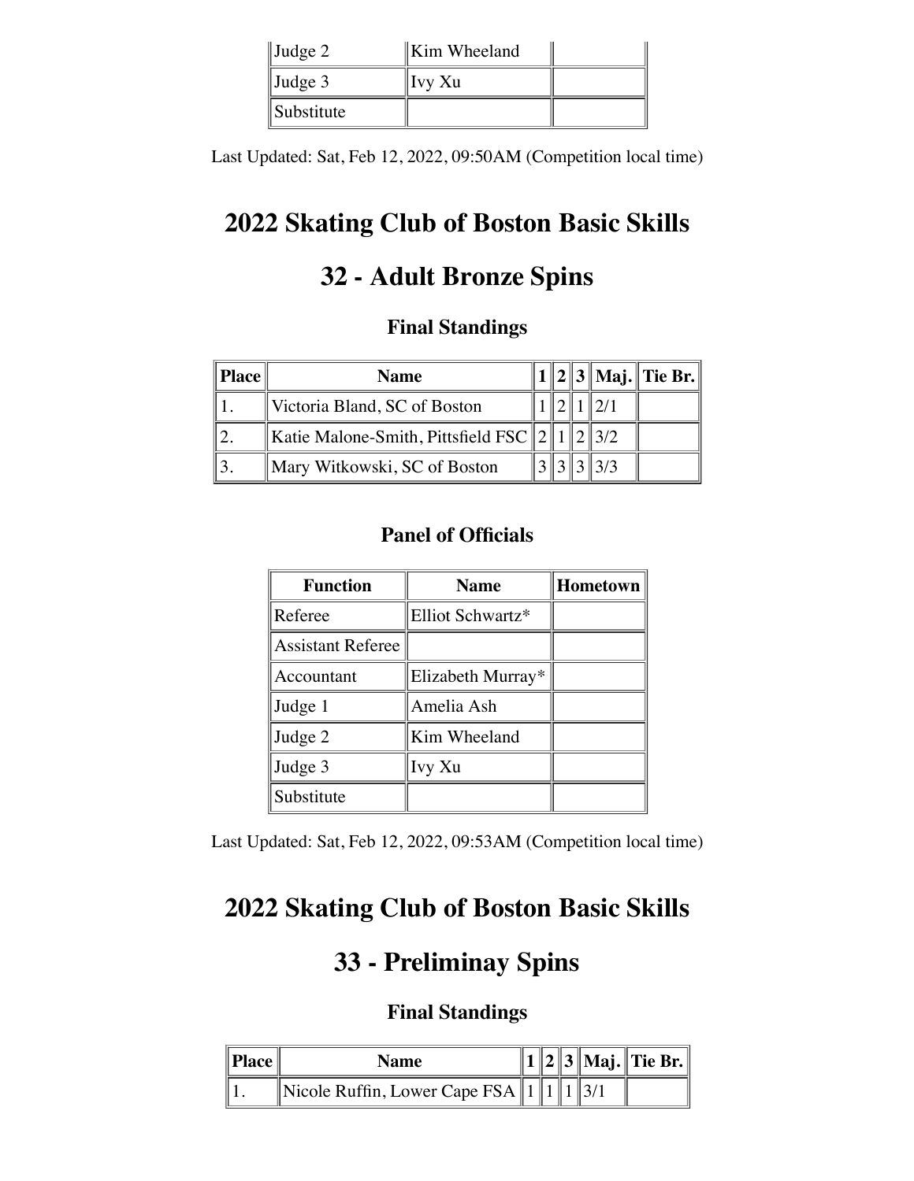| Judge 2 | Kim Wheeland | |
|---|---|---|
| Judge 3 | Ivy Xu | |
| Substitute | | |

Last Updated: Sat, Feb 12, 2022, 09:50AM (Competition local time)

# 2022 Skating Club of Boston Basic Skills

# 32 - Adult Bronze Spins

### Final Standings

| Place | Name | 1 | 2 | 3 | Maj. | Tie Br. |
|---|---|---|---|---|---|---|
| 1. | Victoria Bland, SC of Boston | 1 | 2 | 1 | 2/1 | |
| 2. | Katie Malone-Smith, Pittsfield FSC | 2 | 1 | 2 | 3/2 | |
| 3. | Mary Witkowski, SC of Boston | 3 | 3 | 3 | 3/3 | |

### Panel of Officials

| Function | Name | Hometown |
|---|---|---|
| Referee | Elliot Schwartz* | |
| Assistant Referee | | |
| Accountant | Elizabeth Murray* | |
| Judge 1 | Amelia Ash | |
| Judge 2 | Kim Wheeland | |
| Judge 3 | Ivy Xu | |
| Substitute | | |

Last Updated: Sat, Feb 12, 2022, 09:53AM (Competition local time)

# 2022 Skating Club of Boston Basic Skills

# 33 - Preliminay Spins

### Final Standings

| Place | Name | 1 | 2 | 3 | Maj. | Tie Br. |
|---|---|---|---|---|---|---|
| 1. | Nicole Ruffin, Lower Cape FSA | 1 | 1 | 1 | 3/1 | |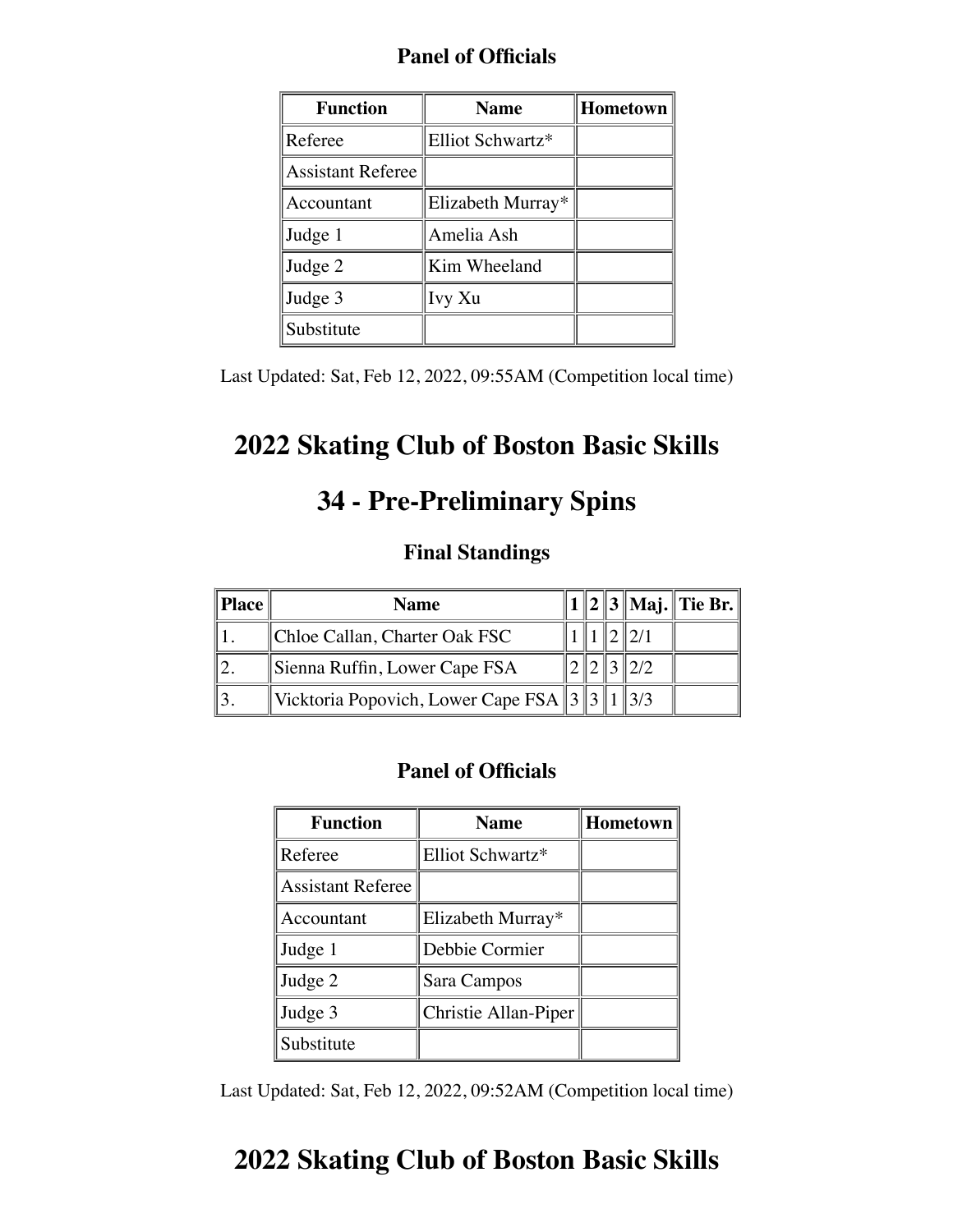### Panel of Officials

| Function | Name | Hometown |
|---|---|---|
| Referee | Elliot Schwartz* | |
| Assistant Referee | | |
| Accountant | Elizabeth Murray* | |
| Judge 1 | Amelia Ash | |
| Judge 2 | Kim Wheeland | |
| Judge 3 | Ivy Xu | |
| Substitute | | |

Last Updated: Sat, Feb 12, 2022, 09:55AM (Competition local time)

# 2022 Skating Club of Boston Basic Skills

# 34 - Pre-Preliminary Spins

### Final Standings

| Place | Name | 1 | 2 | 3 | Maj. | Tie Br. |
|---|---|---|---|---|---|---|
| 1. | Chloe Callan, Charter Oak FSC | 1 | 1 | 2 | 2/1 | |
| 2. | Sienna Ruffin, Lower Cape FSA | 2 | 2 | 3 | 2/2 | |
| 3. | Vicktoria Popovich, Lower Cape FSA | 3 | 3 | 1 | 3/3 | |

### Panel of Officials

| Function | Name | Hometown |
|---|---|---|
| Referee | Elliot Schwartz* | |
| Assistant Referee | | |
| Accountant | Elizabeth Murray* | |
| Judge 1 | Debbie Cormier | |
| Judge 2 | Sara Campos | |
| Judge 3 | Christie Allan-Piper | |
| Substitute | | |

Last Updated: Sat, Feb 12, 2022, 09:52AM (Competition local time)

# 2022 Skating Club of Boston Basic Skills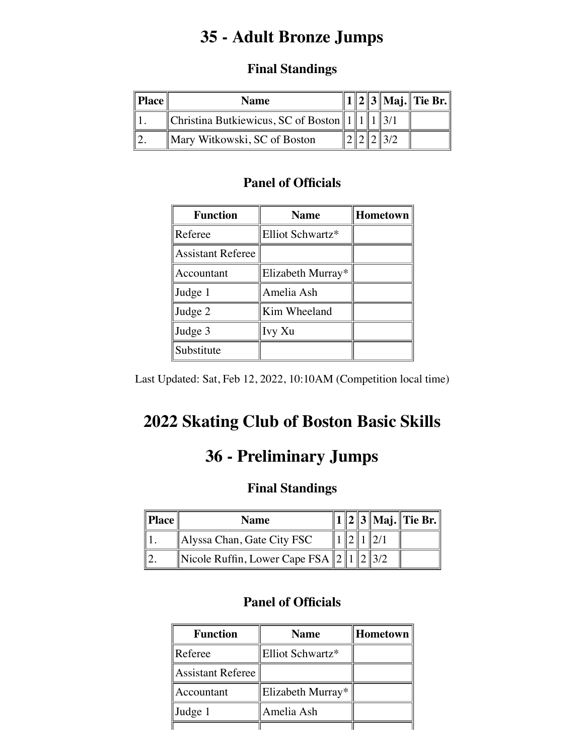# 35 - Adult Bronze Jumps

### Final Standings

| Place | Name | 1 | 2 | 3 | Maj. | Tie Br. |
|---|---|---|---|---|---|---|
| 1. | Christina Butkiewicus, SC of Boston | 1 | 1 | 1 | 3/1 | |
| 2. | Mary Witkowski, SC of Boston | 2 | 2 | 2 | 3/2 | |

### Panel of Officials

| Function | Name | Hometown |
|---|---|---|
| Referee | Elliot Schwartz* | |
| Assistant Referee | | |
| Accountant | Elizabeth Murray* | |
| Judge 1 | Amelia Ash | |
| Judge 2 | Kim Wheeland | |
| Judge 3 | Ivy Xu | |
| Substitute | | |

Last Updated: Sat, Feb 12, 2022, 10:10AM (Competition local time)

# 2022 Skating Club of Boston Basic Skills

# 36 - Preliminary Jumps

### Final Standings

| Place | Name | 1 | 2 | 3 | Maj. | Tie Br. |
|---|---|---|---|---|---|---|
| 1. | Alyssa Chan, Gate City FSC | 1 | 2 | 1 | 2/1 | |
| 2. | Nicole Ruffin, Lower Cape FSA | 2 | 1 | 2 | 3/2 | |

### Panel of Officials

| Function | Name | Hometown |
|---|---|---|
| Referee | Elliot Schwartz* | |
| Assistant Referee | | |
| Accountant | Elizabeth Murray* | |
| Judge 1 | Amelia Ash | |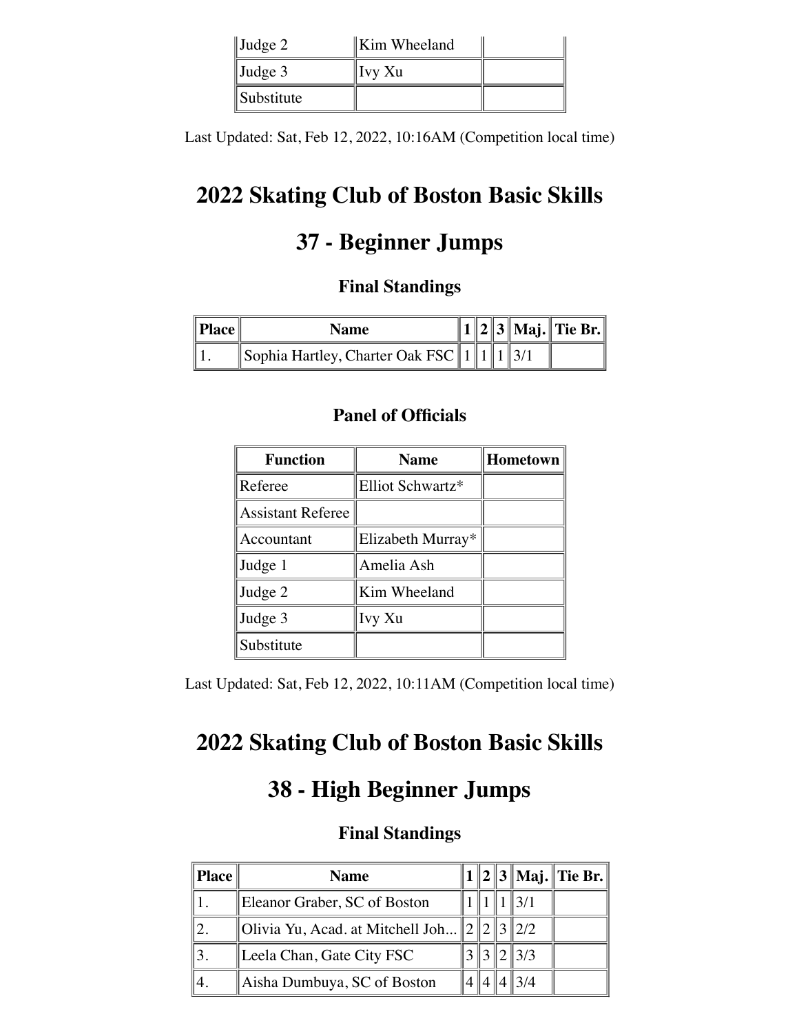| Function | Name | Hometown |
| --- | --- | --- |
| Judge 2 | Kim Wheeland | |
| Judge 3 | Ivy Xu | |
| Substitute | | |

Last Updated: Sat, Feb 12, 2022, 10:16AM (Competition local time)

# 2022 Skating Club of Boston Basic Skills

# 37 - Beginner Jumps

### Final Standings

| Place | Name | 1 | 2 | 3 | Maj. | Tie Br. |
| --- | --- | --- | --- | --- | --- | --- |
| 1. | Sophia Hartley, Charter Oak FSC | 1 | 1 | 1 | 3/1 | |

### Panel of Officials

| Function | Name | Hometown |
| --- | --- | --- |
| Referee | Elliot Schwartz* | |
| Assistant Referee | | |
| Accountant | Elizabeth Murray* | |
| Judge 1 | Amelia Ash | |
| Judge 2 | Kim Wheeland | |
| Judge 3 | Ivy Xu | |
| Substitute | | |

Last Updated: Sat, Feb 12, 2022, 10:11AM (Competition local time)

# 2022 Skating Club of Boston Basic Skills

# 38 - High Beginner Jumps

### Final Standings

| Place | Name | 1 | 2 | 3 | Maj. | Tie Br. |
| --- | --- | --- | --- | --- | --- | --- |
| 1. | Eleanor Graber, SC of Boston | 1 | 1 | 1 | 3/1 | |
| 2. | Olivia Yu, Acad. at Mitchell Joh... | 2 | 2 | 3 | 2/2 | |
| 3. | Leela Chan, Gate City FSC | 3 | 3 | 2 | 3/3 | |
| 4. | Aisha Dumbuya, SC of Boston | 4 | 4 | 4 | 3/4 | |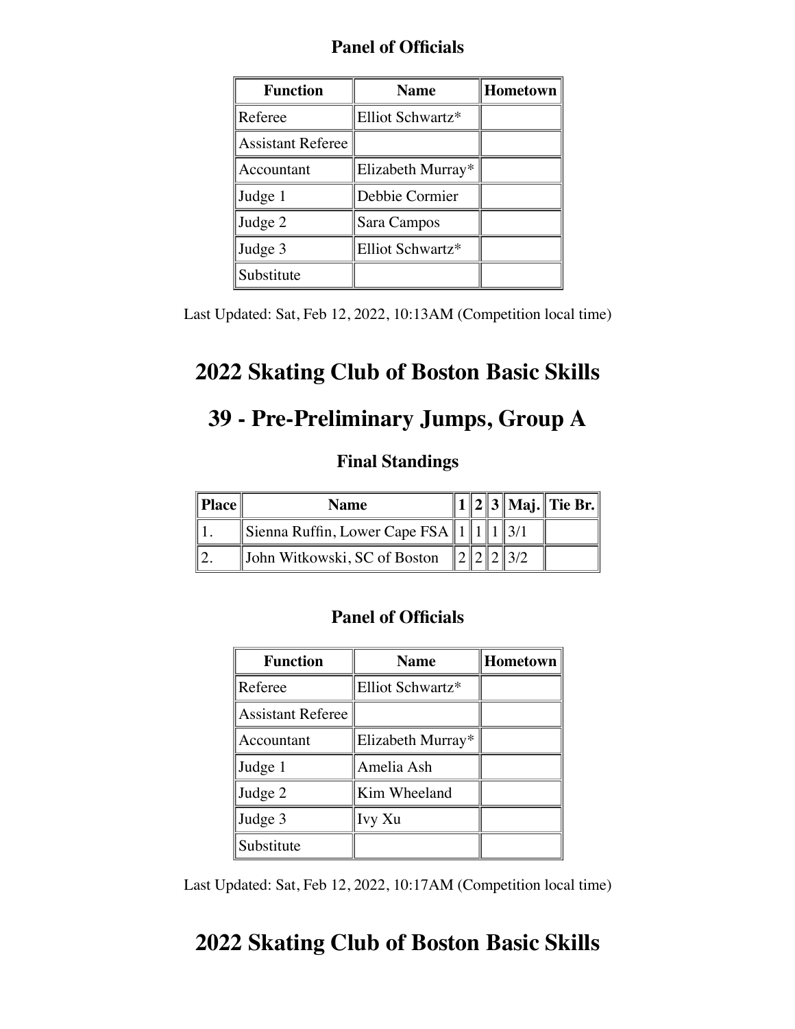### Panel of Officials

| Function | Name | Hometown |
| --- | --- | --- |
| Referee | Elliot Schwartz* | |
| Assistant Referee | | |
| Accountant | Elizabeth Murray* | |
| Judge 1 | Debbie Cormier | |
| Judge 2 | Sara Campos | |
| Judge 3 | Elliot Schwartz* | |
| Substitute | | |

Last Updated: Sat, Feb 12, 2022, 10:13AM (Competition local time)

# 2022 Skating Club of Boston Basic Skills

# 39 - Pre-Preliminary Jumps, Group A

### Final Standings

| Place | Name | 1 | 2 | 3 | Maj. | Tie Br. |
| --- | --- | --- | --- | --- | --- | --- |
| 1. | Sienna Ruffin, Lower Cape FSA | 1 | 1 | 1 | 3/1 | |
| 2. | John Witkowski, SC of Boston | 2 | 2 | 2 | 3/2 | |

### Panel of Officials

| Function | Name | Hometown |
| --- | --- | --- |
| Referee | Elliot Schwartz* | |
| Assistant Referee | | |
| Accountant | Elizabeth Murray* | |
| Judge 1 | Amelia Ash | |
| Judge 2 | Kim Wheeland | |
| Judge 3 | Ivy Xu | |
| Substitute | | |

Last Updated: Sat, Feb 12, 2022, 10:17AM (Competition local time)

# 2022 Skating Club of Boston Basic Skills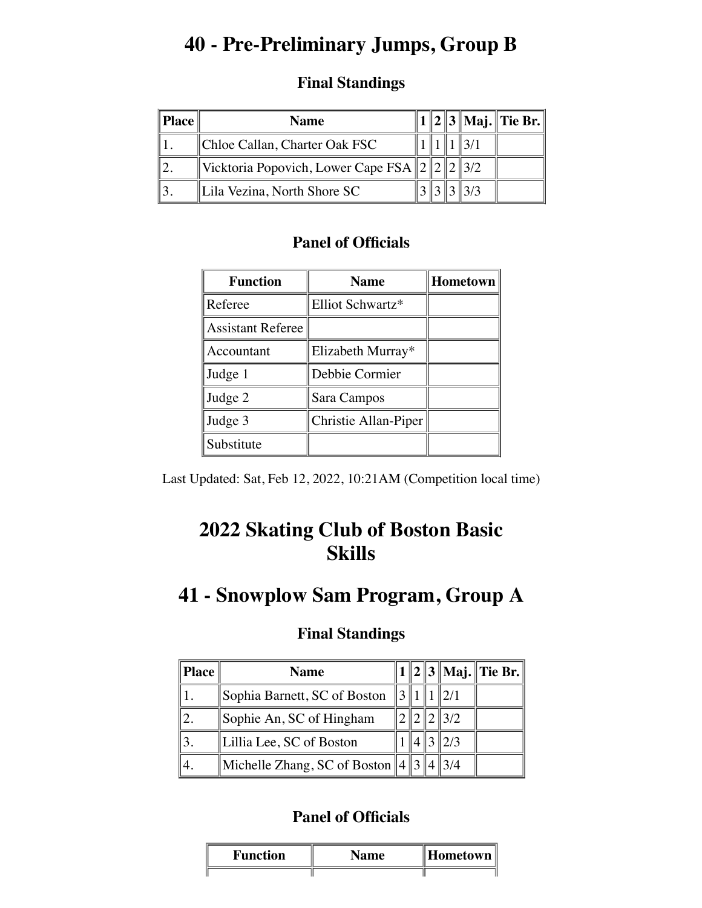# 40 - Pre-Preliminary Jumps, Group B

### Final Standings

| Place | Name | 1 | 2 | 3 | Maj. | Tie Br. |
|---|---|---|---|---|---|---|
| 1. | Chloe Callan, Charter Oak FSC | 1 | 1 | 1 | 3/1 | |
| 2. | Vicktoria Popovich, Lower Cape FSA | 2 | 2 | 2 | 3/2 | |
| 3. | Lila Vezina, North Shore SC | 3 | 3 | 3 | 3/3 | |

### Panel of Officials

| Function | Name | Hometown |
|---|---|---|
| Referee | Elliot Schwartz* | |
| Assistant Referee | | |
| Accountant | Elizabeth Murray* | |
| Judge 1 | Debbie Cormier | |
| Judge 2 | Sara Campos | |
| Judge 3 | Christie Allan-Piper | |
| Substitute | | |

Last Updated: Sat, Feb 12, 2022, 10:21AM (Competition local time)

# 2022 Skating Club of Boston Basic Skills

# 41 - Snowplow Sam Program, Group A

### Final Standings

| Place | Name | 1 | 2 | 3 | Maj. | Tie Br. |
|---|---|---|---|---|---|---|
| 1. | Sophia Barnett, SC of Boston | 3 | 1 | 1 | 2/1 | |
| 2. | Sophie An, SC of Hingham | 2 | 2 | 2 | 3/2 | |
| 3. | Lillia Lee, SC of Boston | 1 | 4 | 3 | 2/3 | |
| 4. | Michelle Zhang, SC of Boston | 4 | 3 | 4 | 3/4 | |

### Panel of Officials

| Function | Name | Hometown |
|---|---|---|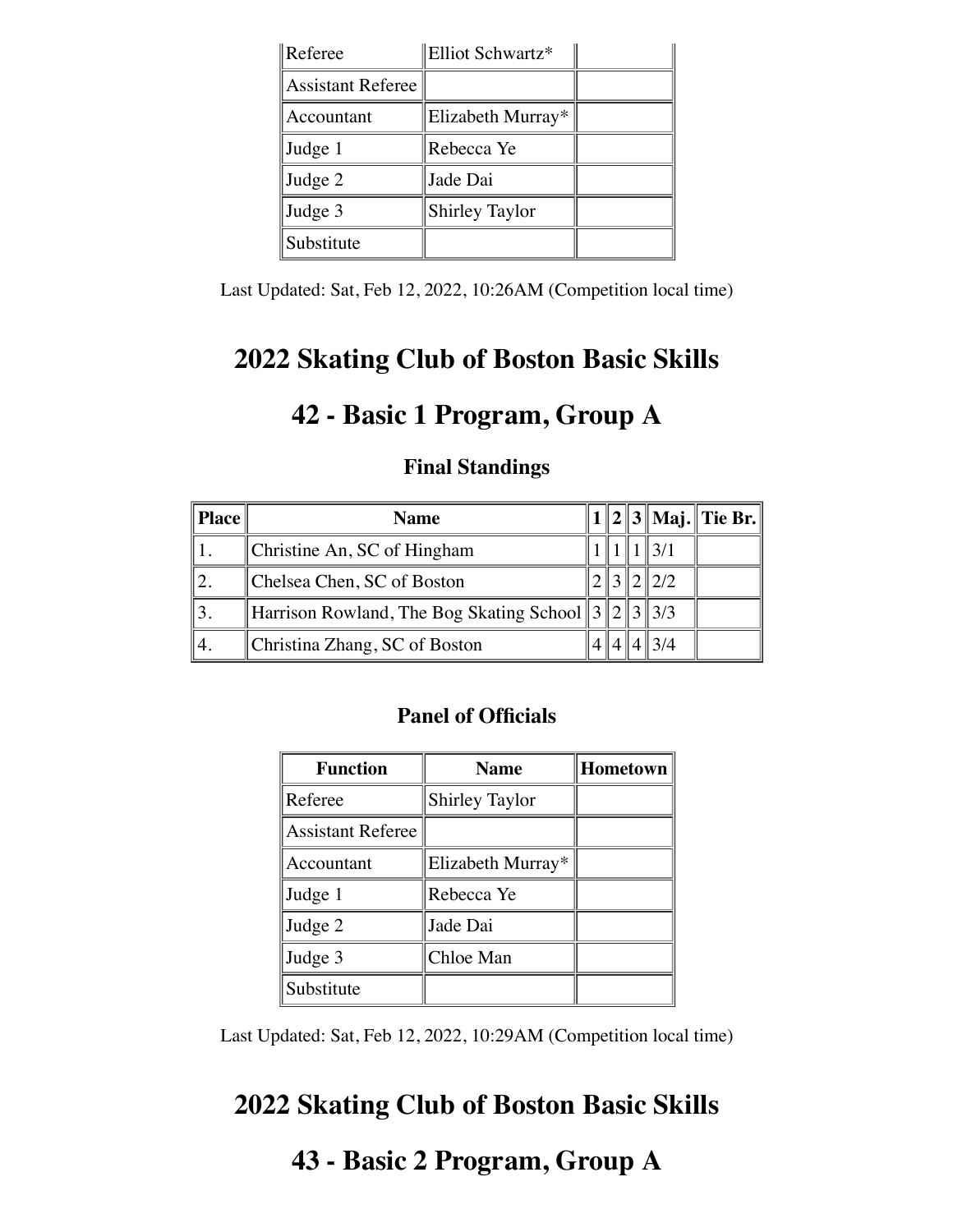| Referee | Elliot Schwartz* | |
| --- | --- | --- |
| Assistant Referee | | |
| Accountant | Elizabeth Murray* | |
| Judge 1 | Rebecca Ye | |
| Judge 2 | Jade Dai | |
| Judge 3 | Shirley Taylor | |
| Substitute | | |

Last Updated: Sat, Feb 12, 2022, 10:26AM (Competition local time)

# 2022 Skating Club of Boston Basic Skills

# 42 - Basic 1 Program, Group A

### Final Standings

| Place | Name | 1 | 2 | 3 | Maj. | Tie Br. |
| --- | --- | --- | --- | --- | --- | --- |
| 1. | Christine An, SC of Hingham | 1 | 1 | 1 | 3/1 | |
| 2. | Chelsea Chen, SC of Boston | 2 | 3 | 2 | 2/2 | |
| 3. | Harrison Rowland, The Bog Skating School | 3 | 2 | 3 | 3/3 | |
| 4. | Christina Zhang, SC of Boston | 4 | 4 | 4 | 3/4 | |

### Panel of Officials

| Function | Name | Hometown |
| --- | --- | --- |
| Referee | Shirley Taylor | |
| Assistant Referee | | |
| Accountant | Elizabeth Murray* | |
| Judge 1 | Rebecca Ye | |
| Judge 2 | Jade Dai | |
| Judge 3 | Chloe Man | |
| Substitute | | |

Last Updated: Sat, Feb 12, 2022, 10:29AM (Competition local time)

# 2022 Skating Club of Boston Basic Skills

# 43 - Basic 2 Program, Group A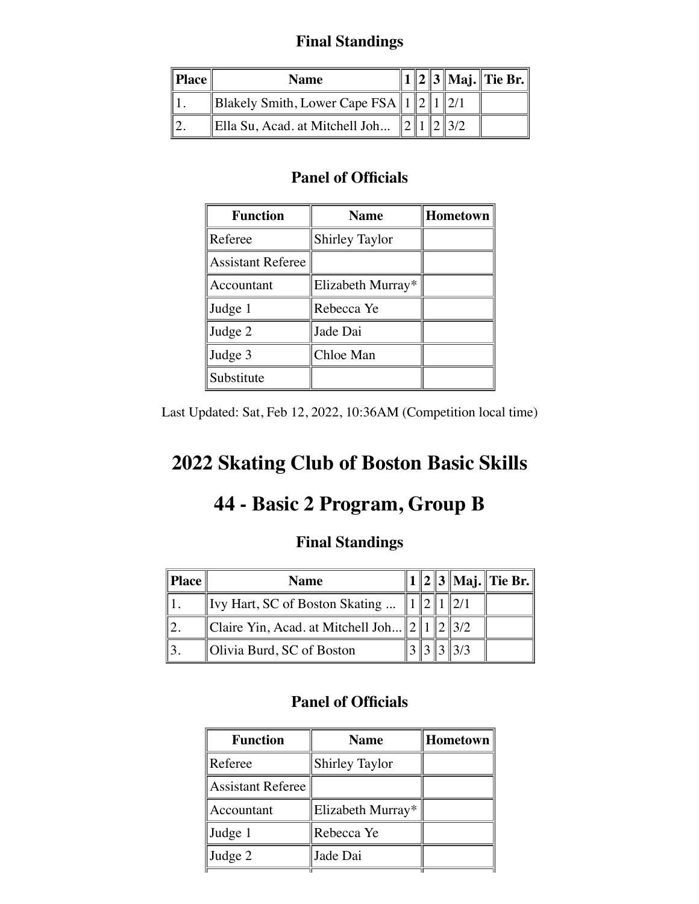### Final Standings

| Place | Name | 1 | 2 | 3 | Maj. | Tie Br. |
|---|---|---|---|---|---|---|
| 1. | Blakely Smith, Lower Cape FSA | 1 | 2 | 1 | 2/1 | |
| 2. | Ella Su, Acad. at Mitchell Joh... | 2 | 1 | 2 | 3/2 | |

### Panel of Officials

| Function | Name | Hometown |
|---|---|---|
| Referee | Shirley Taylor | |
| Assistant Referee | | |
| Accountant | Elizabeth Murray* | |
| Judge 1 | Rebecca Ye | |
| Judge 2 | Jade Dai | |
| Judge 3 | Chloe Man | |
| Substitute | | |

Last Updated: Sat, Feb 12, 2022, 10:36AM (Competition local time)

# 2022 Skating Club of Boston Basic Skills

# 44 - Basic 2 Program, Group B

### Final Standings

| Place | Name | 1 | 2 | 3 | Maj. | Tie Br. |
|---|---|---|---|---|---|---|
| 1. | Ivy Hart, SC of Boston Skating ... | 1 | 2 | 1 | 2/1 | |
| 2. | Claire Yin, Acad. at Mitchell Joh... | 2 | 1 | 2 | 3/2 | |
| 3. | Olivia Burd, SC of Boston | 3 | 3 | 3 | 3/3 | |

### Panel of Officials

| Function | Name | Hometown |
|---|---|---|
| Referee | Shirley Taylor | |
| Assistant Referee | | |
| Accountant | Elizabeth Murray* | |
| Judge 1 | Rebecca Ye | |
| Judge 2 | Jade Dai | |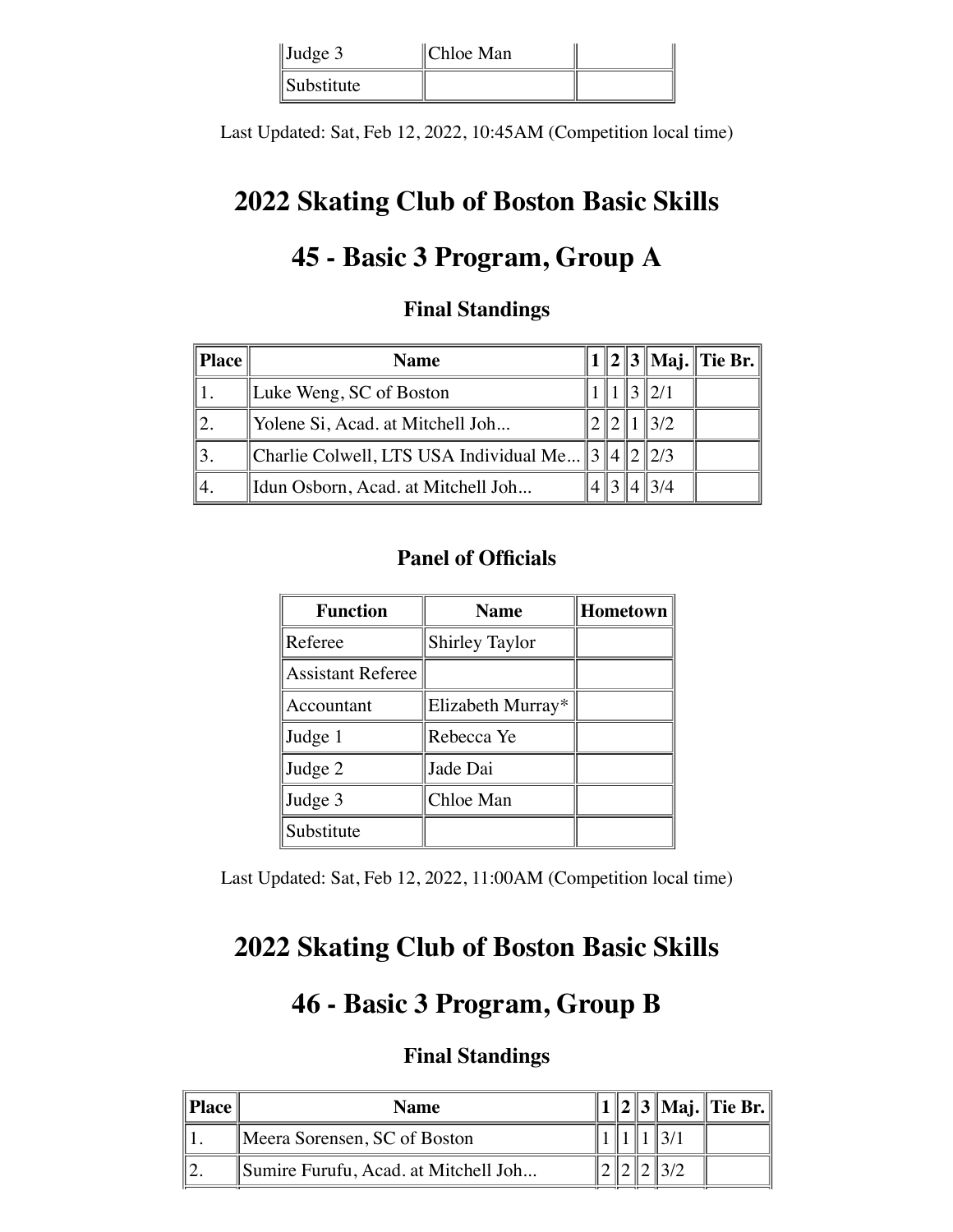| Judge 3 | Chloe Man | |
| --- | --- | --- |
| Substitute | | |

Last Updated: Sat, Feb 12, 2022, 10:45AM (Competition local time)

# 2022 Skating Club of Boston Basic Skills

# 45 - Basic 3 Program, Group A

### Final Standings

| Place | Name | 1 | 2 | 3 | Maj. | Tie Br. |
| --- | --- | --- | --- | --- | --- | --- |
| 1. | Luke Weng, SC of Boston | 1 | 1 | 3 | 2/1 | |
| 2. | Yolene Si, Acad. at Mitchell Joh... | 2 | 2 | 1 | 3/2 | |
| 3. | Charlie Colwell, LTS USA Individual Me... | 3 | 4 | 2 | 2/3 | |
| 4. | Idun Osborn, Acad. at Mitchell Joh... | 4 | 3 | 4 | 3/4 | |

### Panel of Officials

| Function | Name | Hometown |
| --- | --- | --- |
| Referee | Shirley Taylor | |
| Assistant Referee | | |
| Accountant | Elizabeth Murray* | |
| Judge 1 | Rebecca Ye | |
| Judge 2 | Jade Dai | |
| Judge 3 | Chloe Man | |
| Substitute | | |

Last Updated: Sat, Feb 12, 2022, 11:00AM (Competition local time)

# 2022 Skating Club of Boston Basic Skills

# 46 - Basic 3 Program, Group B

### Final Standings

| Place | Name | 1 | 2 | 3 | Maj. | Tie Br. |
| --- | --- | --- | --- | --- | --- | --- |
| 1. | Meera Sorensen, SC of Boston | 1 | 1 | 1 | 3/1 | |
| 2. | Sumire Furufu, Acad. at Mitchell Joh... | 2 | 2 | 2 | 3/2 | |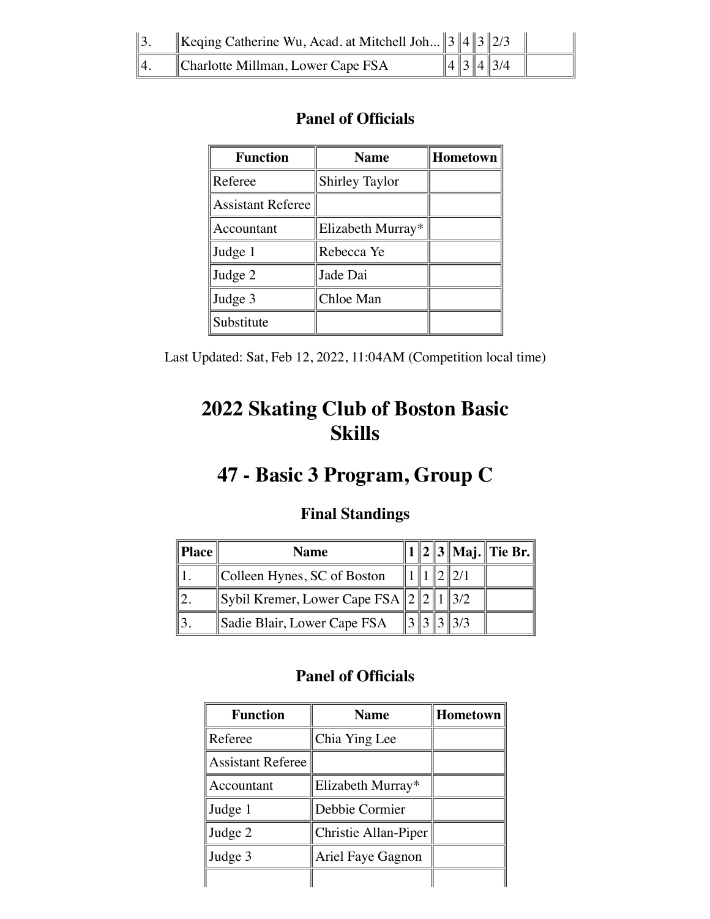| | | | | | | |
|---|---|---|---|---|---|---|
| 3. | Keqing Catherine Wu, Acad. at Mitchell Joh... | 3 | 4 | 3 | 2/3 | |
| 4. | Charlotte Millman, Lower Cape FSA | 4 | 3 | 4 | 3/4 | |

### Panel of Officials

| Function | Name | Hometown |
|---|---|---|
| Referee | Shirley Taylor | |
| Assistant Referee | | |
| Accountant | Elizabeth Murray* | |
| Judge 1 | Rebecca Ye | |
| Judge 2 | Jade Dai | |
| Judge 3 | Chloe Man | |
| Substitute | | |

Last Updated: Sat, Feb 12, 2022, 11:04AM (Competition local time)

# 2022 Skating Club of Boston Basic Skills

# 47 - Basic 3 Program, Group C

### Final Standings

| Place | Name | 1 | 2 | 3 | Maj. | Tie Br. |
|---|---|---|---|---|---|---|
| 1. | Colleen Hynes, SC of Boston | 1 | 1 | 2 | 2/1 | |
| 2. | Sybil Kremer, Lower Cape FSA | 2 | 2 | 1 | 3/2 | |
| 3. | Sadie Blair, Lower Cape FSA | 3 | 3 | 3 | 3/3 | |

### Panel of Officials

| Function | Name | Hometown |
|---|---|---|
| Referee | Chia Ying Lee | |
| Assistant Referee | | |
| Accountant | Elizabeth Murray* | |
| Judge 1 | Debbie Cormier | |
| Judge 2 | Christie Allan-Piper | |
| Judge 3 | Ariel Faye Gagnon | |
| | | |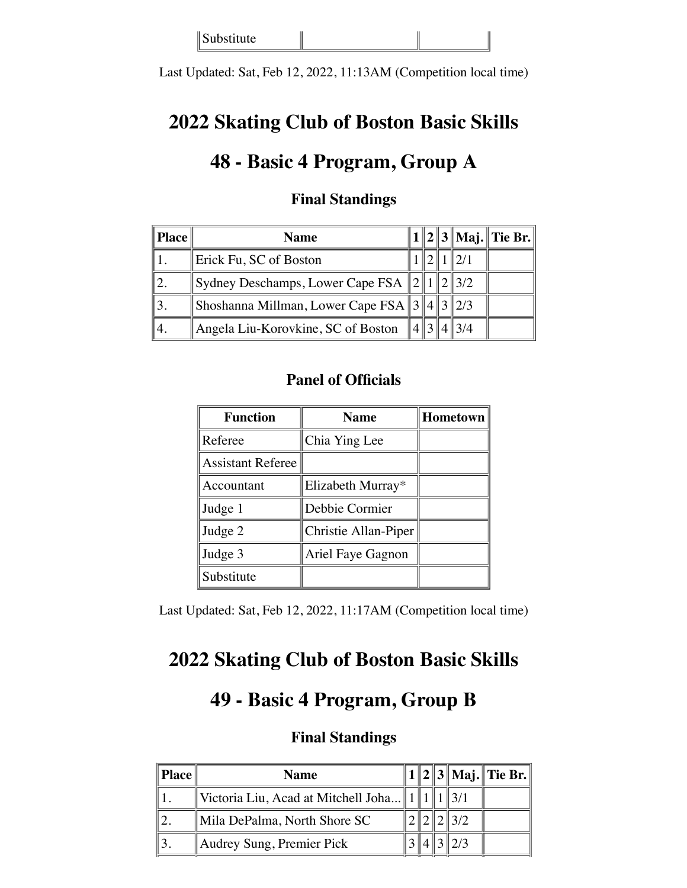| Substitute | | |
|---|---|---|

Last Updated: Sat, Feb 12, 2022, 11:13AM (Competition local time)

# 2022 Skating Club of Boston Basic Skills

# 48 - Basic 4 Program, Group A

### Final Standings

| Place | Name | 1 | 2 | 3 | Maj. | Tie Br. |
|---|---|---|---|---|---|---|
| 1. | Erick Fu, SC of Boston | 1 | 2 | 1 | 2/1 | |
| 2. | Sydney Deschamps, Lower Cape FSA | 2 | 1 | 2 | 3/2 | |
| 3. | Shoshanna Millman, Lower Cape FSA | 3 | 4 | 3 | 2/3 | |
| 4. | Angela Liu-Korovkine, SC of Boston | 4 | 3 | 4 | 3/4 | |

### Panel of Officials

| Function | Name | Hometown |
|---|---|---|
| Referee | Chia Ying Lee | |
| Assistant Referee | | |
| Accountant | Elizabeth Murray* | |
| Judge 1 | Debbie Cormier | |
| Judge 2 | Christie Allan-Piper | |
| Judge 3 | Ariel Faye Gagnon | |
| Substitute | | |

Last Updated: Sat, Feb 12, 2022, 11:17AM (Competition local time)

# 2022 Skating Club of Boston Basic Skills

# 49 - Basic 4 Program, Group B

### Final Standings

| Place | Name | 1 | 2 | 3 | Maj. | Tie Br. |
|---|---|---|---|---|---|---|
| 1. | Victoria Liu, Acad at Mitchell Joha... | 1 | 1 | 1 | 3/1 | |
| 2. | Mila DePalma, North Shore SC | 2 | 2 | 2 | 3/2 | |
| 3. | Audrey Sung, Premier Pick | 3 | 4 | 3 | 2/3 | |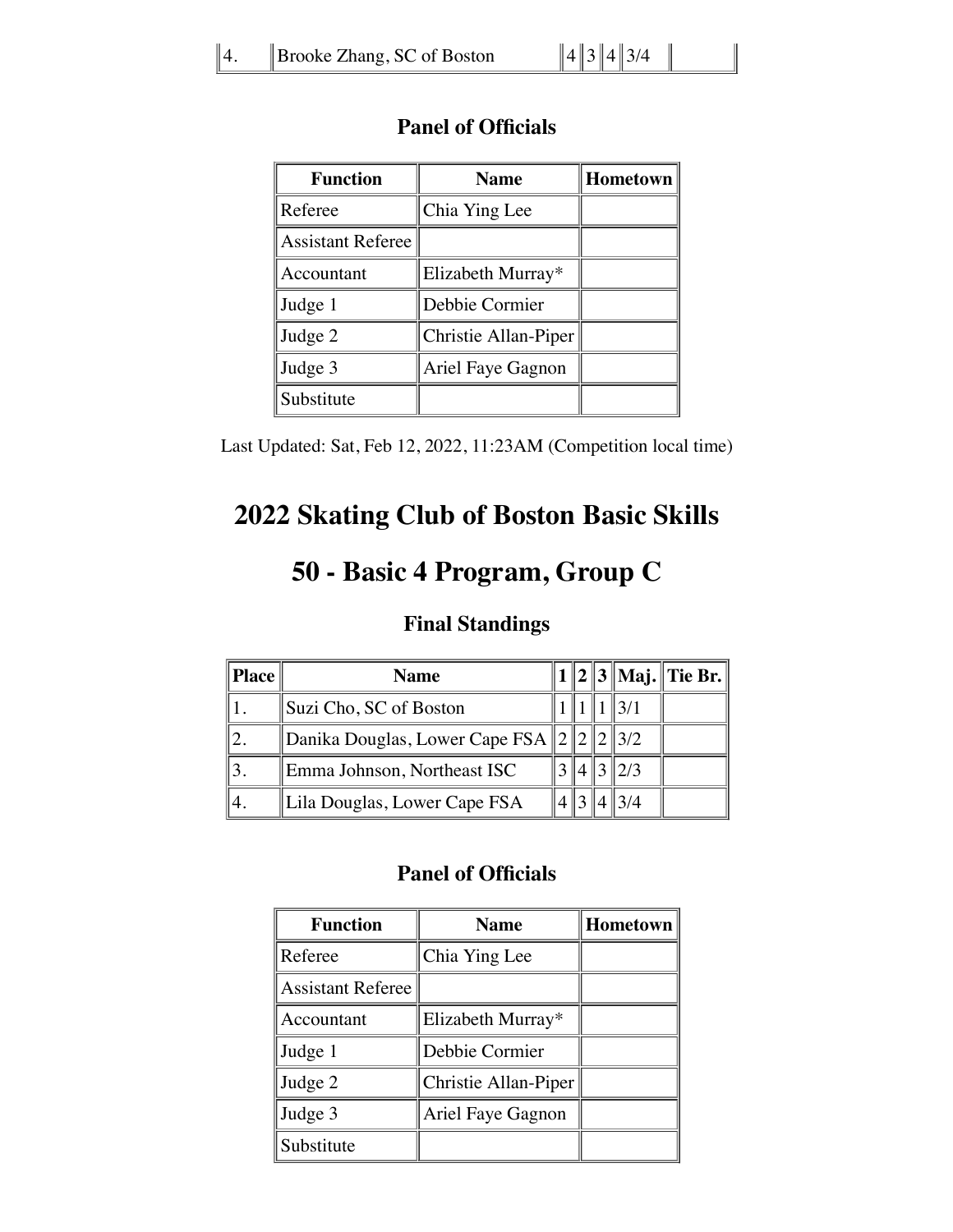| 4. | Brooke Zhang, SC of Boston | 4 | 3 | 4 | 3/4 | |
|---|---|---|---|---|---|---|

### Panel of Officials

| Function | Name | Hometown |
|---|---|---|
| Referee | Chia Ying Lee | |
| Assistant Referee | | |
| Accountant | Elizabeth Murray* | |
| Judge 1 | Debbie Cormier | |
| Judge 2 | Christie Allan-Piper | |
| Judge 3 | Ariel Faye Gagnon | |
| Substitute | | |

Last Updated: Sat, Feb 12, 2022, 11:23AM (Competition local time)

# 2022 Skating Club of Boston Basic Skills

# 50 - Basic 4 Program, Group C

### Final Standings

| Place | Name | 1 | 2 | 3 | Maj. | Tie Br. |
|---|---|---|---|---|---|---|
| 1. | Suzi Cho, SC of Boston | 1 | 1 | 1 | 3/1 | |
| 2. | Danika Douglas, Lower Cape FSA | 2 | 2 | 2 | 3/2 | |
| 3. | Emma Johnson, Northeast ISC | 3 | 4 | 3 | 2/3 | |
| 4. | Lila Douglas, Lower Cape FSA | 4 | 3 | 4 | 3/4 | |

### Panel of Officials

| Function | Name | Hometown |
|---|---|---|
| Referee | Chia Ying Lee | |
| Assistant Referee | | |
| Accountant | Elizabeth Murray* | |
| Judge 1 | Debbie Cormier | |
| Judge 2 | Christie Allan-Piper | |
| Judge 3 | Ariel Faye Gagnon | |
| Substitute | | |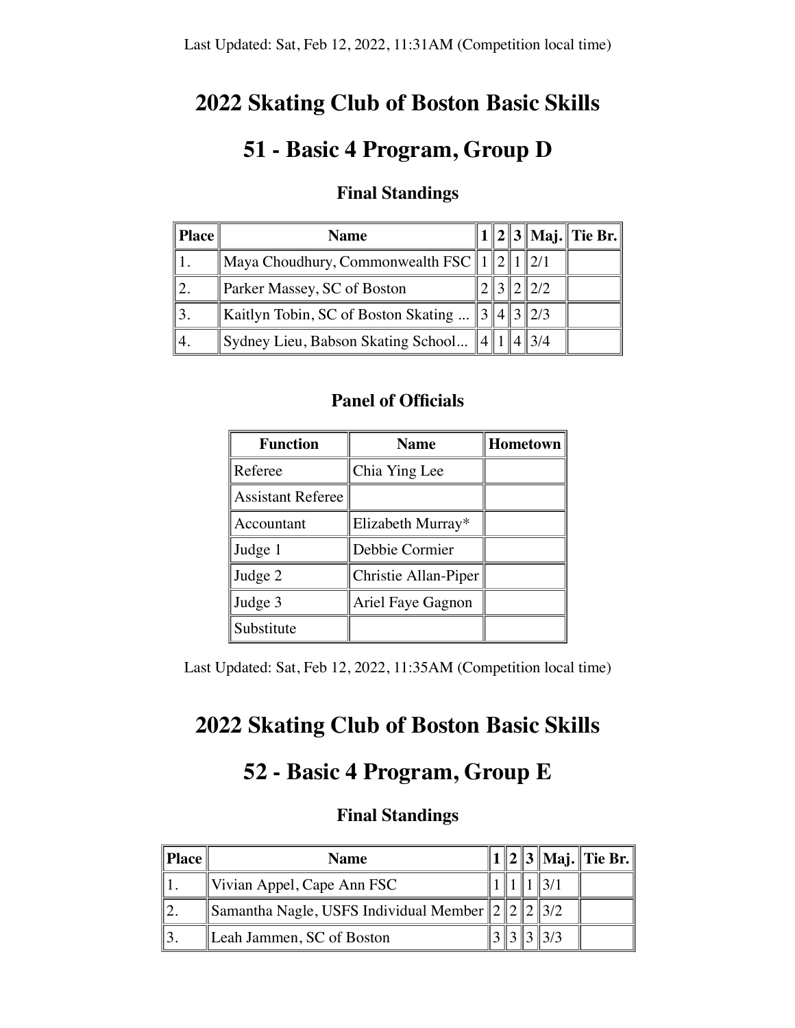Last Updated: Sat, Feb 12, 2022, 11:31AM (Competition local time)

# 2022 Skating Club of Boston Basic Skills

## 51 - Basic 4 Program, Group D

### Final Standings

| Place | Name | 1 | 2 | 3 | Maj. | Tie Br. |
|---|---|---|---|---|---|---|
| 1. | Maya Choudhury, Commonwealth FSC | 1 | 2 | 1 | 2/1 | |
| 2. | Parker Massey, SC of Boston | 2 | 3 | 2 | 2/2 | |
| 3. | Kaitlyn Tobin, SC of Boston Skating ... | 3 | 4 | 3 | 2/3 | |
| 4. | Sydney Lieu, Babson Skating School... | 4 | 1 | 4 | 3/4 | |

### Panel of Officials

| Function | Name | Hometown |
|---|---|---|
| Referee | Chia Ying Lee | |
| Assistant Referee | | |
| Accountant | Elizabeth Murray* | |
| Judge 1 | Debbie Cormier | |
| Judge 2 | Christie Allan-Piper | |
| Judge 3 | Ariel Faye Gagnon | |
| Substitute | | |

Last Updated: Sat, Feb 12, 2022, 11:35AM (Competition local time)

# 2022 Skating Club of Boston Basic Skills

## 52 - Basic 4 Program, Group E

### Final Standings

| Place | Name | 1 | 2 | 3 | Maj. | Tie Br. |
|---|---|---|---|---|---|---|
| 1. | Vivian Appel, Cape Ann FSC | 1 | 1 | 1 | 3/1 | |
| 2. | Samantha Nagle, USFS Individual Member | 2 | 2 | 2 | 3/2 | |
| 3. | Leah Jammen, SC of Boston | 3 | 3 | 3 | 3/3 | |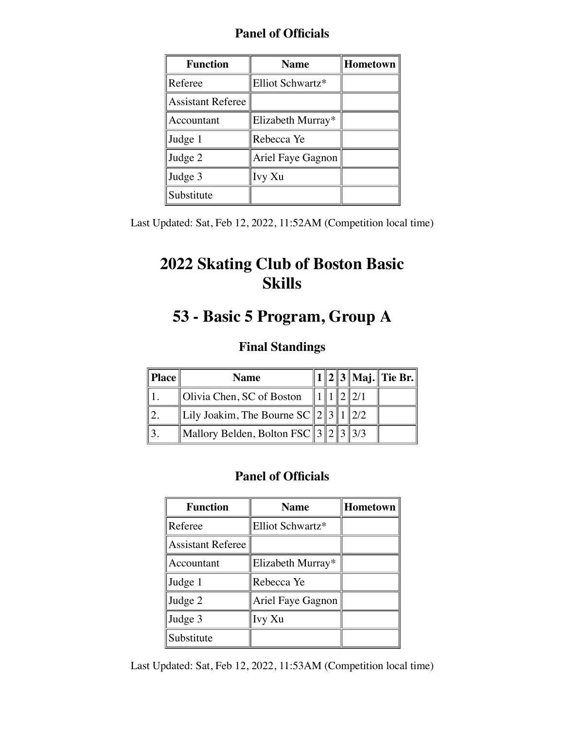### Panel of Officials

| Function | Name | Hometown |
|---|---|---|
| Referee | Elliot Schwartz* | |
| Assistant Referee | | |
| Accountant | Elizabeth Murray* | |
| Judge 1 | Rebecca Ye | |
| Judge 2 | Ariel Faye Gagnon | |
| Judge 3 | Ivy Xu | |
| Substitute | | |

Last Updated: Sat, Feb 12, 2022, 11:52AM (Competition local time)

# 2022 Skating Club of Boston Basic Skills

# 53 - Basic 5 Program, Group A

### Final Standings

| Place | Name | 1 | 2 | 3 | Maj. | Tie Br. |
|---|---|---|---|---|---|---|
| 1. | Olivia Chen, SC of Boston | 1 | 1 | 2 | 2/1 | |
| 2. | Lily Joakim, The Bourne SC | 2 | 3 | 1 | 2/2 | |
| 3. | Mallory Belden, Bolton FSC | 3 | 2 | 3 | 3/3 | |

### Panel of Officials

| Function | Name | Hometown |
|---|---|---|
| Referee | Elliot Schwartz* | |
| Assistant Referee | | |
| Accountant | Elizabeth Murray* | |
| Judge 1 | Rebecca Ye | |
| Judge 2 | Ariel Faye Gagnon | |
| Judge 3 | Ivy Xu | |
| Substitute | | |

Last Updated: Sat, Feb 12, 2022, 11:53AM (Competition local time)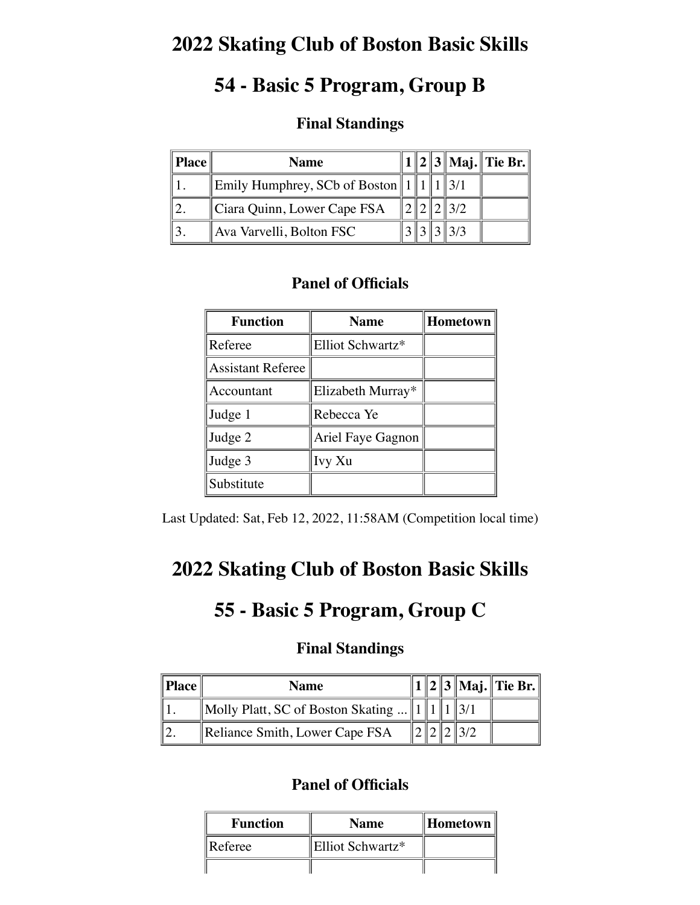# 2022 Skating Club of Boston Basic Skills

## 54 - Basic 5 Program, Group B

### Final Standings

| Place | Name | 1 | 2 | 3 | Maj. | Tie Br. |
|---|---|---|---|---|---|---|
| 1. | Emily Humphrey, SCb of Boston | 1 | 1 | 1 | 3/1 | |
| 2. | Ciara Quinn, Lower Cape FSA | 2 | 2 | 2 | 3/2 | |
| 3. | Ava Varvelli, Bolton FSC | 3 | 3 | 3 | 3/3 | |

### Panel of Officials

| Function | Name | Hometown |
|---|---|---|
| Referee | Elliot Schwartz* | |
| Assistant Referee | | |
| Accountant | Elizabeth Murray* | |
| Judge 1 | Rebecca Ye | |
| Judge 2 | Ariel Faye Gagnon | |
| Judge 3 | Ivy Xu | |
| Substitute | | |

Last Updated: Sat, Feb 12, 2022, 11:58AM (Competition local time)

# 2022 Skating Club of Boston Basic Skills

## 55 - Basic 5 Program, Group C

### Final Standings

| Place | Name | 1 | 2 | 3 | Maj. | Tie Br. |
|---|---|---|---|---|---|---|
| 1. | Molly Platt, SC of Boston Skating ... | 1 | 1 | 1 | 3/1 | |
| 2. | Reliance Smith, Lower Cape FSA | 2 | 2 | 2 | 3/2 | |

### Panel of Officials

| Function | Name | Hometown |
|---|---|---|
| Referee | Elliot Schwartz* | |
| | | |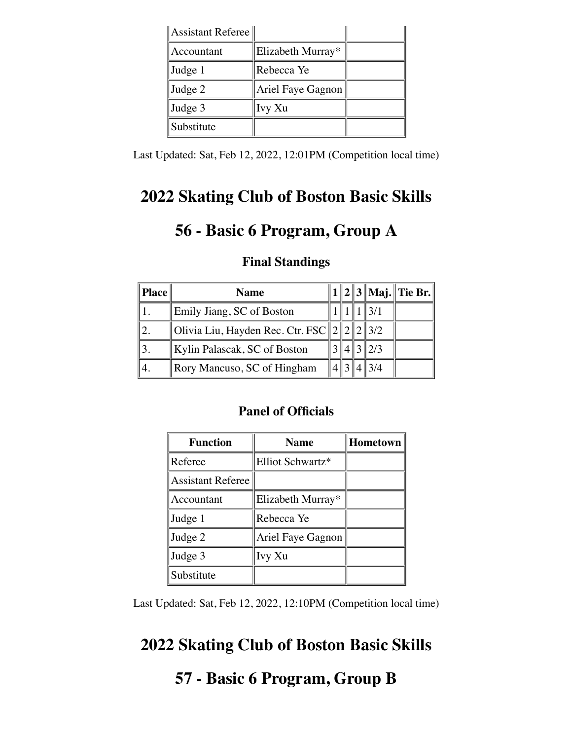| Assistant Referee | | |
|---|---|---|
| Accountant | Elizabeth Murray* | |
| Judge 1 | Rebecca Ye | |
| Judge 2 | Ariel Faye Gagnon | |
| Judge 3 | Ivy Xu | |
| Substitute | | |

Last Updated: Sat, Feb 12, 2022, 12:01PM (Competition local time)

# 2022 Skating Club of Boston Basic Skills

# 56 - Basic 6 Program, Group A

### Final Standings

| Place | Name | 1 | 2 | 3 | Maj. | Tie Br. |
|---|---|---|---|---|---|---|
| 1. | Emily Jiang, SC of Boston | 1 | 1 | 1 | 3/1 | |
| 2. | Olivia Liu, Hayden Rec. Ctr. FSC | 2 | 2 | 2 | 3/2 | |
| 3. | Kylin Palascak, SC of Boston | 3 | 4 | 3 | 2/3 | |
| 4. | Rory Mancuso, SC of Hingham | 4 | 3 | 4 | 3/4 | |

### Panel of Officials

| Function | Name | Hometown |
|---|---|---|
| Referee | Elliot Schwartz* | |
| Assistant Referee | | |
| Accountant | Elizabeth Murray* | |
| Judge 1 | Rebecca Ye | |
| Judge 2 | Ariel Faye Gagnon | |
| Judge 3 | Ivy Xu | |
| Substitute | | |

Last Updated: Sat, Feb 12, 2022, 12:10PM (Competition local time)

# 2022 Skating Club of Boston Basic Skills

# 57 - Basic 6 Program, Group B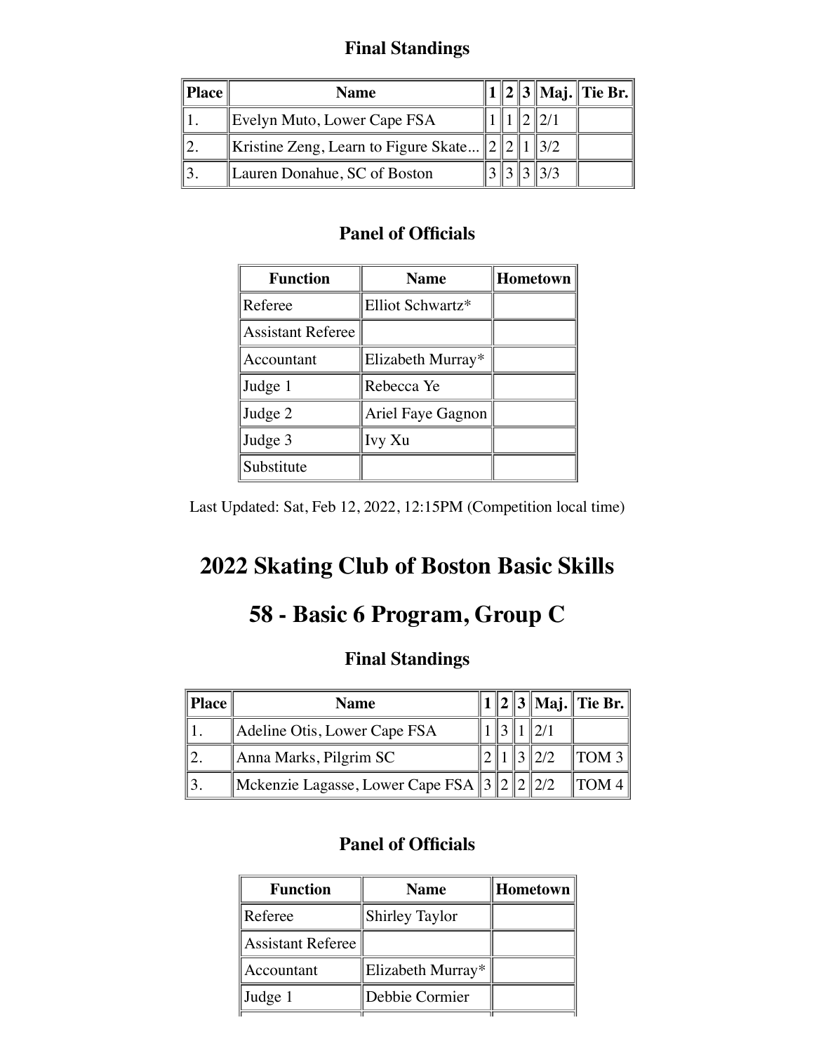### Final Standings

| Place | Name | 1 | 2 | 3 | Maj. | Tie Br. |
|---|---|---|---|---|---|---|
| 1. | Evelyn Muto, Lower Cape FSA | 1 | 1 | 2 | 2/1 | |
| 2. | Kristine Zeng, Learn to Figure Skate... | 2 | 2 | 1 | 3/2 | |
| 3. | Lauren Donahue, SC of Boston | 3 | 3 | 3 | 3/3 | |

### Panel of Officials

| Function | Name | Hometown |
|---|---|---|
| Referee | Elliot Schwartz* | |
| Assistant Referee | | |
| Accountant | Elizabeth Murray* | |
| Judge 1 | Rebecca Ye | |
| Judge 2 | Ariel Faye Gagnon | |
| Judge 3 | Ivy Xu | |
| Substitute | | |

Last Updated: Sat, Feb 12, 2022, 12:15PM (Competition local time)

# 2022 Skating Club of Boston Basic Skills

# 58 - Basic 6 Program, Group C

### Final Standings

| Place | Name | 1 | 2 | 3 | Maj. | Tie Br. |
|---|---|---|---|---|---|---|
| 1. | Adeline Otis, Lower Cape FSA | 1 | 3 | 1 | 2/1 | |
| 2. | Anna Marks, Pilgrim SC | 2 | 1 | 3 | 2/2 | TOM 3 |
| 3. | Mckenzie Lagasse, Lower Cape FSA | 3 | 2 | 2 | 2/2 | TOM 4 |

### Panel of Officials

| Function | Name | Hometown |
|---|---|---|
| Referee | Shirley Taylor | |
| Assistant Referee | | |
| Accountant | Elizabeth Murray* | |
| Judge 1 | Debbie Cormier | |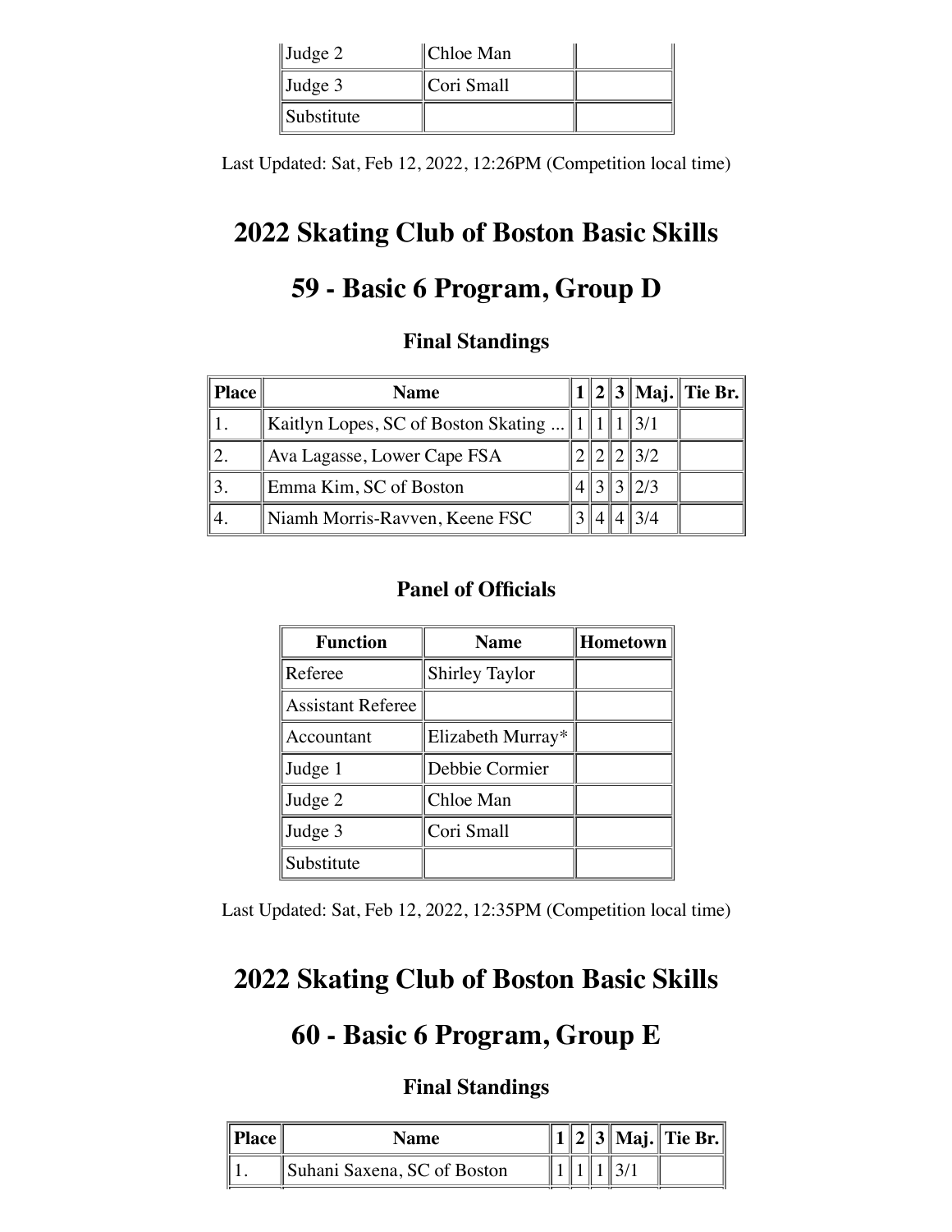| Judge 2 | Chloe Man | |
| --- | --- | --- |
| Judge 3 | Cori Small | |
| Substitute | | |

Last Updated: Sat, Feb 12, 2022, 12:26PM (Competition local time)

# 2022 Skating Club of Boston Basic Skills

# 59 - Basic 6 Program, Group D

### Final Standings

| Place | Name | 1 | 2 | 3 | Maj. | Tie Br. |
| --- | --- | --- | --- | --- | --- | --- |
| 1. | Kaitlyn Lopes, SC of Boston Skating ... | 1 | 1 | 1 | 3/1 | |
| 2. | Ava Lagasse, Lower Cape FSA | 2 | 2 | 2 | 3/2 | |
| 3. | Emma Kim, SC of Boston | 4 | 3 | 3 | 2/3 | |
| 4. | Niamh Morris-Ravven, Keene FSC | 3 | 4 | 4 | 3/4 | |

### Panel of Officials

| Function | Name | Hometown |
| --- | --- | --- |
| Referee | Shirley Taylor | |
| Assistant Referee | | |
| Accountant | Elizabeth Murray* | |
| Judge 1 | Debbie Cormier | |
| Judge 2 | Chloe Man | |
| Judge 3 | Cori Small | |
| Substitute | | |

Last Updated: Sat, Feb 12, 2022, 12:35PM (Competition local time)

# 2022 Skating Club of Boston Basic Skills

# 60 - Basic 6 Program, Group E

### Final Standings

| Place | Name | 1 | 2 | 3 | Maj. | Tie Br. |
| --- | --- | --- | --- | --- | --- | --- |
| 1. | Suhani Saxena, SC of Boston | 1 | 1 | 1 | 3/1 | |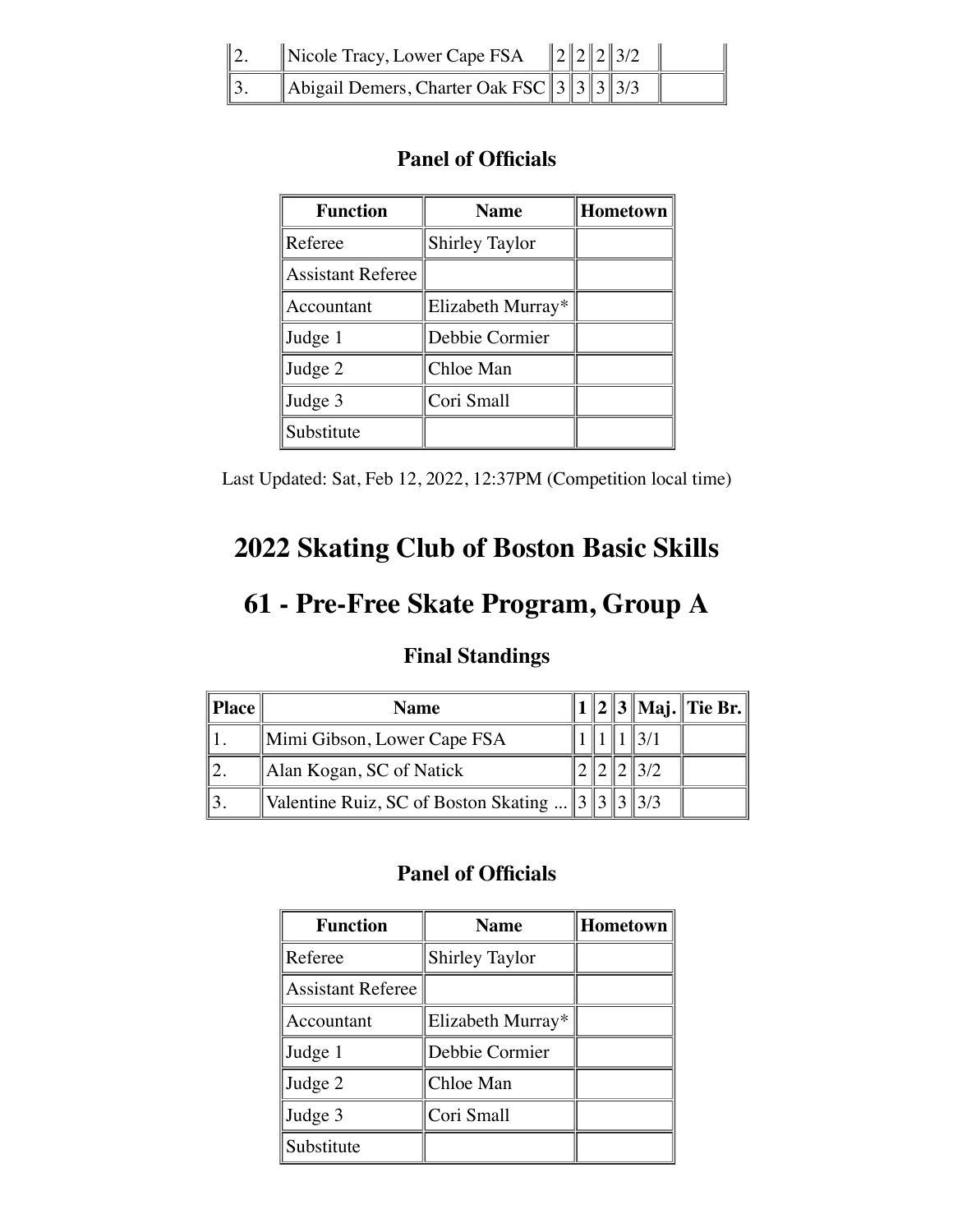| 2. | Nicole Tracy, Lower Cape FSA | 2 | 2 | 2 | 3/2 | |
|---|---|---|---|---|---|---|
| 3. | Abigail Demers, Charter Oak FSC | 3 | 3 | 3 | 3/3 | |

### Panel of Officials

| Function | Name | Hometown |
|---|---|---|
| Referee | Shirley Taylor | |
| Assistant Referee | | |
| Accountant | Elizabeth Murray* | |
| Judge 1 | Debbie Cormier | |
| Judge 2 | Chloe Man | |
| Judge 3 | Cori Small | |
| Substitute | | |

Last Updated: Sat, Feb 12, 2022, 12:37PM (Competition local time)

# 2022 Skating Club of Boston Basic Skills

# 61 - Pre-Free Skate Program, Group A

### Final Standings

| Place | Name | 1 | 2 | 3 | Maj. | Tie Br. |
|---|---|---|---|---|---|---|
| 1. | Mimi Gibson, Lower Cape FSA | 1 | 1 | 1 | 3/1 | |
| 2. | Alan Kogan, SC of Natick | 2 | 2 | 2 | 3/2 | |
| 3. | Valentine Ruiz, SC of Boston Skating ... | 3 | 3 | 3 | 3/3 | |

### Panel of Officials

| Function | Name | Hometown |
|---|---|---|
| Referee | Shirley Taylor | |
| Assistant Referee | | |
| Accountant | Elizabeth Murray* | |
| Judge 1 | Debbie Cormier | |
| Judge 2 | Chloe Man | |
| Judge 3 | Cori Small | |
| Substitute | | |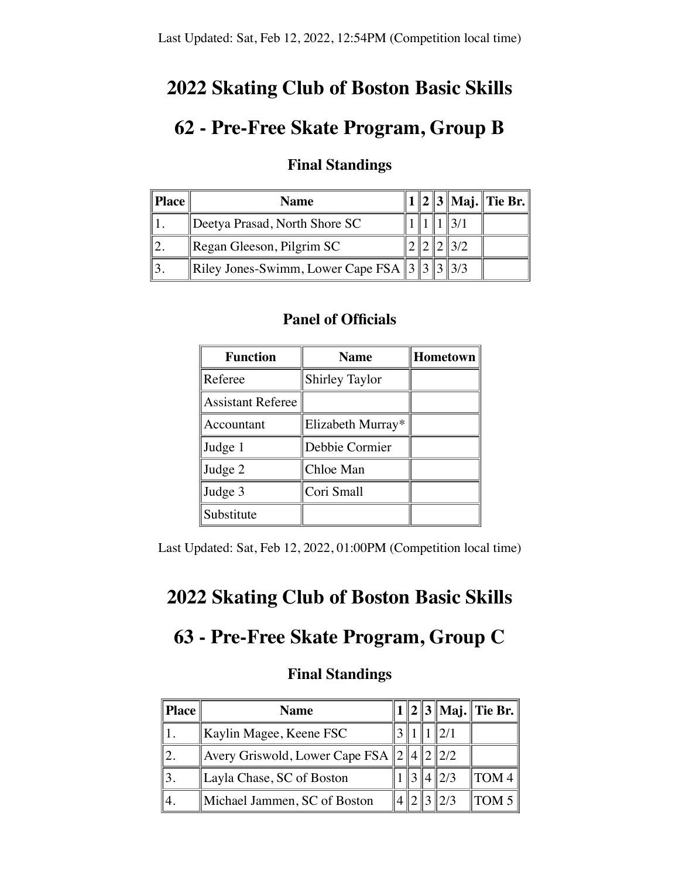Last Updated: Sat, Feb 12, 2022, 12:54PM (Competition local time)

# 2022 Skating Club of Boston Basic Skills

# 62 - Pre-Free Skate Program, Group B

### Final Standings

| Place | Name | 1 | 2 | 3 | Maj. | Tie Br. |
|---|---|---|---|---|---|---|
| 1. | Deetya Prasad, North Shore SC | 1 | 1 | 1 | 3/1 | |
| 2. | Regan Gleeson, Pilgrim SC | 2 | 2 | 2 | 3/2 | |
| 3. | Riley Jones-Swimm, Lower Cape FSA | 3 | 3 | 3 | 3/3 | |

### Panel of Officials

| Function | Name | Hometown |
|---|---|---|
| Referee | Shirley Taylor | |
| Assistant Referee | | |
| Accountant | Elizabeth Murray* | |
| Judge 1 | Debbie Cormier | |
| Judge 2 | Chloe Man | |
| Judge 3 | Cori Small | |
| Substitute | | |

Last Updated: Sat, Feb 12, 2022, 01:00PM (Competition local time)

# 2022 Skating Club of Boston Basic Skills

# 63 - Pre-Free Skate Program, Group C

### Final Standings

| Place | Name | 1 | 2 | 3 | Maj. | Tie Br. |
|---|---|---|---|---|---|---|
| 1. | Kaylin Magee, Keene FSC | 3 | 1 | 1 | 2/1 | |
| 2. | Avery Griswold, Lower Cape FSA | 2 | 4 | 2 | 2/2 | |
| 3. | Layla Chase, SC of Boston | 1 | 3 | 4 | 2/3 | TOM 4 |
| 4. | Michael Jammen, SC of Boston | 4 | 2 | 3 | 2/3 | TOM 5 |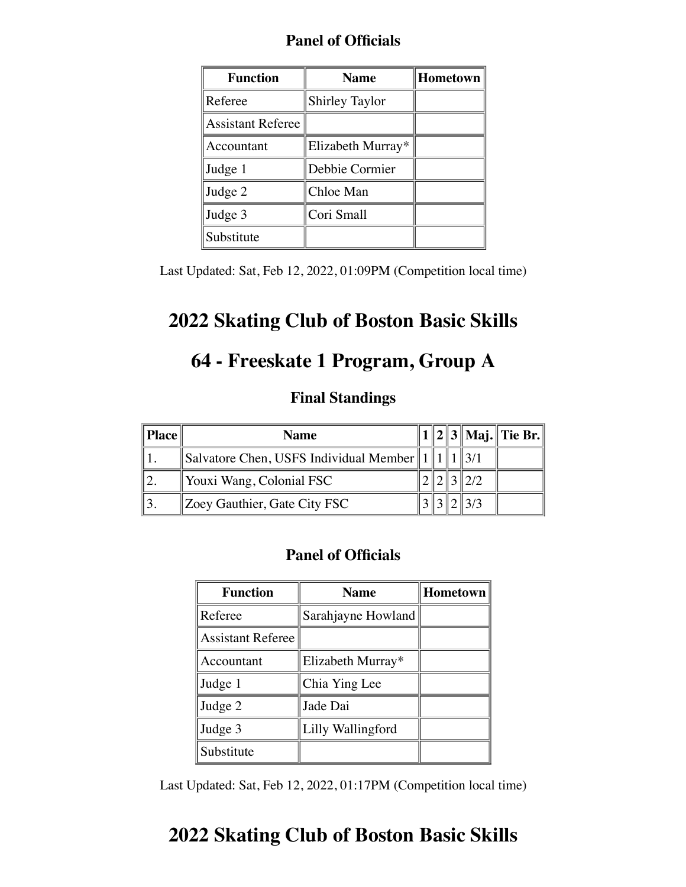### Panel of Officials

| Function | Name | Hometown |
|---|---|---|
| Referee | Shirley Taylor | |
| Assistant Referee | | |
| Accountant | Elizabeth Murray* | |
| Judge 1 | Debbie Cormier | |
| Judge 2 | Chloe Man | |
| Judge 3 | Cori Small | |
| Substitute | | |

Last Updated: Sat, Feb 12, 2022, 01:09PM (Competition local time)

# 2022 Skating Club of Boston Basic Skills

# 64 - Freeskate 1 Program, Group A

### Final Standings

| Place | Name | 1 | 2 | 3 | Maj. | Tie Br. |
|---|---|---|---|---|---|---|
| 1. | Salvatore Chen, USFS Individual Member | 1 | 1 | 1 | 3/1 | |
| 2. | Youxi Wang, Colonial FSC | 2 | 2 | 3 | 2/2 | |
| 3. | Zoey Gauthier, Gate City FSC | 3 | 3 | 2 | 3/3 | |

### Panel of Officials

| Function | Name | Hometown |
|---|---|---|
| Referee | Sarahjayne Howland | |
| Assistant Referee | | |
| Accountant | Elizabeth Murray* | |
| Judge 1 | Chia Ying Lee | |
| Judge 2 | Jade Dai | |
| Judge 3 | Lilly Wallingford | |
| Substitute | | |

Last Updated: Sat, Feb 12, 2022, 01:17PM (Competition local time)

# 2022 Skating Club of Boston Basic Skills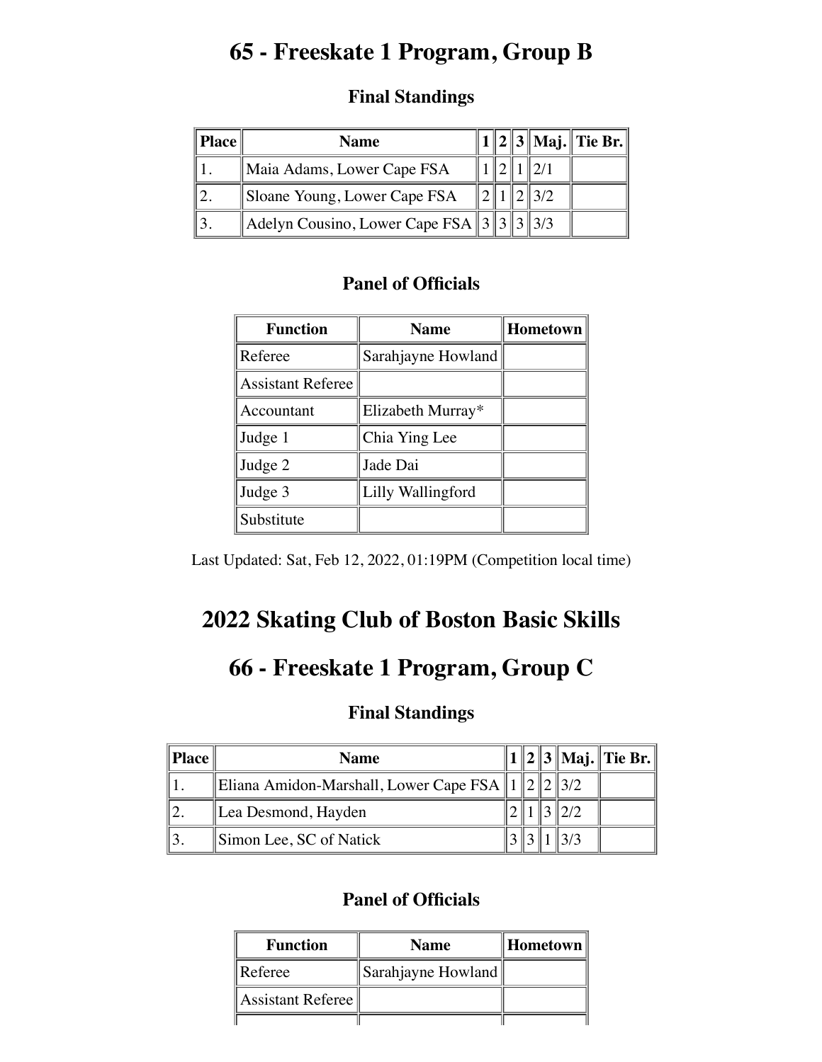# 65 - Freeskate 1 Program, Group B

### Final Standings

| Place | Name | 1 | 2 | 3 | Maj. | Tie Br. |
|---|---|---|---|---|---|---|
| 1. | Maia Adams, Lower Cape FSA | 1 | 2 | 1 | 2/1 | |
| 2. | Sloane Young, Lower Cape FSA | 2 | 1 | 2 | 3/2 | |
| 3. | Adelyn Cousino, Lower Cape FSA | 3 | 3 | 3 | 3/3 | |

### Panel of Officials

| Function | Name | Hometown |
|---|---|---|
| Referee | Sarahjayne Howland | |
| Assistant Referee | | |
| Accountant | Elizabeth Murray* | |
| Judge 1 | Chia Ying Lee | |
| Judge 2 | Jade Dai | |
| Judge 3 | Lilly Wallingford | |
| Substitute | | |

Last Updated: Sat, Feb 12, 2022, 01:19PM (Competition local time)

# 2022 Skating Club of Boston Basic Skills

# 66 - Freeskate 1 Program, Group C

### Final Standings

| Place | Name | 1 | 2 | 3 | Maj. | Tie Br. |
|---|---|---|---|---|---|---|
| 1. | Eliana Amidon-Marshall, Lower Cape FSA | 1 | 2 | 2 | 3/2 | |
| 2. | Lea Desmond, Hayden | 2 | 1 | 3 | 2/2 | |
| 3. | Simon Lee, SC of Natick | 3 | 3 | 1 | 3/3 | |

### Panel of Officials

| Function | Name | Hometown |
|---|---|---|
| Referee | Sarahjayne Howland | |
| Assistant Referee | | |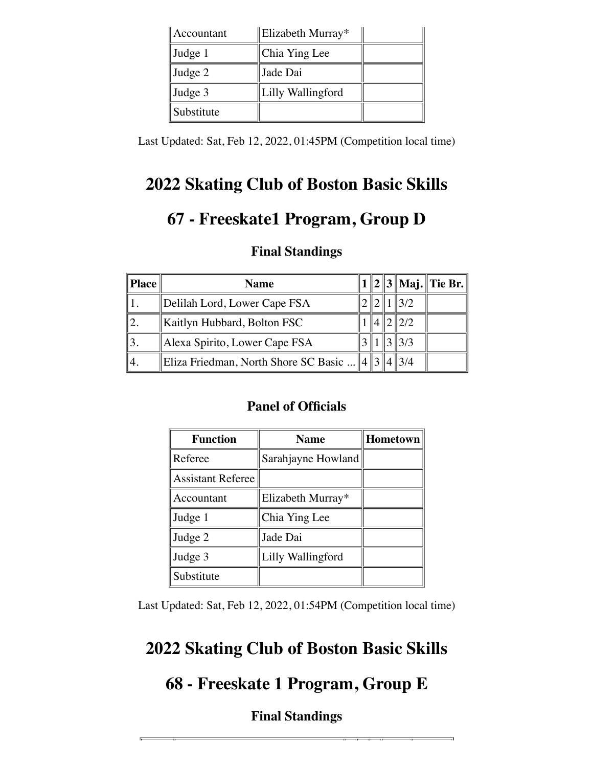| Accountant | Elizabeth Murray* | |
| --- | --- | --- |
| Judge 1 | Chia Ying Lee | |
| Judge 2 | Jade Dai | |
| Judge 3 | Lilly Wallingford | |
| Substitute | | |

Last Updated: Sat, Feb 12, 2022, 01:45PM (Competition local time)

# 2022 Skating Club of Boston Basic Skills

# 67 - Freeskate1 Program, Group D

### Final Standings

| Place | Name | 1 | 2 | 3 | Maj. | Tie Br. |
| --- | --- | --- | --- | --- | --- | --- |
| 1. | Delilah Lord, Lower Cape FSA | 2 | 2 | 1 | 3/2 | |
| 2. | Kaitlyn Hubbard, Bolton FSC | 1 | 4 | 2 | 2/2 | |
| 3. | Alexa Spirito, Lower Cape FSA | 3 | 1 | 3 | 3/3 | |
| 4. | Eliza Friedman, North Shore SC Basic ... | 4 | 3 | 4 | 3/4 | |

### Panel of Officials

| Function | Name | Hometown |
| --- | --- | --- |
| Referee | Sarahjayne Howland | |
| Assistant Referee | | |
| Accountant | Elizabeth Murray* | |
| Judge 1 | Chia Ying Lee | |
| Judge 2 | Jade Dai | |
| Judge 3 | Lilly Wallingford | |
| Substitute | | |

Last Updated: Sat, Feb 12, 2022, 01:54PM (Competition local time)

# 2022 Skating Club of Boston Basic Skills

# 68 - Freeskate 1 Program, Group E

### Final Standings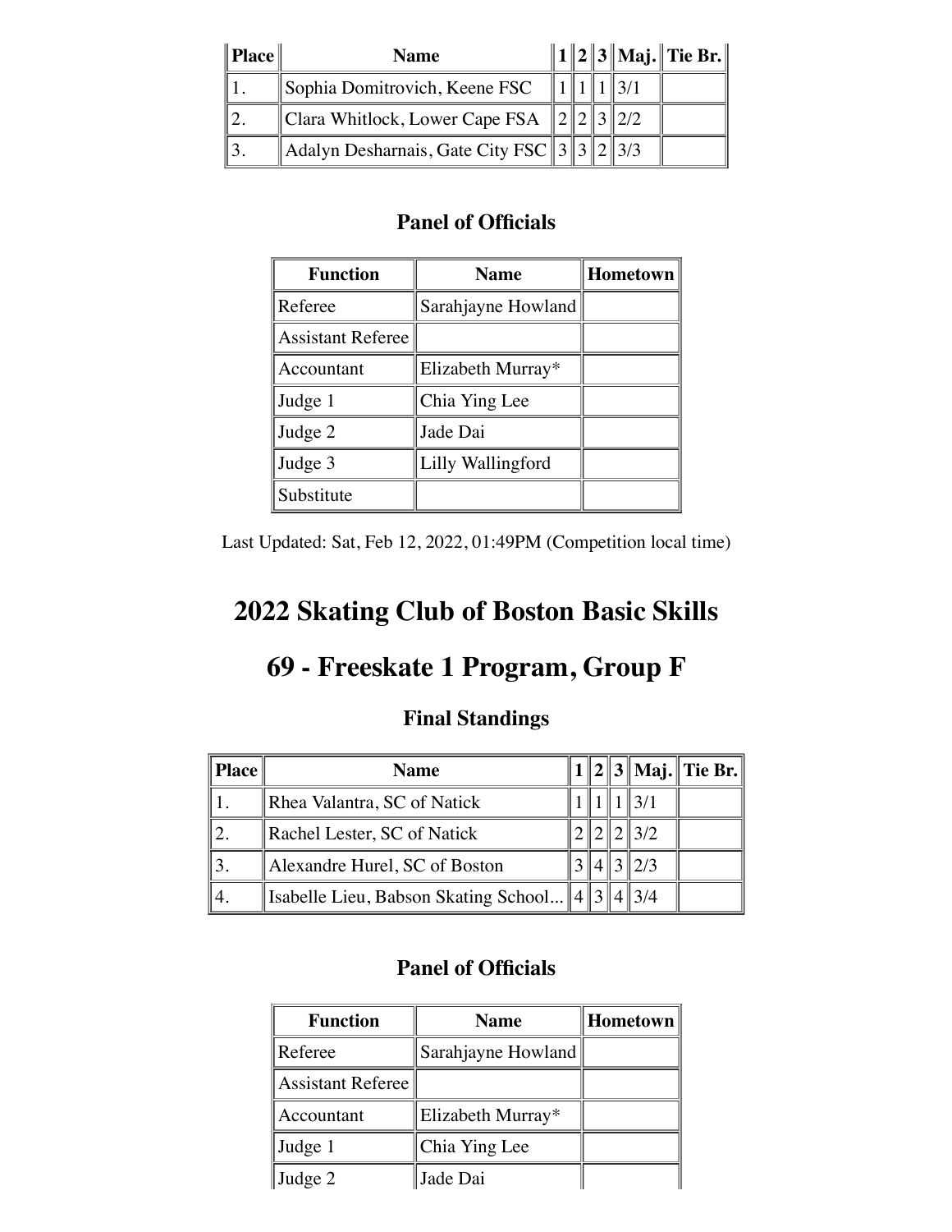| Place | Name | 1 | 2 | 3 | Maj. | Tie Br. |
|---|---|---|---|---|---|---|
| 1. | Sophia Domitrovich, Keene FSC | 1 | 1 | 1 | 3/1 | |
| 2. | Clara Whitlock, Lower Cape FSA | 2 | 2 | 3 | 2/2 | |
| 3. | Adalyn Desharnais, Gate City FSC | 3 | 3 | 2 | 3/3 | |

### Panel of Officials

| Function | Name | Hometown |
|---|---|---|
| Referee | Sarahjayne Howland | |
| Assistant Referee | | |
| Accountant | Elizabeth Murray* | |
| Judge 1 | Chia Ying Lee | |
| Judge 2 | Jade Dai | |
| Judge 3 | Lilly Wallingford | |
| Substitute | | |

Last Updated: Sat, Feb 12, 2022, 01:49PM (Competition local time)

# 2022 Skating Club of Boston Basic Skills

# 69 - Freeskate 1 Program, Group F

### Final Standings

| Place | Name | 1 | 2 | 3 | Maj. | Tie Br. |
|---|---|---|---|---|---|---|
| 1. | Rhea Valantra, SC of Natick | 1 | 1 | 1 | 3/1 | |
| 2. | Rachel Lester, SC of Natick | 2 | 2 | 2 | 3/2 | |
| 3. | Alexandre Hurel, SC of Boston | 3 | 4 | 3 | 2/3 | |
| 4. | Isabelle Lieu, Babson Skating School... | 4 | 3 | 4 | 3/4 | |

### Panel of Officials

| Function | Name | Hometown |
|---|---|---|
| Referee | Sarahjayne Howland | |
| Assistant Referee | | |
| Accountant | Elizabeth Murray* | |
| Judge 1 | Chia Ying Lee | |
| Judge 2 | Jade Dai | |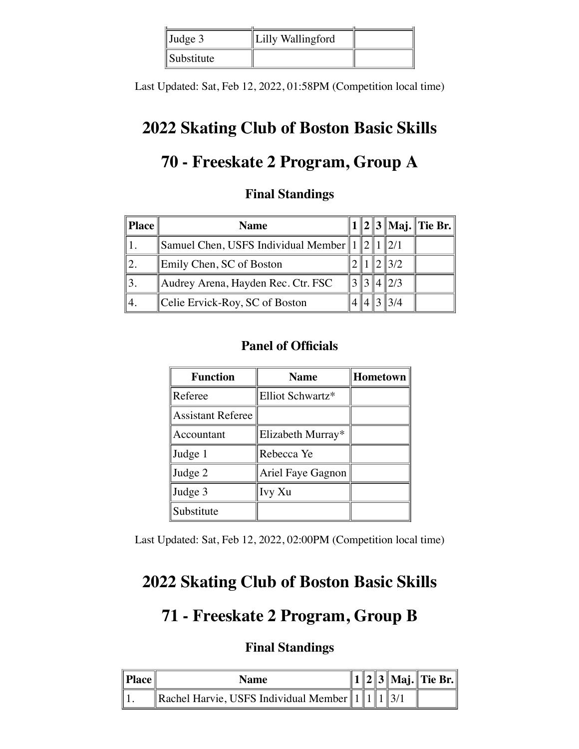| Judge 3 | Lilly Wallingford | |
|---|---|---|
| Substitute | | |

Last Updated: Sat, Feb 12, 2022, 01:58PM (Competition local time)

# 2022 Skating Club of Boston Basic Skills

# 70 - Freeskate 2 Program, Group A

### Final Standings

| Place | Name | 1 | 2 | 3 | Maj. | Tie Br. |
|---|---|---|---|---|---|---|
| 1. | Samuel Chen, USFS Individual Member | 1 | 2 | 1 | 2/1 | |
| 2. | Emily Chen, SC of Boston | 2 | 1 | 2 | 3/2 | |
| 3. | Audrey Arena, Hayden Rec. Ctr. FSC | 3 | 3 | 4 | 2/3 | |
| 4. | Celie Ervick-Roy, SC of Boston | 4 | 4 | 3 | 3/4 | |

### Panel of Officials

| Function | Name | Hometown |
|---|---|---|
| Referee | Elliot Schwartz* | |
| Assistant Referee | | |
| Accountant | Elizabeth Murray* | |
| Judge 1 | Rebecca Ye | |
| Judge 2 | Ariel Faye Gagnon | |
| Judge 3 | Ivy Xu | |
| Substitute | | |

Last Updated: Sat, Feb 12, 2022, 02:00PM (Competition local time)

# 2022 Skating Club of Boston Basic Skills

# 71 - Freeskate 2 Program, Group B

### Final Standings

| Place | Name | 1 | 2 | 3 | Maj. | Tie Br. |
|---|---|---|---|---|---|---|
| 1. | Rachel Harvie, USFS Individual Member | 1 | 1 | 1 | 3/1 | |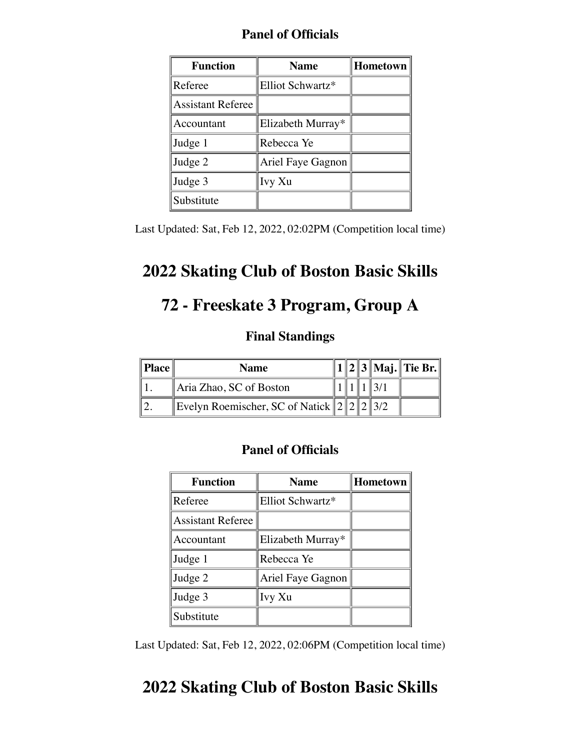### Panel of Officials

| Function | Name | Hometown |
| --- | --- | --- |
| Referee | Elliot Schwartz* | |
| Assistant Referee | | |
| Accountant | Elizabeth Murray* | |
| Judge 1 | Rebecca Ye | |
| Judge 2 | Ariel Faye Gagnon | |
| Judge 3 | Ivy Xu | |
| Substitute | | |

Last Updated: Sat, Feb 12, 2022, 02:02PM (Competition local time)

# 2022 Skating Club of Boston Basic Skills

# 72 - Freeskate 3 Program, Group A

### Final Standings

| Place | Name | 1 | 2 | 3 | Maj. | Tie Br. |
| --- | --- | --- | --- | --- | --- | --- |
| 1. | Aria Zhao, SC of Boston | 1 | 1 | 1 | 3/1 | |
| 2. | Evelyn Roemischer, SC of Natick | 2 | 2 | 2 | 3/2 | |

### Panel of Officials

| Function | Name | Hometown |
| --- | --- | --- |
| Referee | Elliot Schwartz* | |
| Assistant Referee | | |
| Accountant | Elizabeth Murray* | |
| Judge 1 | Rebecca Ye | |
| Judge 2 | Ariel Faye Gagnon | |
| Judge 3 | Ivy Xu | |
| Substitute | | |

Last Updated: Sat, Feb 12, 2022, 02:06PM (Competition local time)

# 2022 Skating Club of Boston Basic Skills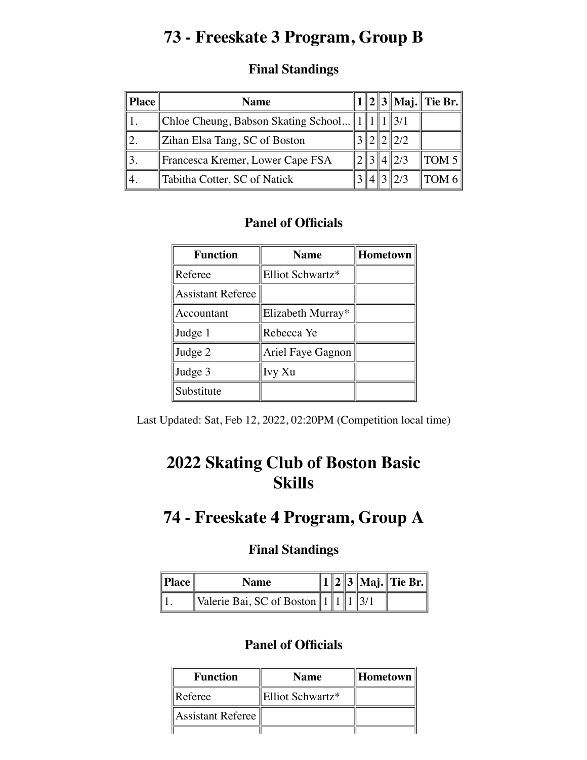# 73 - Freeskate 3 Program, Group B

### Final Standings

| Place | Name | 1 | 2 | 3 | Maj. | Tie Br. |
|---|---|---|---|---|---|---|
| 1. | Chloe Cheung, Babson Skating School... | 1 | 1 | 1 | 3/1 | |
| 2. | Zihan Elsa Tang, SC of Boston | 3 | 2 | 2 | 2/2 | |
| 3. | Francesca Kremer, Lower Cape FSA | 2 | 3 | 4 | 2/3 | TOM 5 |
| 4. | Tabitha Cotter, SC of Natick | 3 | 4 | 3 | 2/3 | TOM 6 |

### Panel of Officials

| Function | Name | Hometown |
|---|---|---|
| Referee | Elliot Schwartz* | |
| Assistant Referee | | |
| Accountant | Elizabeth Murray* | |
| Judge 1 | Rebecca Ye | |
| Judge 2 | Ariel Faye Gagnon | |
| Judge 3 | Ivy Xu | |
| Substitute | | |

Last Updated: Sat, Feb 12, 2022, 02:20PM (Competition local time)

# 2022 Skating Club of Boston Basic Skills

# 74 - Freeskate 4 Program, Group A

### Final Standings

| Place | Name | 1 | 2 | 3 | Maj. | Tie Br. |
|---|---|---|---|---|---|---|
| 1. | Valerie Bai, SC of Boston | 1 | 1 | 1 | 3/1 | |

### Panel of Officials

| Function | Name | Hometown |
|---|---|---|
| Referee | Elliot Schwartz* | |
| Assistant Referee | | |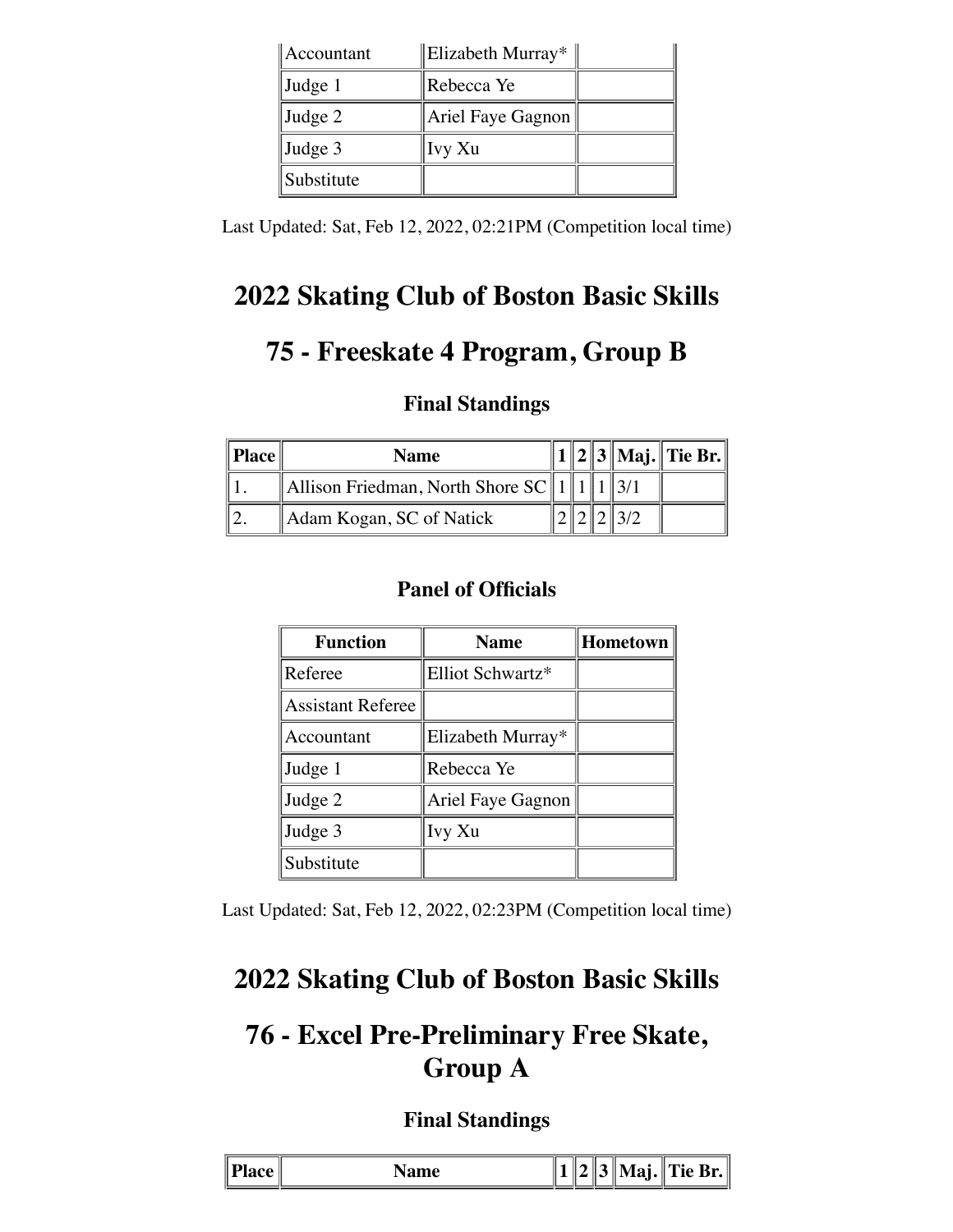| Accountant | Elizabeth Murray* | |
| --- | --- | --- |
| Judge 1 | Rebecca Ye | |
| Judge 2 | Ariel Faye Gagnon | |
| Judge 3 | Ivy Xu | |
| Substitute | | |

Last Updated: Sat, Feb 12, 2022, 02:21PM (Competition local time)

# 2022 Skating Club of Boston Basic Skills

# 75 - Freeskate 4 Program, Group B

### Final Standings

| Place | Name | 1 | 2 | 3 | Maj. | Tie Br. |
| --- | --- | --- | --- | --- | --- | --- |
| 1. | Allison Friedman, North Shore SC | 1 | 1 | 1 | 3/1 | |
| 2. | Adam Kogan, SC of Natick | 2 | 2 | 2 | 3/2 | |

### Panel of Officials

| Function | Name | Hometown |
| --- | --- | --- |
| Referee | Elliot Schwartz* | |
| Assistant Referee | | |
| Accountant | Elizabeth Murray* | |
| Judge 1 | Rebecca Ye | |
| Judge 2 | Ariel Faye Gagnon | |
| Judge 3 | Ivy Xu | |
| Substitute | | |

Last Updated: Sat, Feb 12, 2022, 02:23PM (Competition local time)

# 2022 Skating Club of Boston Basic Skills

# 76 - Excel Pre-Preliminary Free Skate, Group A

### Final Standings

| Place | Name | 1 | 2 | 3 | Maj. | Tie Br. |
| --- | --- | --- | --- | --- | --- | --- |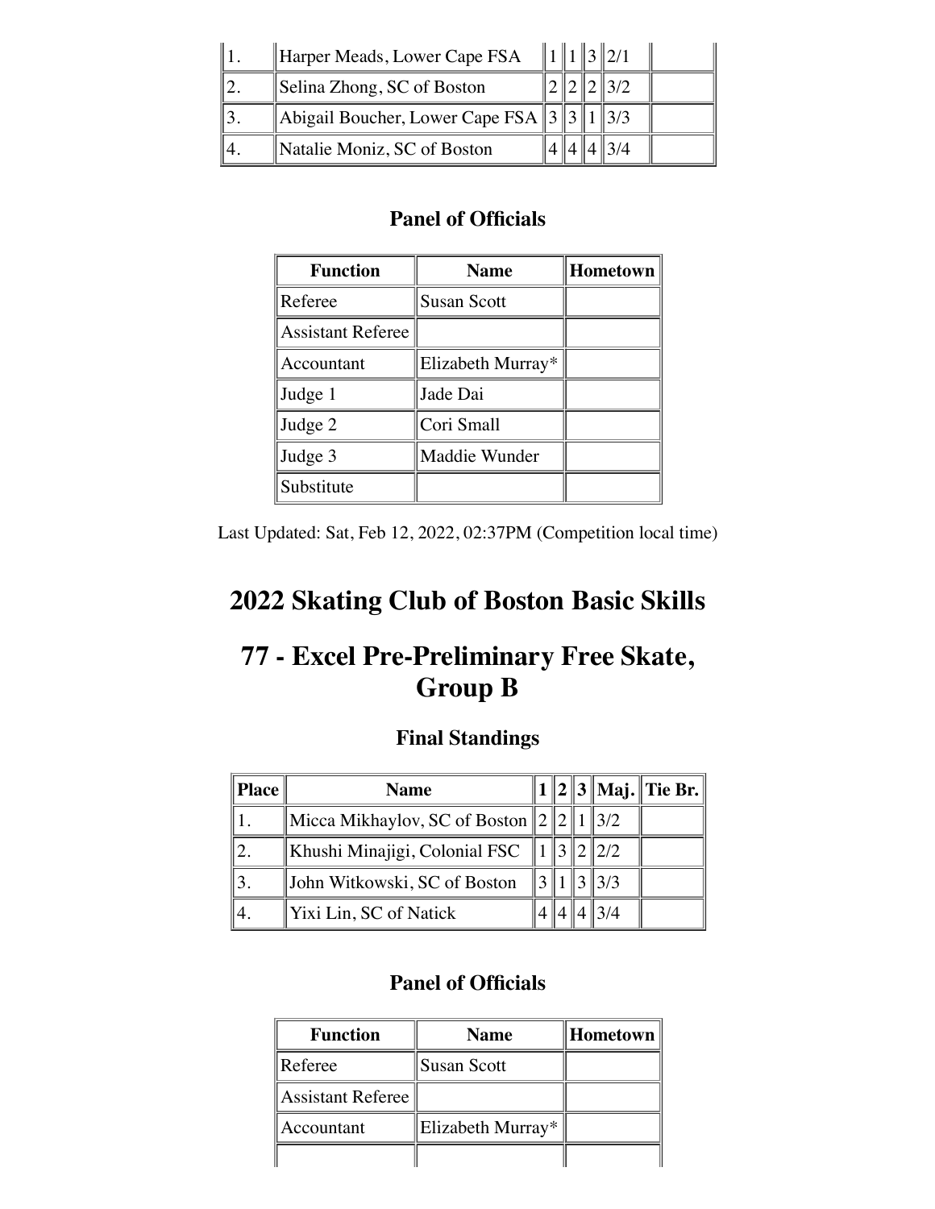| Place | Name | 1 | 2 | 3 | Maj. | Tie Br. |
|---|---|---|---|---|---|---|
| 1. | Harper Meads, Lower Cape FSA | 1 | 1 | 3 | 2/1 | |
| 2. | Selina Zhong, SC of Boston | 2 | 2 | 2 | 3/2 | |
| 3. | Abigail Boucher, Lower Cape FSA | 3 | 3 | 1 | 3/3 | |
| 4. | Natalie Moniz, SC of Boston | 4 | 4 | 4 | 3/4 | |

### Panel of Officials

| Function | Name | Hometown |
|---|---|---|
| Referee | Susan Scott | |
| Assistant Referee | | |
| Accountant | Elizabeth Murray* | |
| Judge 1 | Jade Dai | |
| Judge 2 | Cori Small | |
| Judge 3 | Maddie Wunder | |
| Substitute | | |

Last Updated: Sat, Feb 12, 2022, 02:37PM (Competition local time)

# 2022 Skating Club of Boston Basic Skills

# 77 - Excel Pre-Preliminary Free Skate, Group B

### Final Standings

| Place | Name | 1 | 2 | 3 | Maj. | Tie Br. |
|---|---|---|---|---|---|---|
| 1. | Micca Mikhaylov, SC of Boston | 2 | 2 | 1 | 3/2 | |
| 2. | Khushi Minajigi, Colonial FSC | 1 | 3 | 2 | 2/2 | |
| 3. | John Witkowski, SC of Boston | 3 | 1 | 3 | 3/3 | |
| 4. | Yixi Lin, SC of Natick | 4 | 4 | 4 | 3/4 | |

### Panel of Officials

| Function | Name | Hometown |
|---|---|---|
| Referee | Susan Scott | |
| Assistant Referee | | |
| Accountant | Elizabeth Murray* | |
| | | |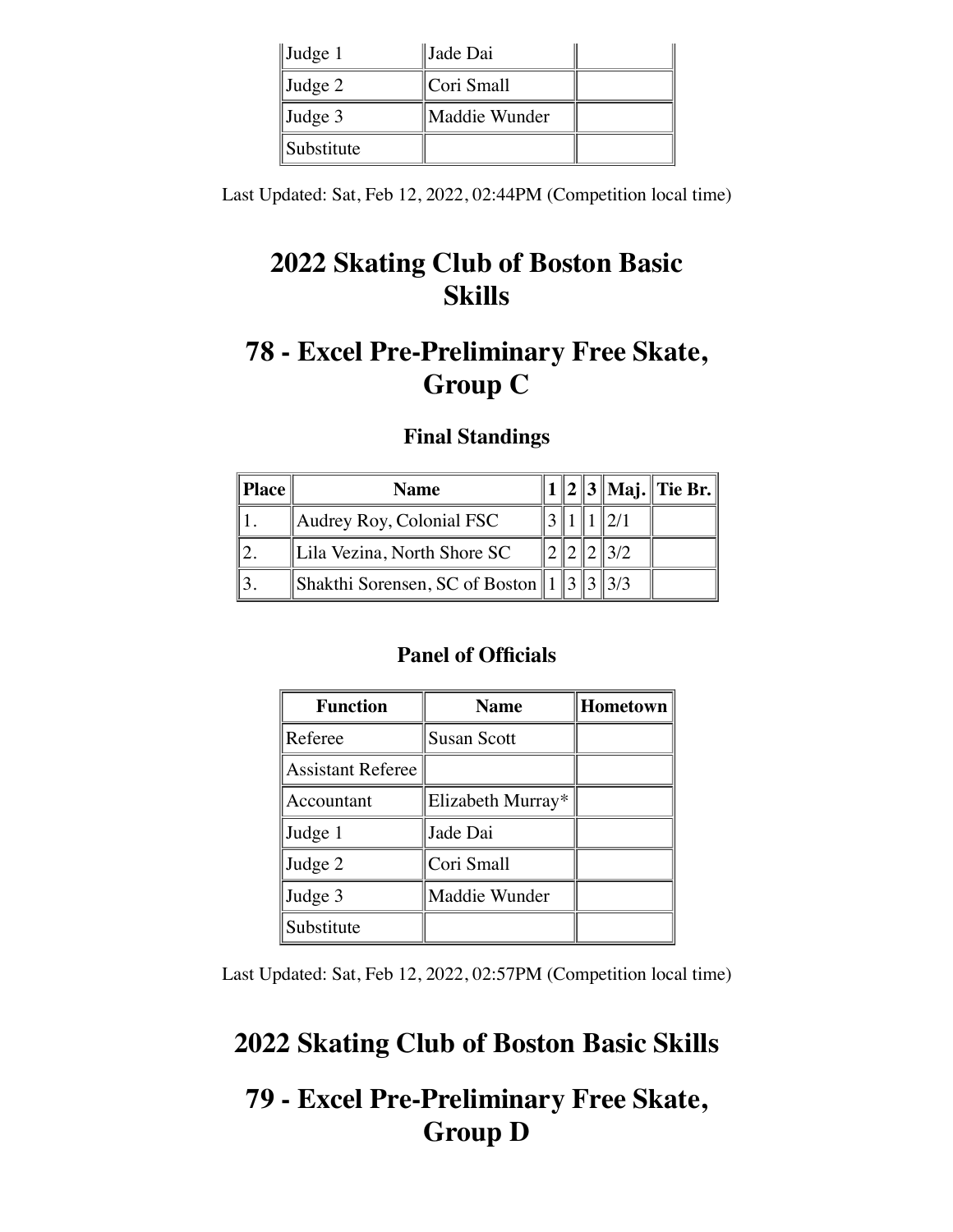| Judge 1 | Jade Dai | |
|---|---|---|
| Judge 2 | Cori Small | |
| Judge 3 | Maddie Wunder | |
| Substitute | | |

Last Updated: Sat, Feb 12, 2022, 02:44PM (Competition local time)

# 2022 Skating Club of Boston Basic Skills

# 78 - Excel Pre-Preliminary Free Skate, Group C

### Final Standings

| Place | Name | 1 | 2 | 3 | Maj. | Tie Br. |
|---|---|---|---|---|---|---|
| 1. | Audrey Roy, Colonial FSC | 3 | 1 | 1 | 2/1 | |
| 2. | Lila Vezina, North Shore SC | 2 | 2 | 2 | 3/2 | |
| 3. | Shakthi Sorensen, SC of Boston | 1 | 3 | 3 | 3/3 | |

### Panel of Officials

| Function | Name | Hometown |
|---|---|---|
| Referee | Susan Scott | |
| Assistant Referee | | |
| Accountant | Elizabeth Murray* | |
| Judge 1 | Jade Dai | |
| Judge 2 | Cori Small | |
| Judge 3 | Maddie Wunder | |
| Substitute | | |

Last Updated: Sat, Feb 12, 2022, 02:57PM (Competition local time)

# 2022 Skating Club of Boston Basic Skills

# 79 - Excel Pre-Preliminary Free Skate, Group D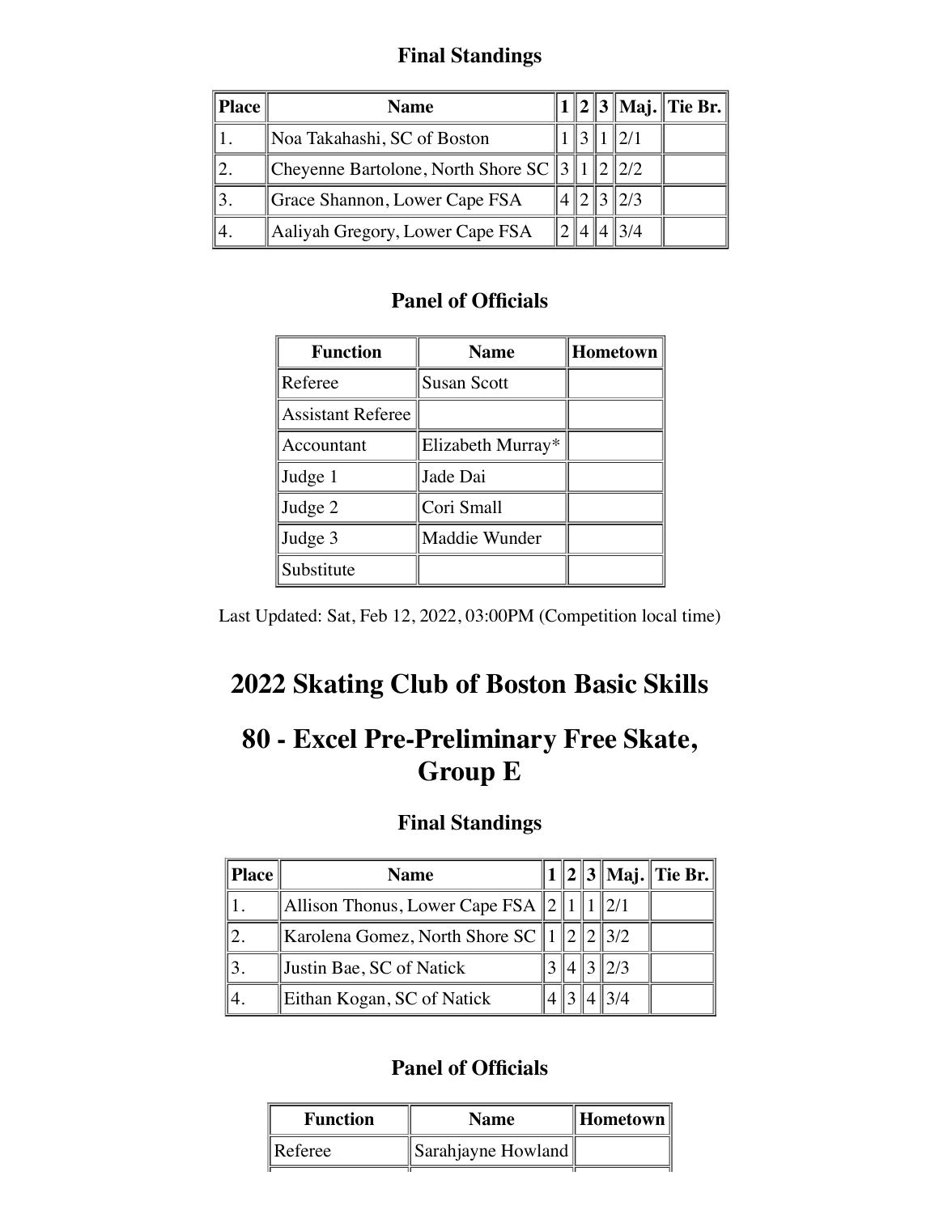### Final Standings

| Place | Name | 1 | 2 | 3 | Maj. | Tie Br. |
|---|---|---|---|---|---|---|
| 1. | Noa Takahashi, SC of Boston | 1 | 3 | 1 | 2/1 | |
| 2. | Cheyenne Bartolone, North Shore SC | 3 | 1 | 2 | 2/2 | |
| 3. | Grace Shannon, Lower Cape FSA | 4 | 2 | 3 | 2/3 | |
| 4. | Aaliyah Gregory, Lower Cape FSA | 2 | 4 | 4 | 3/4 | |

### Panel of Officials

| Function | Name | Hometown |
|---|---|---|
| Referee | Susan Scott | |
| Assistant Referee | | |
| Accountant | Elizabeth Murray* | |
| Judge 1 | Jade Dai | |
| Judge 2 | Cori Small | |
| Judge 3 | Maddie Wunder | |
| Substitute | | |

Last Updated: Sat, Feb 12, 2022, 03:00PM (Competition local time)

# 2022 Skating Club of Boston Basic Skills

# 80 - Excel Pre-Preliminary Free Skate, Group E

### Final Standings

| Place | Name | 1 | 2 | 3 | Maj. | Tie Br. |
|---|---|---|---|---|---|---|
| 1. | Allison Thonus, Lower Cape FSA | 2 | 1 | 1 | 2/1 | |
| 2. | Karolena Gomez, North Shore SC | 1 | 2 | 2 | 3/2 | |
| 3. | Justin Bae, SC of Natick | 3 | 4 | 3 | 2/3 | |
| 4. | Eithan Kogan, SC of Natick | 4 | 3 | 4 | 3/4 | |

### Panel of Officials

| Function | Name | Hometown |
|---|---|---|
| Referee | Sarahjayne Howland | |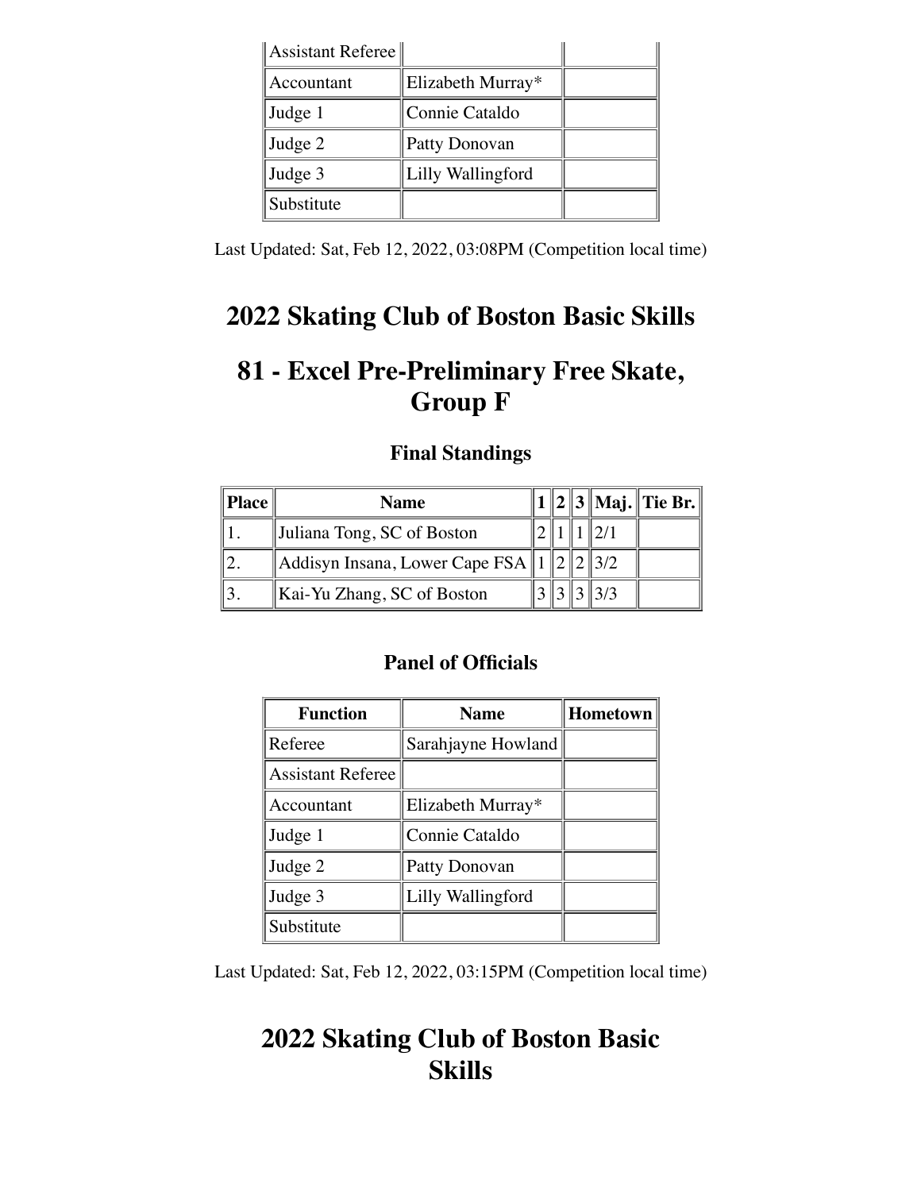| Assistant Referee | | |
|---|---|---|
| Accountant | Elizabeth Murray* | |
| Judge 1 | Connie Cataldo | |
| Judge 2 | Patty Donovan | |
| Judge 3 | Lilly Wallingford | |
| Substitute | | |

Last Updated: Sat, Feb 12, 2022, 03:08PM (Competition local time)

# 2022 Skating Club of Boston Basic Skills

# 81 - Excel Pre-Preliminary Free Skate, Group F

### Final Standings

| Place | Name | 1 | 2 | 3 | Maj. | Tie Br. |
|---|---|---|---|---|---|---|
| 1. | Juliana Tong, SC of Boston | 2 | 1 | 1 | 2/1 | |
| 2. | Addisyn Insana, Lower Cape FSA | 1 | 2 | 2 | 3/2 | |
| 3. | Kai-Yu Zhang, SC of Boston | 3 | 3 | 3 | 3/3 | |

### Panel of Officials

| Function | Name | Hometown |
|---|---|---|
| Referee | Sarahjayne Howland | |
| Assistant Referee | | |
| Accountant | Elizabeth Murray* | |
| Judge 1 | Connie Cataldo | |
| Judge 2 | Patty Donovan | |
| Judge 3 | Lilly Wallingford | |
| Substitute | | |

Last Updated: Sat, Feb 12, 2022, 03:15PM (Competition local time)

# 2022 Skating Club of Boston Basic Skills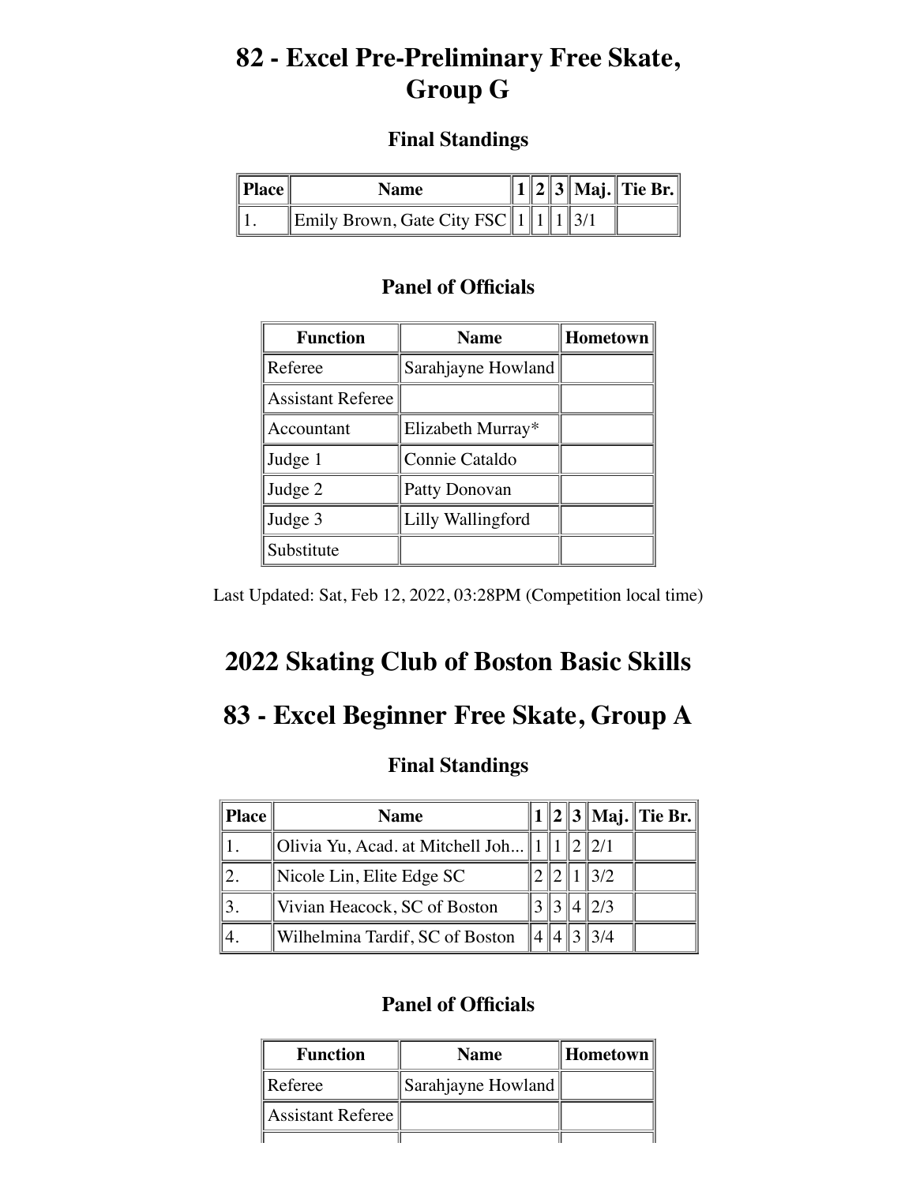# 82 - Excel Pre-Preliminary Free Skate, Group G

### Final Standings

| Place | Name | 1 | 2 | 3 | Maj. | Tie Br. |
|---|---|---|---|---|---|---|
| 1. | Emily Brown, Gate City FSC | 1 | 1 | 1 | 3/1 | |

### Panel of Officials

| Function | Name | Hometown |
|---|---|---|
| Referee | Sarahjayne Howland | |
| Assistant Referee | | |
| Accountant | Elizabeth Murray* | |
| Judge 1 | Connie Cataldo | |
| Judge 2 | Patty Donovan | |
| Judge 3 | Lilly Wallingford | |
| Substitute | | |

Last Updated: Sat, Feb 12, 2022, 03:28PM (Competition local time)

# 2022 Skating Club of Boston Basic Skills

# 83 - Excel Beginner Free Skate, Group A

### Final Standings

| Place | Name | 1 | 2 | 3 | Maj. | Tie Br. |
|---|---|---|---|---|---|---|
| 1. | Olivia Yu, Acad. at Mitchell Joh... | 1 | 1 | 2 | 2/1 | |
| 2. | Nicole Lin, Elite Edge SC | 2 | 2 | 1 | 3/2 | |
| 3. | Vivian Heacock, SC of Boston | 3 | 3 | 4 | 2/3 | |
| 4. | Wilhelmina Tardif, SC of Boston | 4 | 4 | 3 | 3/4 | |

### Panel of Officials

| Function | Name | Hometown |
|---|---|---|
| Referee | Sarahjayne Howland | |
| Assistant Referee | | |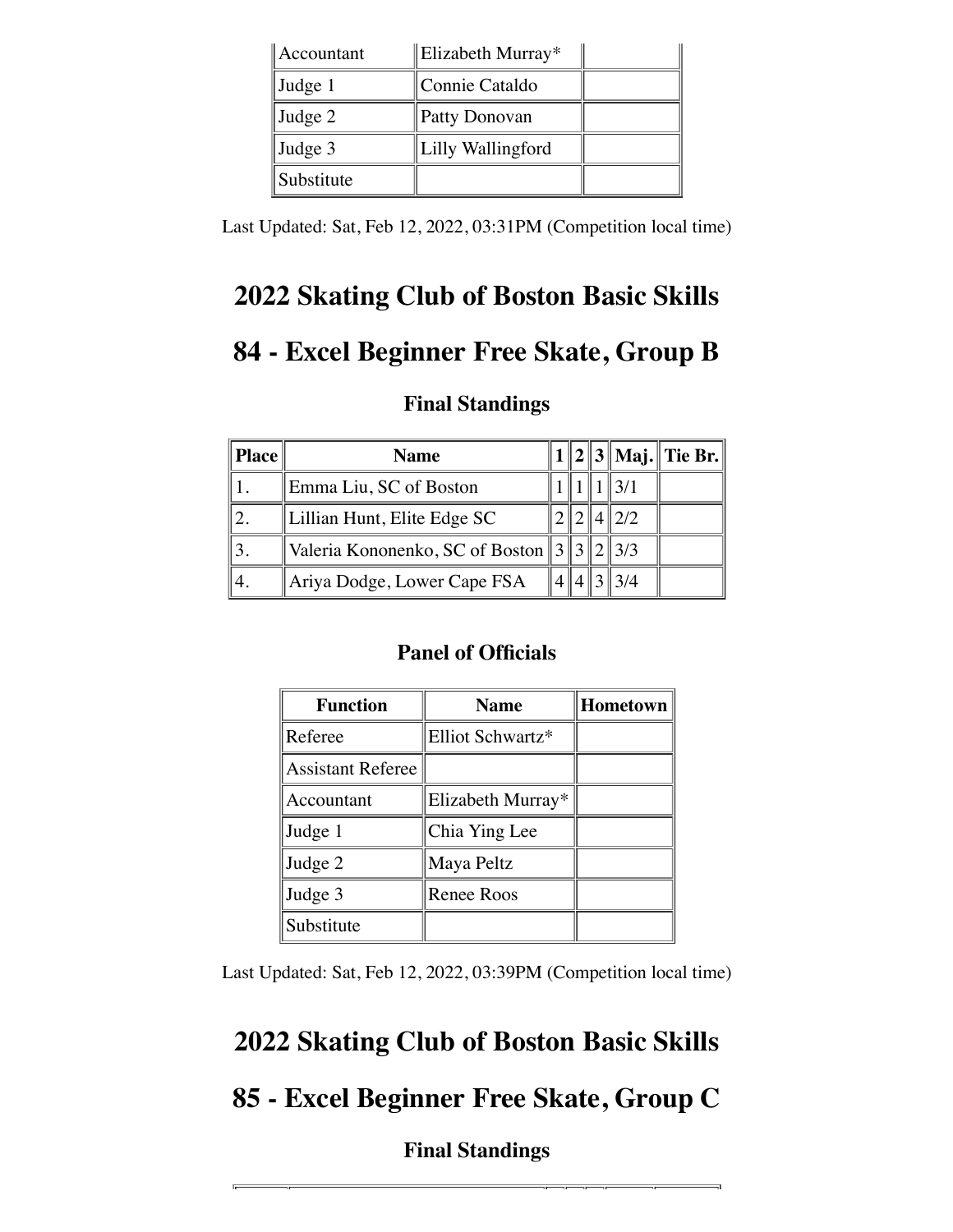| Accountant | Elizabeth Murray* | |
|---|---|---|
| Judge 1 | Connie Cataldo | |
| Judge 2 | Patty Donovan | |
| Judge 3 | Lilly Wallingford | |
| Substitute | | |

Last Updated: Sat, Feb 12, 2022, 03:31PM (Competition local time)

# 2022 Skating Club of Boston Basic Skills

# 84 - Excel Beginner Free Skate, Group B

### Final Standings

| Place | Name | 1 | 2 | 3 | Maj. | Tie Br. |
|---|---|---|---|---|---|---|
| 1. | Emma Liu, SC of Boston | 1 | 1 | 1 | 3/1 | |
| 2. | Lillian Hunt, Elite Edge SC | 2 | 2 | 4 | 2/2 | |
| 3. | Valeria Kononenko, SC of Boston | 3 | 3 | 2 | 3/3 | |
| 4. | Ariya Dodge, Lower Cape FSA | 4 | 4 | 3 | 3/4 | |

### Panel of Officials

| Function | Name | Hometown |
|---|---|---|
| Referee | Elliot Schwartz* | |
| Assistant Referee | | |
| Accountant | Elizabeth Murray* | |
| Judge 1 | Chia Ying Lee | |
| Judge 2 | Maya Peltz | |
| Judge 3 | Renee Roos | |
| Substitute | | |

Last Updated: Sat, Feb 12, 2022, 03:39PM (Competition local time)

# 2022 Skating Club of Boston Basic Skills

# 85 - Excel Beginner Free Skate, Group C

### Final Standings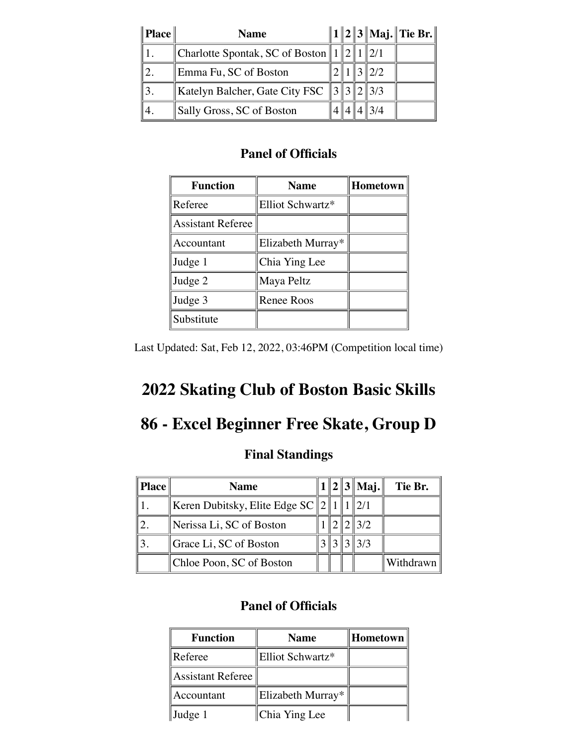| Place | Name | 1 | 2 | 3 | Maj. | Tie Br. |
|---|---|---|---|---|---|---|
| 1. | Charlotte Spontak, SC of Boston | 1 | 2 | 1 | 2/1 | |
| 2. | Emma Fu, SC of Boston | 2 | 1 | 3 | 2/2 | |
| 3. | Katelyn Balcher, Gate City FSC | 3 | 3 | 2 | 3/3 | |
| 4. | Sally Gross, SC of Boston | 4 | 4 | 4 | 3/4 | |

### Panel of Officials

| Function | Name | Hometown |
|---|---|---|
| Referee | Elliot Schwartz* | |
| Assistant Referee | | |
| Accountant | Elizabeth Murray* | |
| Judge 1 | Chia Ying Lee | |
| Judge 2 | Maya Peltz | |
| Judge 3 | Renee Roos | |
| Substitute | | |

Last Updated: Sat, Feb 12, 2022, 03:46PM (Competition local time)

# 2022 Skating Club of Boston Basic Skills

# 86 - Excel Beginner Free Skate, Group D

### Final Standings

| Place | Name | 1 | 2 | 3 | Maj. | Tie Br. |
|---|---|---|---|---|---|---|
| 1. | Keren Dubitsky, Elite Edge SC | 2 | 1 | 1 | 2/1 | |
| 2. | Nerissa Li, SC of Boston | 1 | 2 | 2 | 3/2 | |
| 3. | Grace Li, SC of Boston | 3 | 3 | 3 | 3/3 | |
| | Chloe Poon, SC of Boston | | | | | Withdrawn |

### Panel of Officials

| Function | Name | Hometown |
|---|---|---|
| Referee | Elliot Schwartz* | |
| Assistant Referee | | |
| Accountant | Elizabeth Murray* | |
| Judge 1 | Chia Ying Lee | |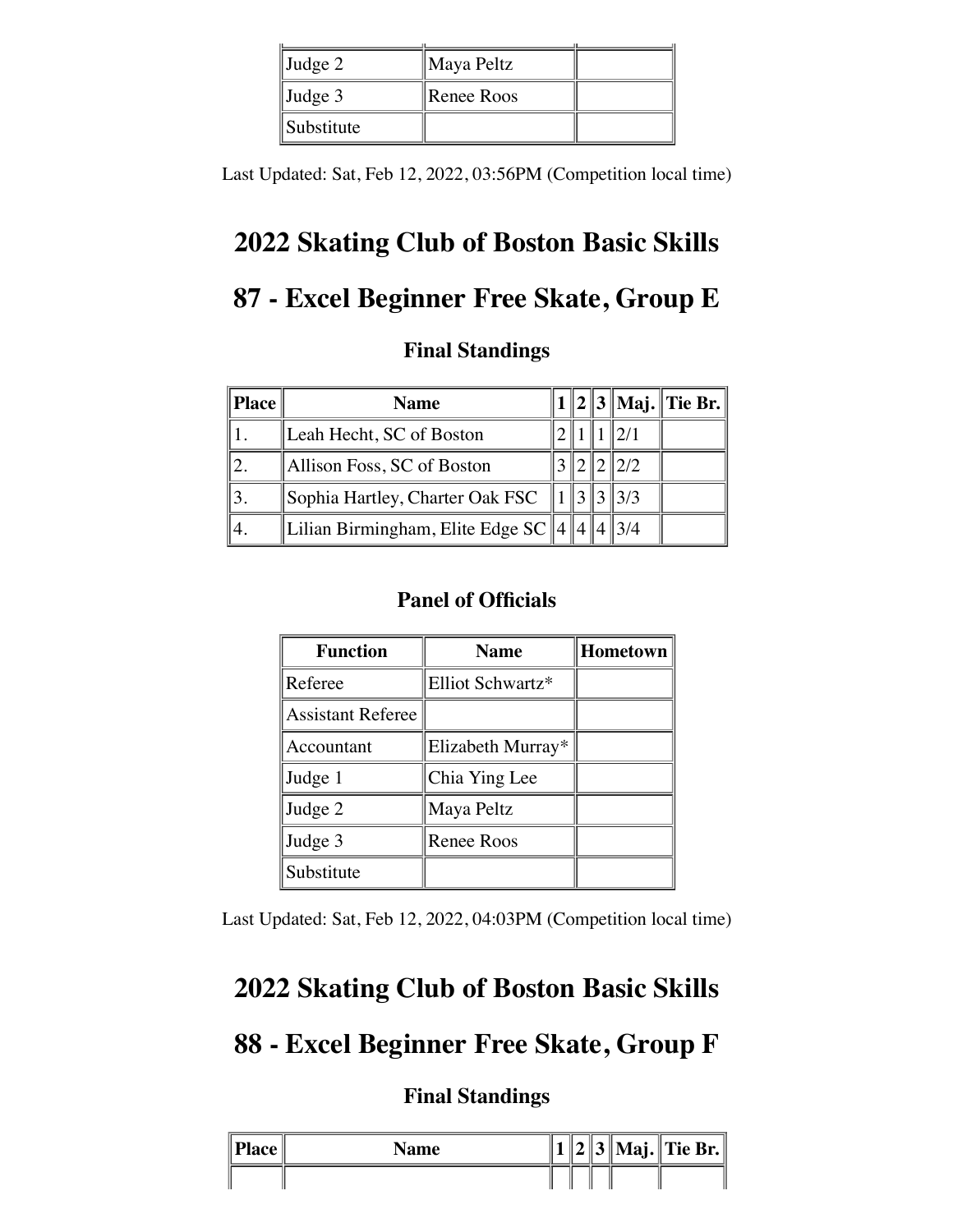| Judge 2 | Maya Peltz | |
|---|---|---|
| Judge 3 | Renee Roos | |
| Substitute | | |

Last Updated: Sat, Feb 12, 2022, 03:56PM (Competition local time)

# 2022 Skating Club of Boston Basic Skills

# 87 - Excel Beginner Free Skate, Group E

### Final Standings

| Place | Name | 1 | 2 | 3 | Maj. | Tie Br. |
|---|---|---|---|---|---|---|
| 1. | Leah Hecht, SC of Boston | 2 | 1 | 1 | 2/1 | |
| 2. | Allison Foss, SC of Boston | 3 | 2 | 2 | 2/2 | |
| 3. | Sophia Hartley, Charter Oak FSC | 1 | 3 | 3 | 3/3 | |
| 4. | Lilian Birmingham, Elite Edge SC | 4 | 4 | 4 | 3/4 | |

### Panel of Officials

| Function | Name | Hometown |
|---|---|---|
| Referee | Elliot Schwartz* | |
| Assistant Referee | | |
| Accountant | Elizabeth Murray* | |
| Judge 1 | Chia Ying Lee | |
| Judge 2 | Maya Peltz | |
| Judge 3 | Renee Roos | |
| Substitute | | |

Last Updated: Sat, Feb 12, 2022, 04:03PM (Competition local time)

# 2022 Skating Club of Boston Basic Skills

# 88 - Excel Beginner Free Skate, Group F

### Final Standings

| Place | Name | 1 | 2 | 3 | Maj. | Tie Br. |
|---|---|---|---|---|---|---|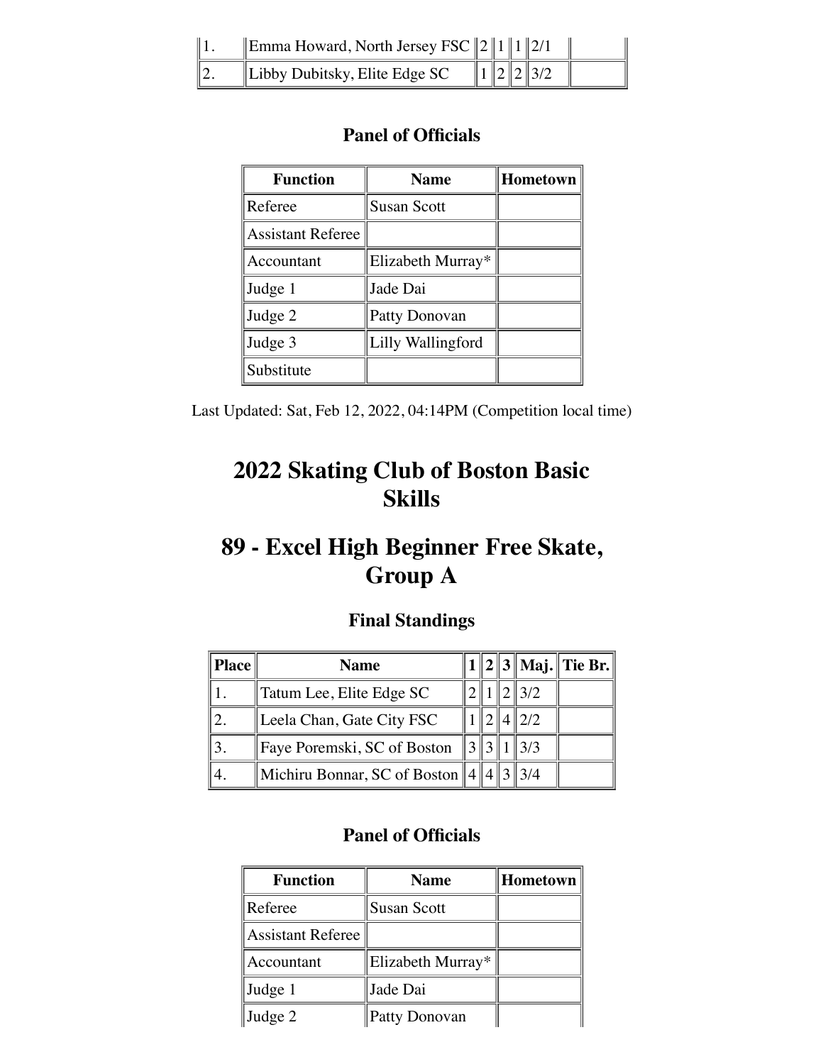| | | | | | | |
|---|---|---|---|---|---|---|
| 1. | Emma Howard, North Jersey FSC | 2 | 1 | 1 | 2/1 | |
| 2. | Libby Dubitsky, Elite Edge SC | 1 | 2 | 2 | 3/2 | |

### Panel of Officials

| Function | Name | Hometown |
|---|---|---|
| Referee | Susan Scott | |
| Assistant Referee | | |
| Accountant | Elizabeth Murray* | |
| Judge 1 | Jade Dai | |
| Judge 2 | Patty Donovan | |
| Judge 3 | Lilly Wallingford | |
| Substitute | | |

Last Updated: Sat, Feb 12, 2022, 04:14PM (Competition local time)

# 2022 Skating Club of Boston Basic Skills

# 89 - Excel High Beginner Free Skate, Group A

### Final Standings

| Place | Name | 1 | 2 | 3 | Maj. | Tie Br. |
|---|---|---|---|---|---|---|
| 1. | Tatum Lee, Elite Edge SC | 2 | 1 | 2 | 3/2 | |
| 2. | Leela Chan, Gate City FSC | 1 | 2 | 4 | 2/2 | |
| 3. | Faye Poremski, SC of Boston | 3 | 3 | 1 | 3/3 | |
| 4. | Michiru Bonnar, SC of Boston | 4 | 4 | 3 | 3/4 | |

### Panel of Officials

| Function | Name | Hometown |
|---|---|---|
| Referee | Susan Scott | |
| Assistant Referee | | |
| Accountant | Elizabeth Murray* | |
| Judge 1 | Jade Dai | |
| Judge 2 | Patty Donovan | |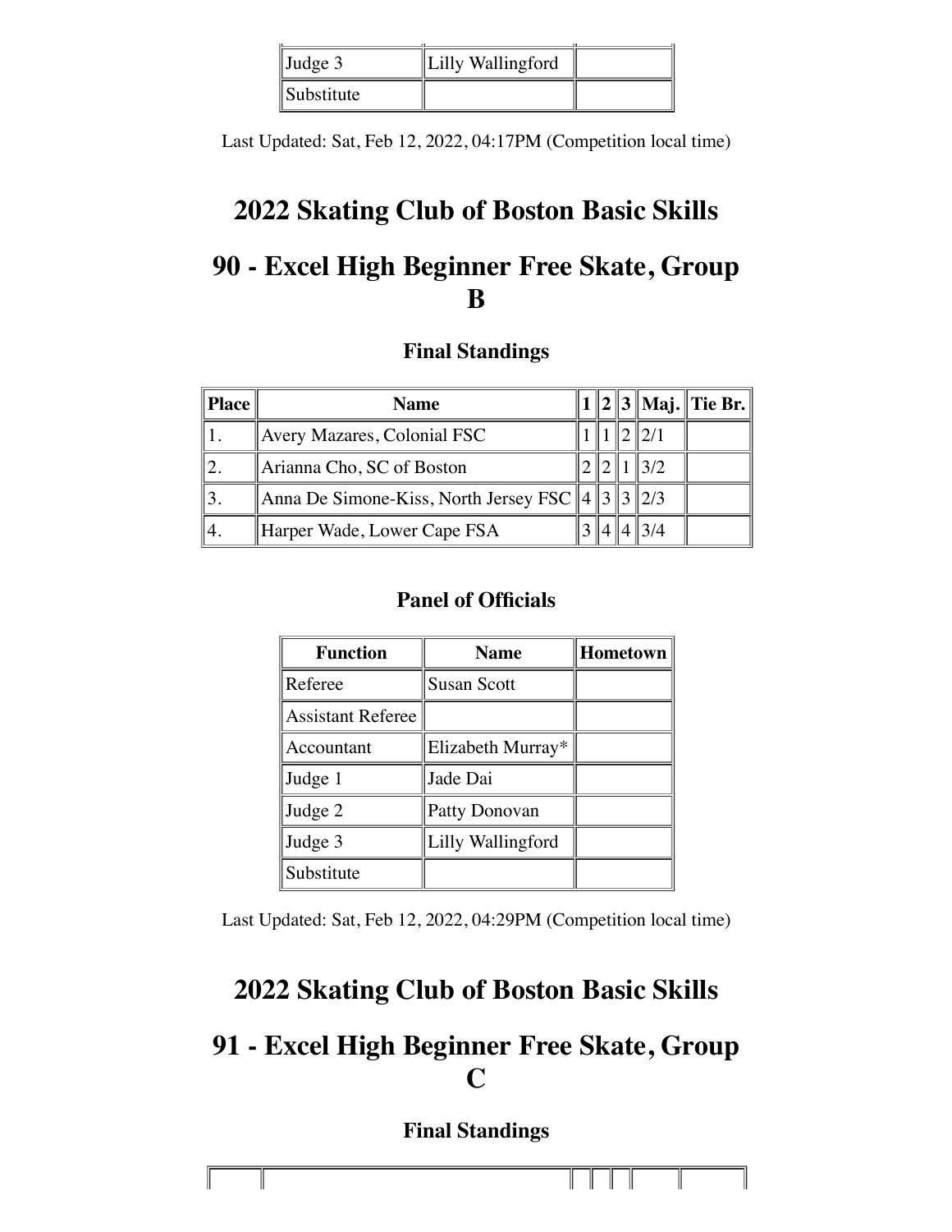| Judge 3 | Lilly Wallingford | |
| --- | --- | --- |
| Substitute | | |

Last Updated: Sat, Feb 12, 2022, 04:17PM (Competition local time)

# 2022 Skating Club of Boston Basic Skills

# 90 - Excel High Beginner Free Skate, Group B

### Final Standings

| Place | Name | 1 | 2 | 3 | Maj. | Tie Br. |
| --- | --- | --- | --- | --- | --- | --- |
| 1. | Avery Mazares, Colonial FSC | 1 | 1 | 2 | 2/1 | |
| 2. | Arianna Cho, SC of Boston | 2 | 2 | 1 | 3/2 | |
| 3. | Anna De Simone-Kiss, North Jersey FSC | 4 | 3 | 3 | 2/3 | |
| 4. | Harper Wade, Lower Cape FSA | 3 | 4 | 4 | 3/4 | |

### Panel of Officials

| Function | Name | Hometown |
| --- | --- | --- |
| Referee | Susan Scott | |
| Assistant Referee | | |
| Accountant | Elizabeth Murray* | |
| Judge 1 | Jade Dai | |
| Judge 2 | Patty Donovan | |
| Judge 3 | Lilly Wallingford | |
| Substitute | | |

Last Updated: Sat, Feb 12, 2022, 04:29PM (Competition local time)

# 2022 Skating Club of Boston Basic Skills

# 91 - Excel High Beginner Free Skate, Group C

### Final Standings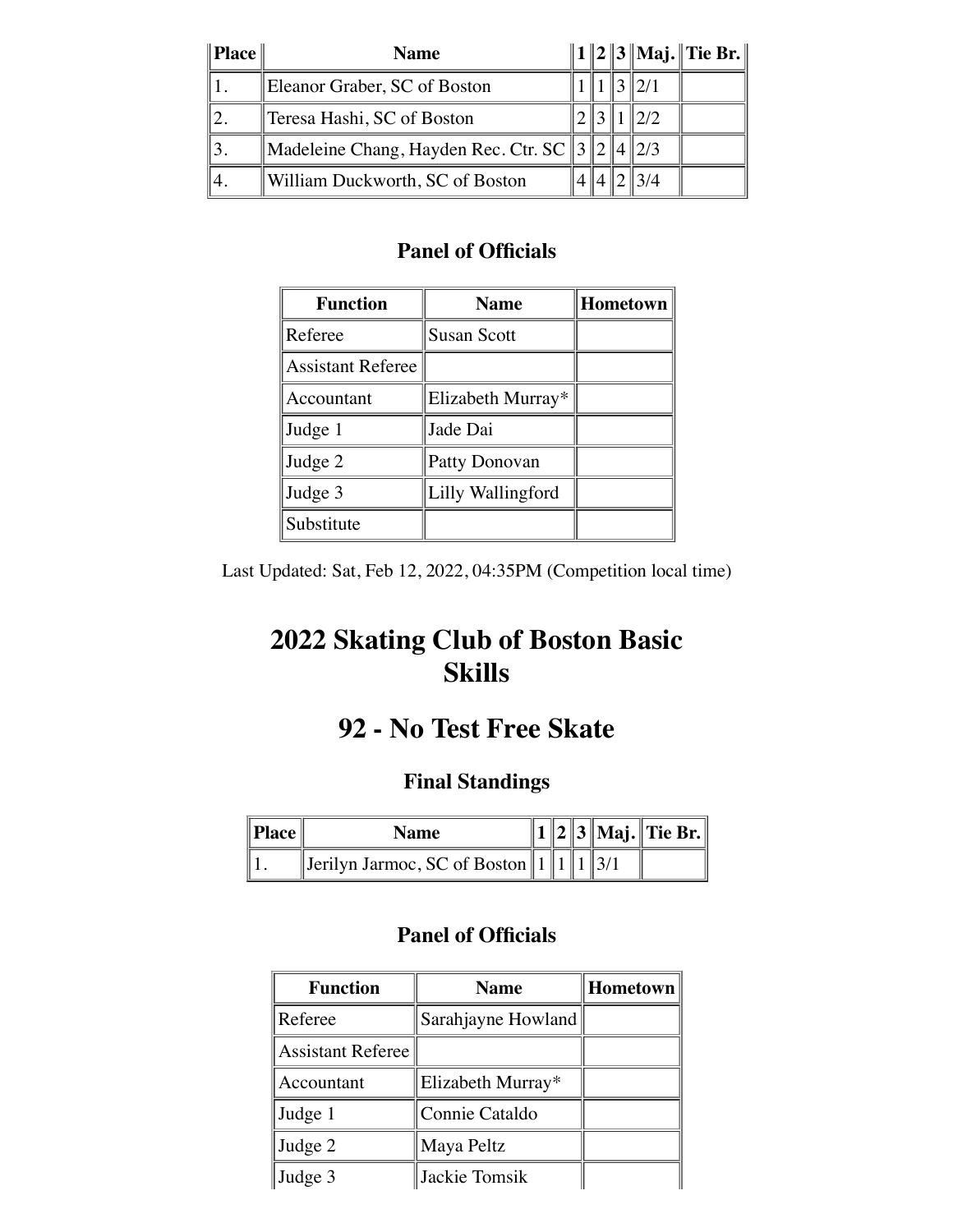| Place | Name | 1 | 2 | 3 | Maj. | Tie Br. |
|---|---|---|---|---|---|---|
| 1. | Eleanor Graber, SC of Boston | 1 | 1 | 3 | 2/1 | |
| 2. | Teresa Hashi, SC of Boston | 2 | 3 | 1 | 2/2 | |
| 3. | Madeleine Chang, Hayden Rec. Ctr. SC | 3 | 2 | 4 | 2/3 | |
| 4. | William Duckworth, SC of Boston | 4 | 4 | 2 | 3/4 | |

### Panel of Officials

| Function | Name | Hometown |
|---|---|---|
| Referee | Susan Scott | |
| Assistant Referee | | |
| Accountant | Elizabeth Murray* | |
| Judge 1 | Jade Dai | |
| Judge 2 | Patty Donovan | |
| Judge 3 | Lilly Wallingford | |
| Substitute | | |

Last Updated: Sat, Feb 12, 2022, 04:35PM (Competition local time)

# 2022 Skating Club of Boston Basic Skills

## 92 - No Test Free Skate

### Final Standings

| Place | Name | 1 | 2 | 3 | Maj. | Tie Br. |
|---|---|---|---|---|---|---|
| 1. | Jerilyn Jarmoc, SC of Boston | 1 | 1 | 1 | 3/1 | |

### Panel of Officials

| Function | Name | Hometown |
|---|---|---|
| Referee | Sarahjayne Howland | |
| Assistant Referee | | |
| Accountant | Elizabeth Murray* | |
| Judge 1 | Connie Cataldo | |
| Judge 2 | Maya Peltz | |
| Judge 3 | Jackie Tomsik | |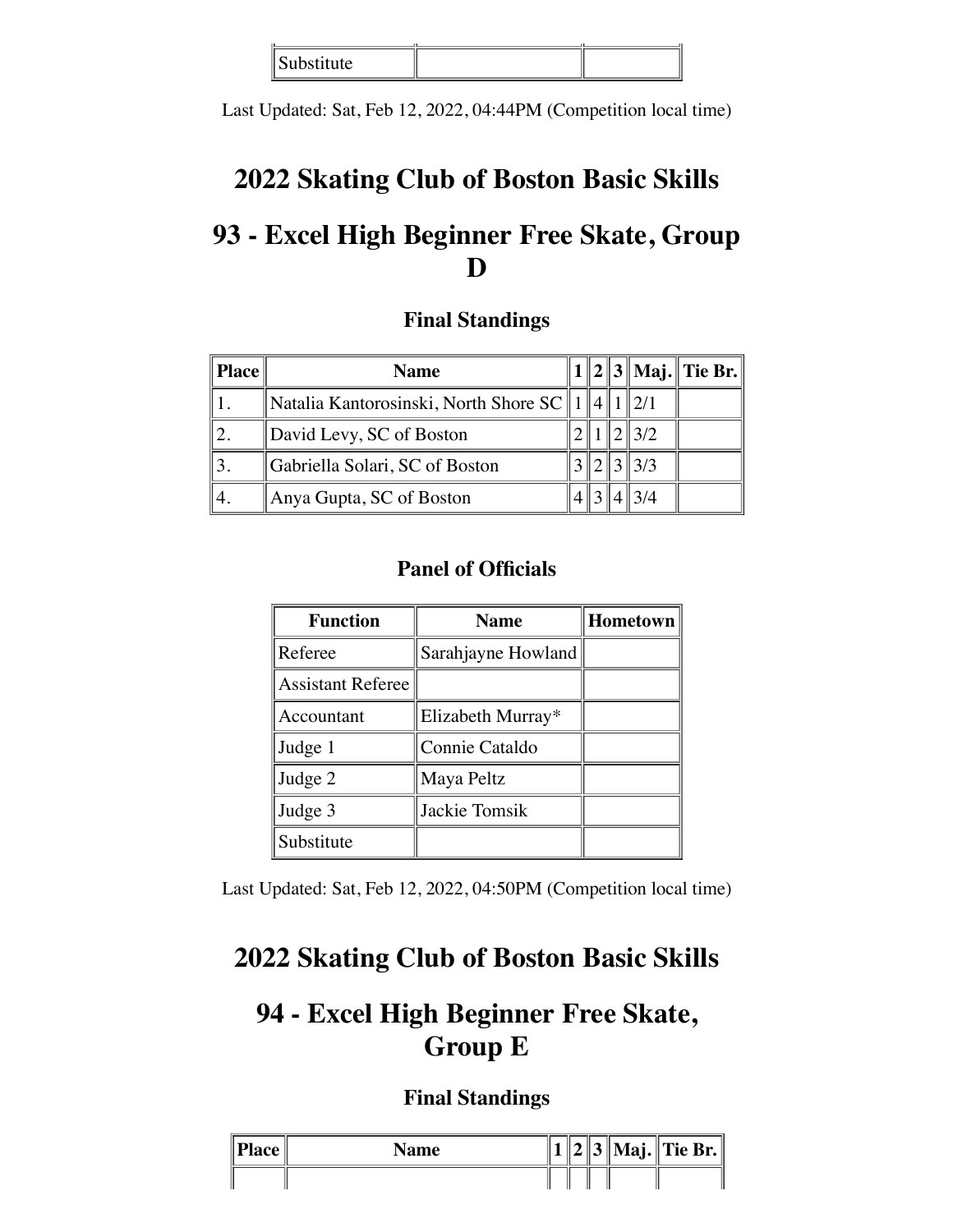| Substitute | | |
|---|---|---|

Last Updated: Sat, Feb 12, 2022, 04:44PM (Competition local time)

# 2022 Skating Club of Boston Basic Skills

# 93 - Excel High Beginner Free Skate, Group D

### Final Standings

| Place | Name | 1 | 2 | 3 | Maj. | Tie Br. |
|---|---|---|---|---|---|---|
| 1. | Natalia Kantorosinski, North Shore SC | 1 | 4 | 1 | 2/1 | |
| 2. | David Levy, SC of Boston | 2 | 1 | 2 | 3/2 | |
| 3. | Gabriella Solari, SC of Boston | 3 | 2 | 3 | 3/3 | |
| 4. | Anya Gupta, SC of Boston | 4 | 3 | 4 | 3/4 | |

### Panel of Officials

| Function | Name | Hometown |
|---|---|---|
| Referee | Sarahjayne Howland | |
| Assistant Referee | | |
| Accountant | Elizabeth Murray* | |
| Judge 1 | Connie Cataldo | |
| Judge 2 | Maya Peltz | |
| Judge 3 | Jackie Tomsik | |
| Substitute | | |

Last Updated: Sat, Feb 12, 2022, 04:50PM (Competition local time)

# 2022 Skating Club of Boston Basic Skills

# 94 - Excel High Beginner Free Skate, Group E

### Final Standings

| Place | Name | 1 | 2 | 3 | Maj. | Tie Br. |
|---|---|---|---|---|---|---|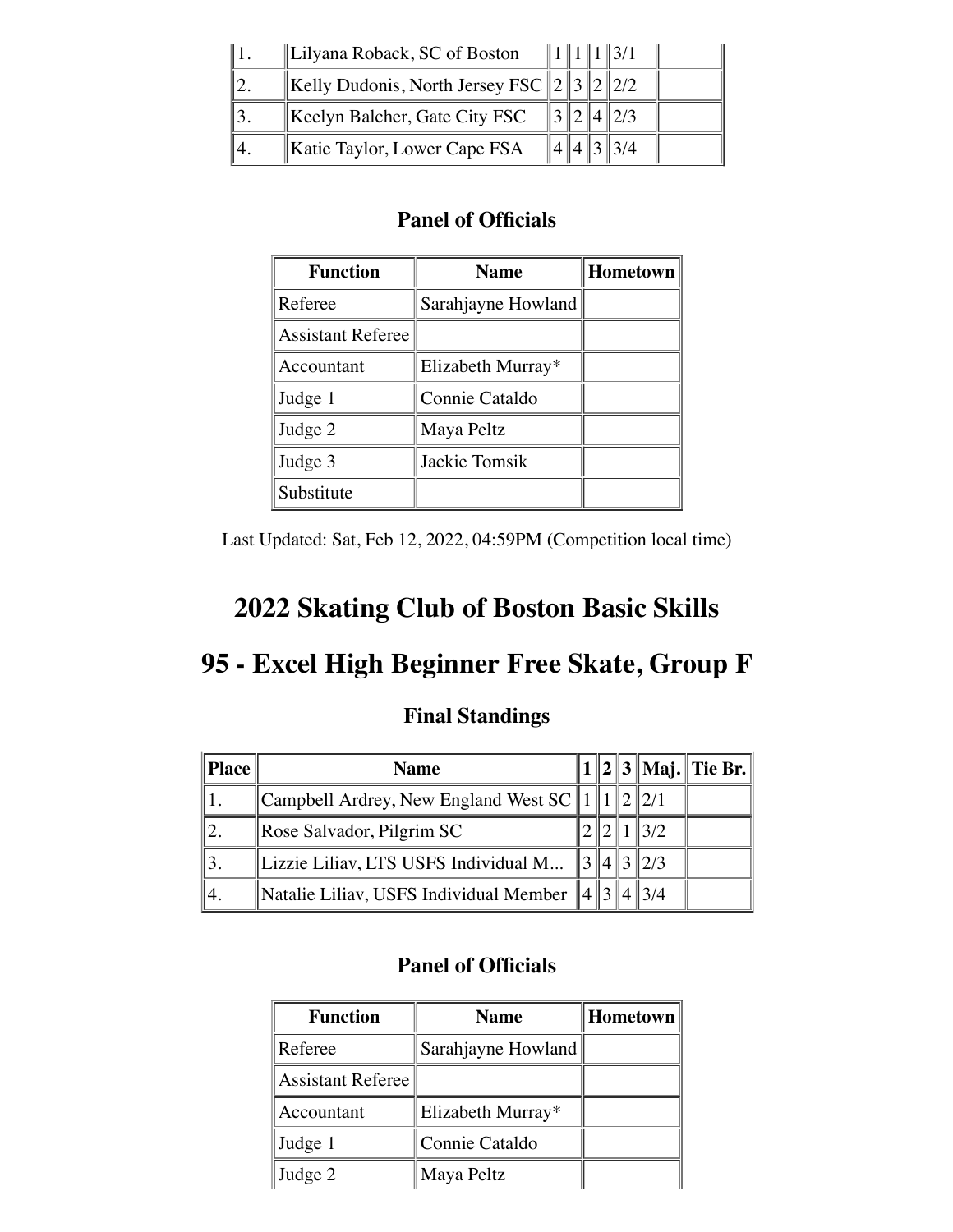| | | | | | | |
|---|---|---|---|---|---|---|
| 1. | Lilyana Roback, SC of Boston | 1 | 1 | 1 | 3/1 | |
| 2. | Kelly Dudonis, North Jersey FSC | 2 | 3 | 2 | 2/2 | |
| 3. | Keelyn Balcher, Gate City FSC | 3 | 2 | 4 | 2/3 | |
| 4. | Katie Taylor, Lower Cape FSA | 4 | 4 | 3 | 3/4 | |

### Panel of Officials

| Function | Name | Hometown |
|---|---|---|
| Referee | Sarahjayne Howland | |
| Assistant Referee | | |
| Accountant | Elizabeth Murray* | |
| Judge 1 | Connie Cataldo | |
| Judge 2 | Maya Peltz | |
| Judge 3 | Jackie Tomsik | |
| Substitute | | |

Last Updated: Sat, Feb 12, 2022, 04:59PM (Competition local time)

# 2022 Skating Club of Boston Basic Skills

# 95 - Excel High Beginner Free Skate, Group F

### Final Standings

| Place | Name | 1 | 2 | 3 | Maj. | Tie Br. |
|---|---|---|---|---|---|---|
| 1. | Campbell Ardrey, New England West SC | 1 | 1 | 2 | 2/1 | |
| 2. | Rose Salvador, Pilgrim SC | 2 | 2 | 1 | 3/2 | |
| 3. | Lizzie Liliav, LTS USFS Individual M... | 3 | 4 | 3 | 2/3 | |
| 4. | Natalie Liliav, USFS Individual Member | 4 | 3 | 4 | 3/4 | |

### Panel of Officials

| Function | Name | Hometown |
|---|---|---|
| Referee | Sarahjayne Howland | |
| Assistant Referee | | |
| Accountant | Elizabeth Murray* | |
| Judge 1 | Connie Cataldo | |
| Judge 2 | Maya Peltz | |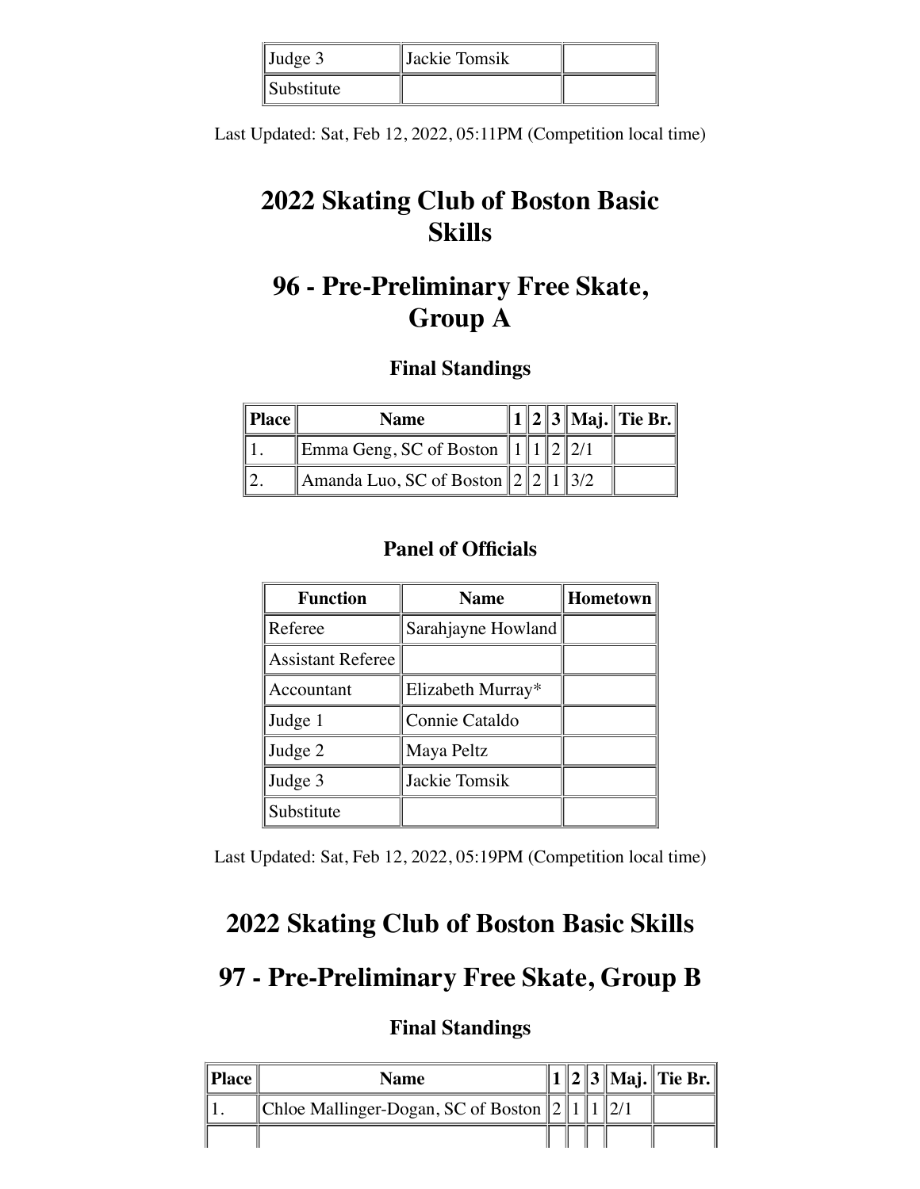| Judge 3 | Jackie Tomsik | |
| --- | --- | --- |
| Substitute | | |

Last Updated: Sat, Feb 12, 2022, 05:11PM (Competition local time)

# 2022 Skating Club of Boston Basic Skills

# 96 - Pre-Preliminary Free Skate, Group A

### Final Standings

| Place | Name | 1 | 2 | 3 | Maj. | Tie Br. |
| --- | --- | --- | --- | --- | --- | --- |
| 1. | Emma Geng, SC of Boston | 1 | 1 | 2 | 2/1 | |
| 2. | Amanda Luo, SC of Boston | 2 | 2 | 1 | 3/2 | |

### Panel of Officials

| Function | Name | Hometown |
| --- | --- | --- |
| Referee | Sarahjayne Howland | |
| Assistant Referee | | |
| Accountant | Elizabeth Murray* | |
| Judge 1 | Connie Cataldo | |
| Judge 2 | Maya Peltz | |
| Judge 3 | Jackie Tomsik | |
| Substitute | | |

Last Updated: Sat, Feb 12, 2022, 05:19PM (Competition local time)

# 2022 Skating Club of Boston Basic Skills

# 97 - Pre-Preliminary Free Skate, Group B

### Final Standings

| Place | Name | 1 | 2 | 3 | Maj. | Tie Br. |
| --- | --- | --- | --- | --- | --- | --- |
| 1. | Chloe Mallinger-Dogan, SC of Boston | 2 | 1 | 1 | 2/1 | |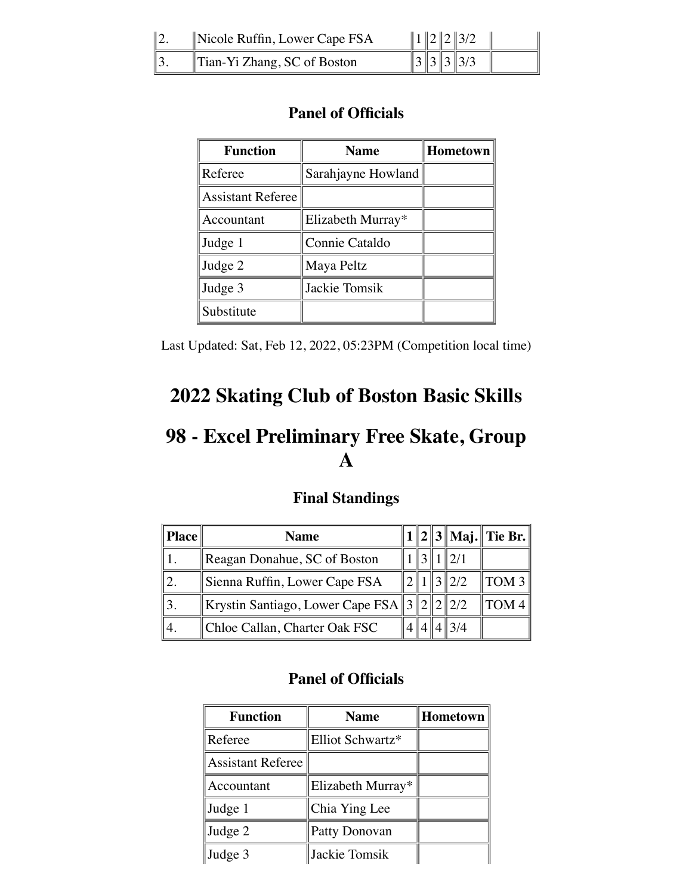| | | | | | | |
|---|---|---|---|---|---|---|
| 2. | Nicole Ruffin, Lower Cape FSA | 1 | 2 | 2 | 3/2 | |
| 3. | Tian-Yi Zhang, SC of Boston | 3 | 3 | 3 | 3/3 | |

### Panel of Officials

| Function | Name | Hometown |
|---|---|---|
| Referee | Sarahjayne Howland | |
| Assistant Referee | | |
| Accountant | Elizabeth Murray* | |
| Judge 1 | Connie Cataldo | |
| Judge 2 | Maya Peltz | |
| Judge 3 | Jackie Tomsik | |
| Substitute | | |

Last Updated: Sat, Feb 12, 2022, 05:23PM (Competition local time)

# 2022 Skating Club of Boston Basic Skills

# 98 - Excel Preliminary Free Skate, Group A

### Final Standings

| Place | Name | 1 | 2 | 3 | Maj. | Tie Br. |
|---|---|---|---|---|---|---|
| 1. | Reagan Donahue, SC of Boston | 1 | 3 | 1 | 2/1 | |
| 2. | Sienna Ruffin, Lower Cape FSA | 2 | 1 | 3 | 2/2 | TOM 3 |
| 3. | Krystin Santiago, Lower Cape FSA | 3 | 2 | 2 | 2/2 | TOM 4 |
| 4. | Chloe Callan, Charter Oak FSC | 4 | 4 | 4 | 3/4 | |

### Panel of Officials

| Function | Name | Hometown |
|---|---|---|
| Referee | Elliot Schwartz* | |
| Assistant Referee | | |
| Accountant | Elizabeth Murray* | |
| Judge 1 | Chia Ying Lee | |
| Judge 2 | Patty Donovan | |
| Judge 3 | Jackie Tomsik | |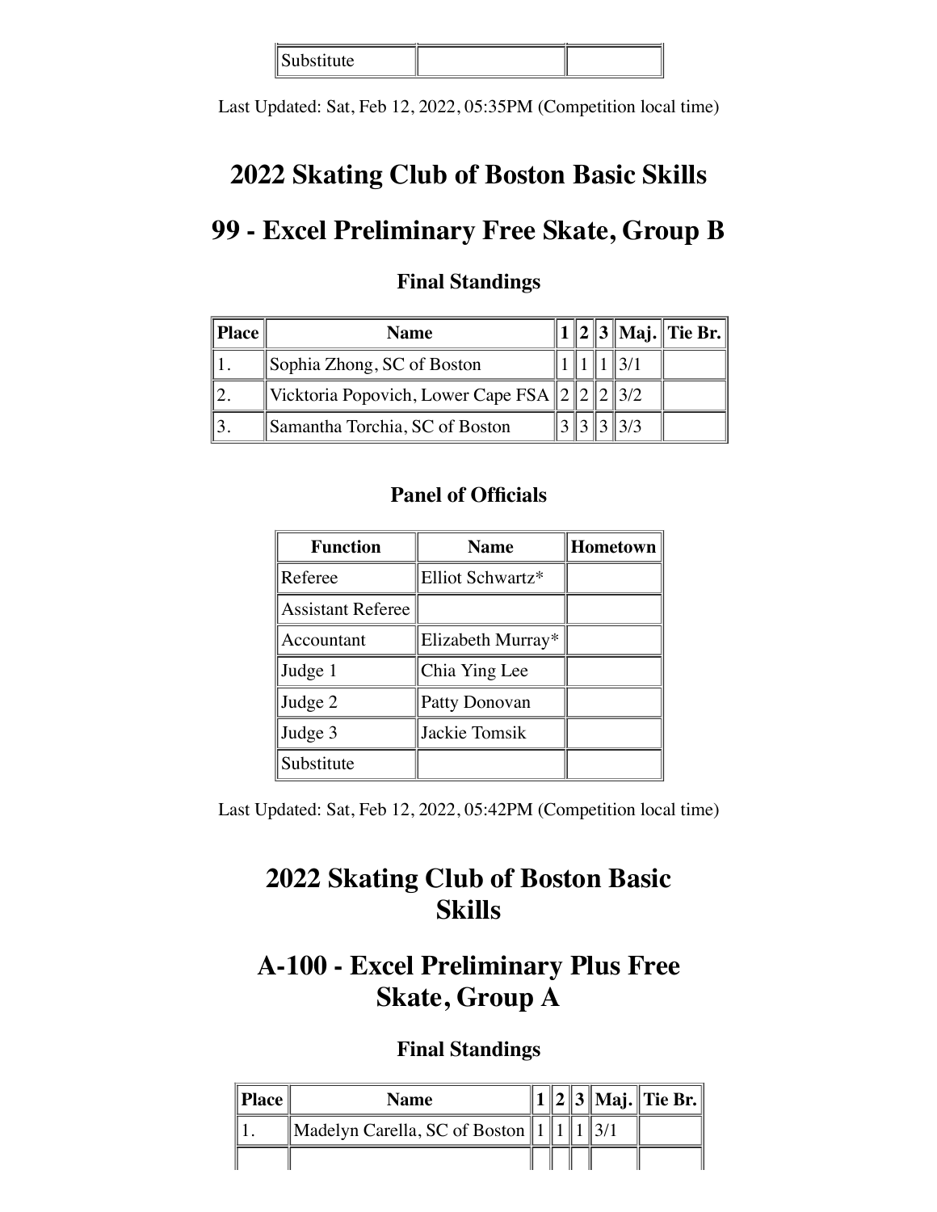| Substitute | | |
|---|---|---|

Last Updated: Sat, Feb 12, 2022, 05:35PM (Competition local time)

# 2022 Skating Club of Boston Basic Skills

# 99 - Excel Preliminary Free Skate, Group B

### Final Standings

| Place | Name | 1 | 2 | 3 | Maj. | Tie Br. |
|---|---|---|---|---|---|---|
| 1. | Sophia Zhong, SC of Boston | 1 | 1 | 1 | 3/1 | |
| 2. | Vicktoria Popovich, Lower Cape FSA | 2 | 2 | 2 | 3/2 | |
| 3. | Samantha Torchia, SC of Boston | 3 | 3 | 3 | 3/3 | |

### Panel of Officials

| Function | Name | Hometown |
|---|---|---|
| Referee | Elliot Schwartz* | |
| Assistant Referee | | |
| Accountant | Elizabeth Murray* | |
| Judge 1 | Chia Ying Lee | |
| Judge 2 | Patty Donovan | |
| Judge 3 | Jackie Tomsik | |
| Substitute | | |

Last Updated: Sat, Feb 12, 2022, 05:42PM (Competition local time)

# 2022 Skating Club of Boston Basic Skills

# A-100 - Excel Preliminary Plus Free Skate, Group A

### Final Standings

| Place | Name | 1 | 2 | 3 | Maj. | Tie Br. |
|---|---|---|---|---|---|---|
| 1. | Madelyn Carella, SC of Boston | 1 | 1 | 1 | 3/1 | |
| | | | | | | |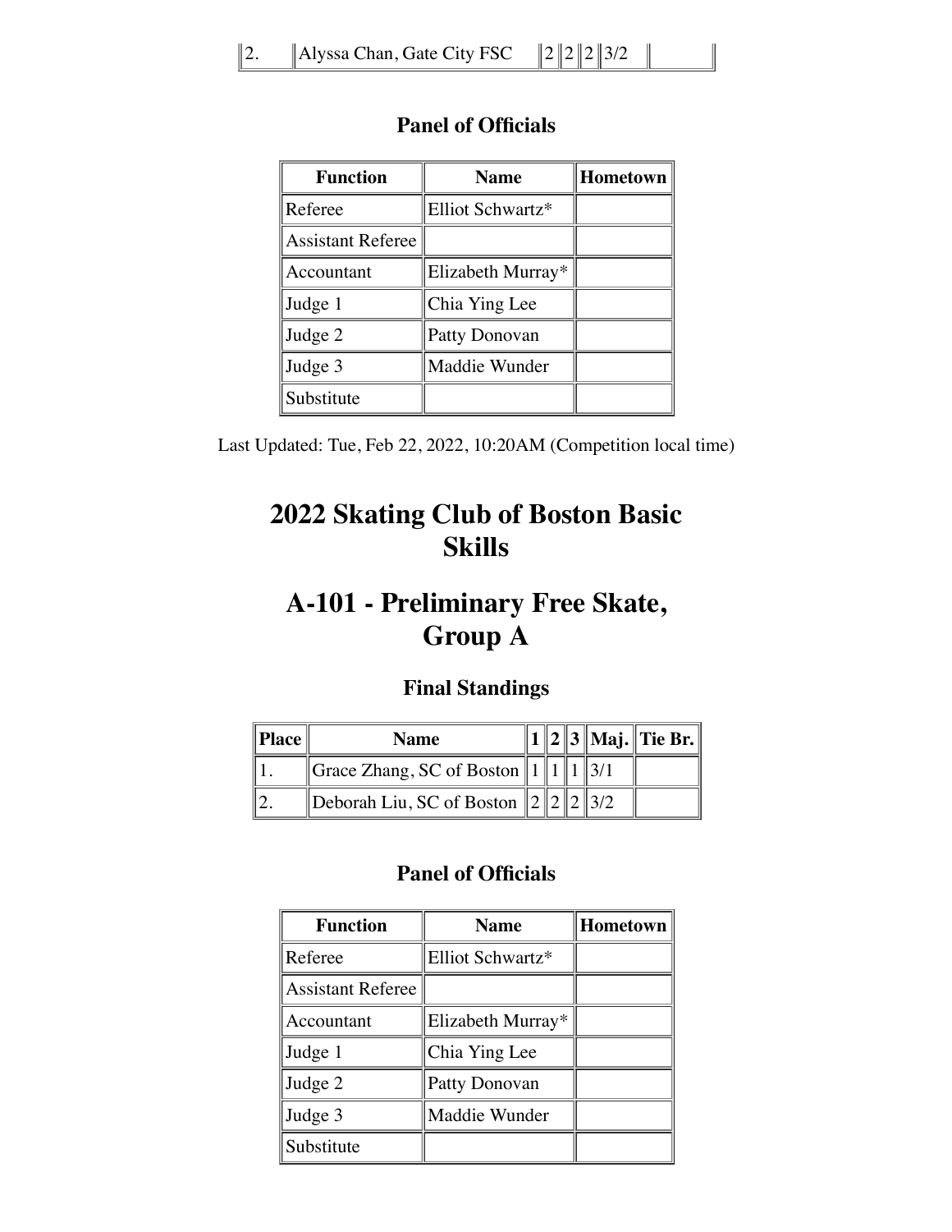| 2. | Alyssa Chan, Gate City FSC | 2 | 2 | 2 | 3/2 | |
|---|---|---|---|---|---|---|

### Panel of Officials

| Function | Name | Hometown |
|---|---|---|
| Referee | Elliot Schwartz* | |
| Assistant Referee | | |
| Accountant | Elizabeth Murray* | |
| Judge 1 | Chia Ying Lee | |
| Judge 2 | Patty Donovan | |
| Judge 3 | Maddie Wunder | |
| Substitute | | |

Last Updated: Tue, Feb 22, 2022, 10:20AM (Competition local time)

# 2022 Skating Club of Boston Basic Skills

# A-101 - Preliminary Free Skate, Group A

### Final Standings

| Place | Name | 1 | 2 | 3 | Maj. | Tie Br. |
|---|---|---|---|---|---|---|
| 1. | Grace Zhang, SC of Boston | 1 | 1 | 1 | 3/1 | |
| 2. | Deborah Liu, SC of Boston | 2 | 2 | 2 | 3/2 | |

### Panel of Officials

| Function | Name | Hometown |
|---|---|---|
| Referee | Elliot Schwartz* | |
| Assistant Referee | | |
| Accountant | Elizabeth Murray* | |
| Judge 1 | Chia Ying Lee | |
| Judge 2 | Patty Donovan | |
| Judge 3 | Maddie Wunder | |
| Substitute | | |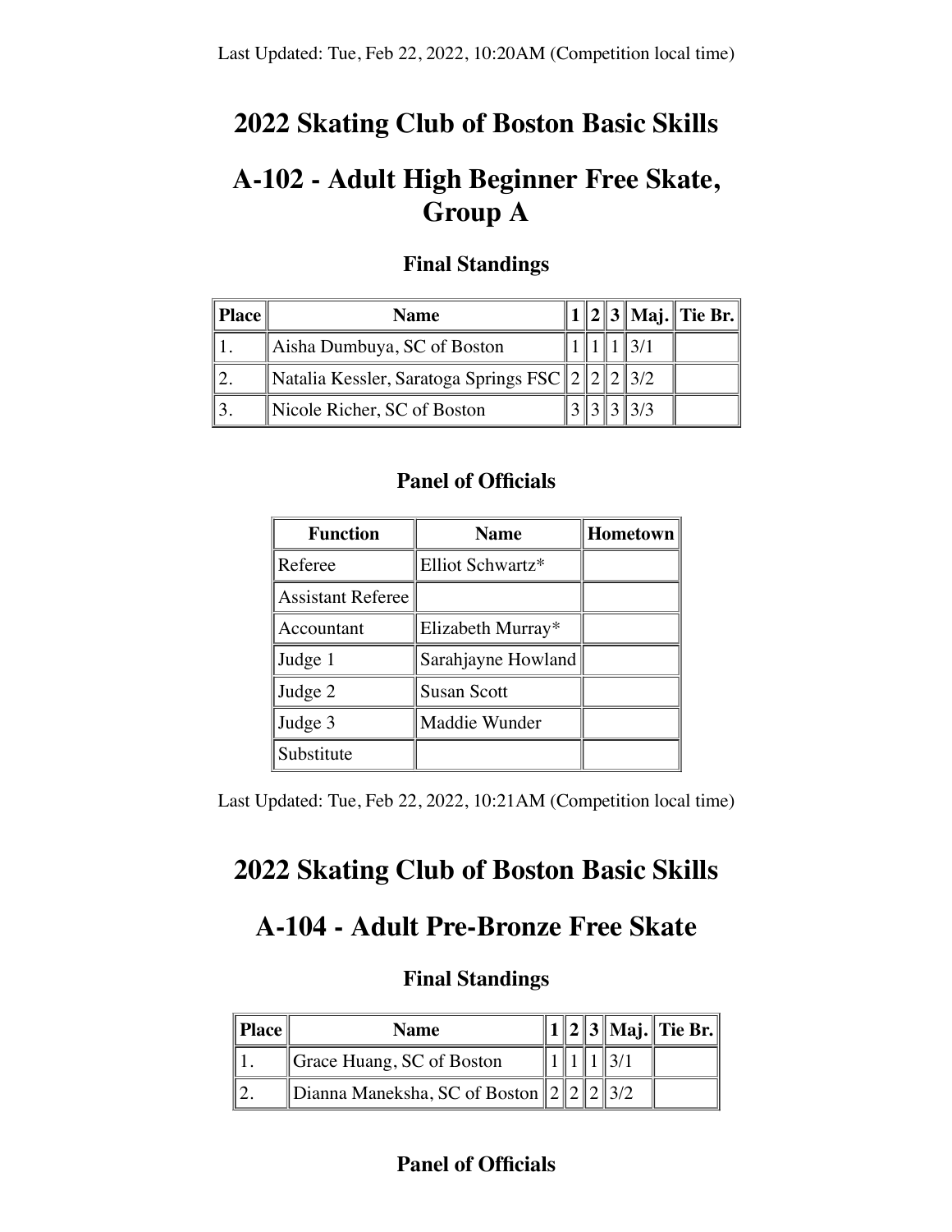Last Updated: Tue, Feb 22, 2022, 10:20AM (Competition local time)

# 2022 Skating Club of Boston Basic Skills

# A-102 - Adult High Beginner Free Skate, Group A

### Final Standings

| Place | Name | 1 | 2 | 3 | Maj. | Tie Br. |
|---|---|---|---|---|---|---|
| 1. | Aisha Dumbuya, SC of Boston | 1 | 1 | 1 | 3/1 | |
| 2. | Natalia Kessler, Saratoga Springs FSC | 2 | 2 | 2 | 3/2 | |
| 3. | Nicole Richer, SC of Boston | 3 | 3 | 3 | 3/3 | |

### Panel of Officials

| Function | Name | Hometown |
|---|---|---|
| Referee | Elliot Schwartz* | |
| Assistant Referee | | |
| Accountant | Elizabeth Murray* | |
| Judge 1 | Sarahjayne Howland | |
| Judge 2 | Susan Scott | |
| Judge 3 | Maddie Wunder | |
| Substitute | | |

Last Updated: Tue, Feb 22, 2022, 10:21AM (Competition local time)

# 2022 Skating Club of Boston Basic Skills

# A-104 - Adult Pre-Bronze Free Skate

### Final Standings

| Place | Name | 1 | 2 | 3 | Maj. | Tie Br. |
|---|---|---|---|---|---|---|
| 1. | Grace Huang, SC of Boston | 1 | 1 | 1 | 3/1 | |
| 2. | Dianna Maneksha, SC of Boston | 2 | 2 | 2 | 3/2 | |

### Panel of Officials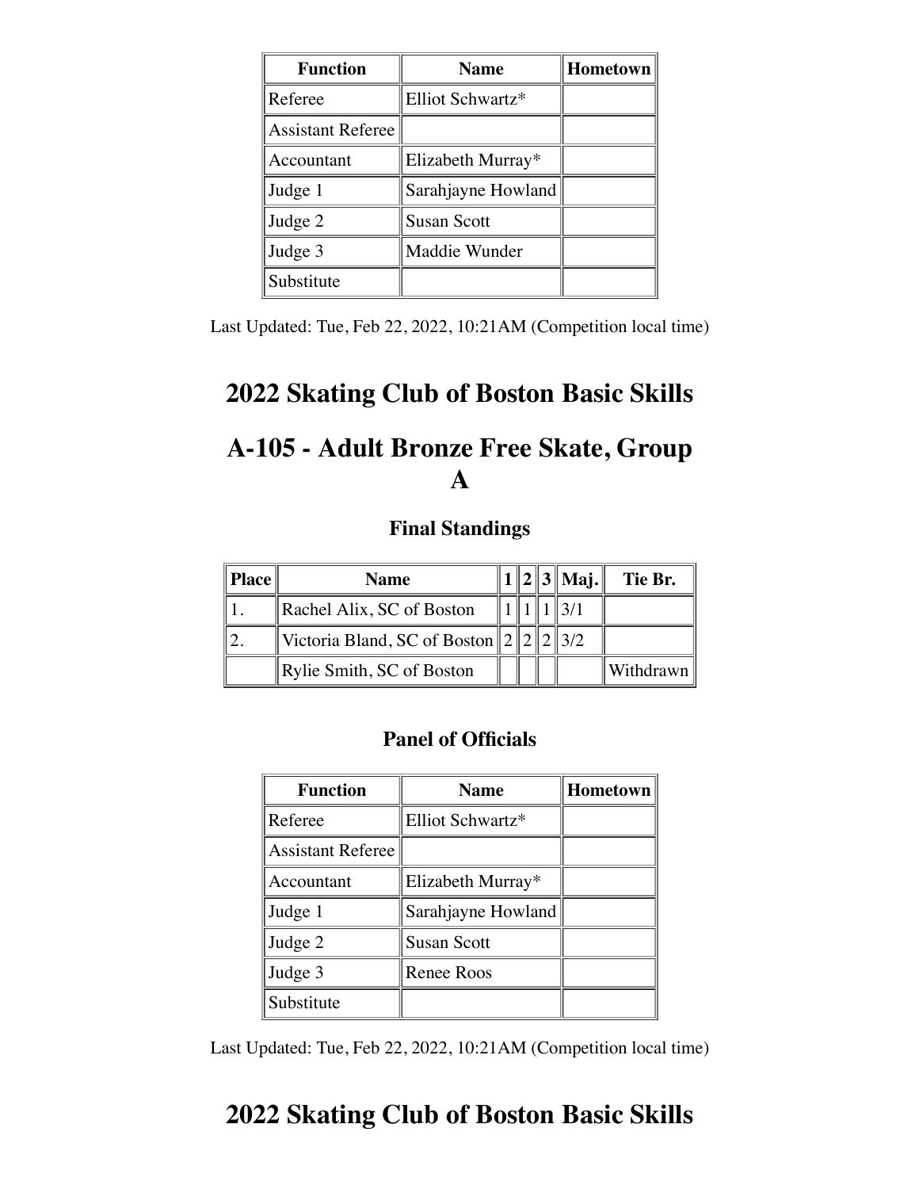| Function | Name | Hometown |
| --- | --- | --- |
| Referee | Elliot Schwartz* | |
| Assistant Referee | | |
| Accountant | Elizabeth Murray* | |
| Judge 1 | Sarahjayne Howland | |
| Judge 2 | Susan Scott | |
| Judge 3 | Maddie Wunder | |
| Substitute | | |

Last Updated: Tue, Feb 22, 2022, 10:21AM (Competition local time)

# 2022 Skating Club of Boston Basic Skills

# A-105 - Adult Bronze Free Skate, Group A

### Final Standings

| Place | Name | 1 | 2 | 3 | Maj. | Tie Br. |
| --- | --- | --- | --- | --- | --- | --- |
| 1. | Rachel Alix, SC of Boston | 1 | 1 | 1 | 3/1 | |
| 2. | Victoria Bland, SC of Boston | 2 | 2 | 2 | 3/2 | |
| | Rylie Smith, SC of Boston | | | | | Withdrawn |

### Panel of Officials

| Function | Name | Hometown |
| --- | --- | --- |
| Referee | Elliot Schwartz* | |
| Assistant Referee | | |
| Accountant | Elizabeth Murray* | |
| Judge 1 | Sarahjayne Howland | |
| Judge 2 | Susan Scott | |
| Judge 3 | Renee Roos | |
| Substitute | | |

Last Updated: Tue, Feb 22, 2022, 10:21AM (Competition local time)

# 2022 Skating Club of Boston Basic Skills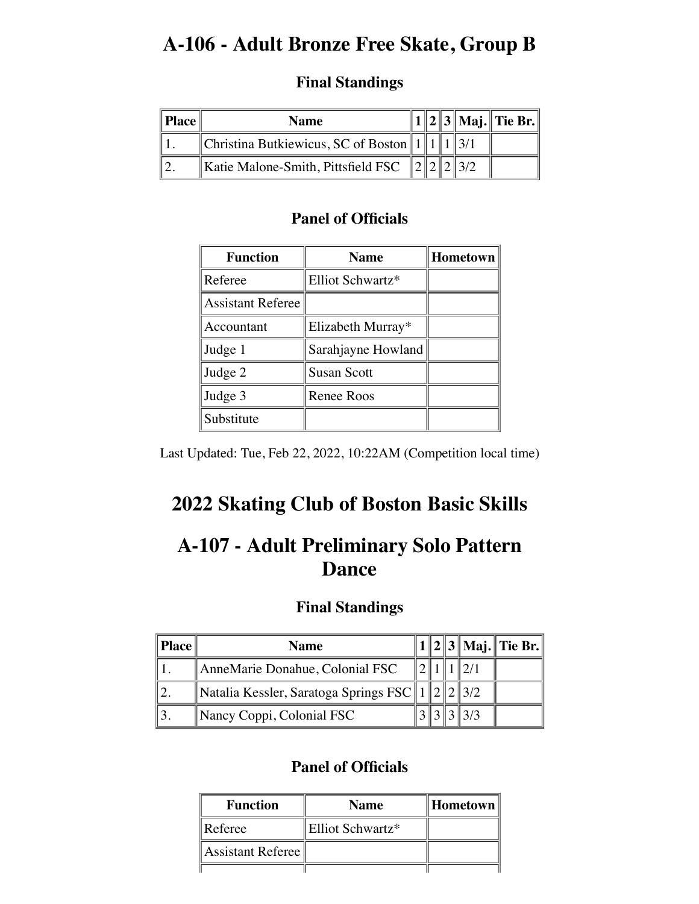## A-106 - Adult Bronze Free Skate, Group B

### Final Standings

| Place | Name | 1 | 2 | 3 | Maj. | Tie Br. |
|---|---|---|---|---|---|---|
| 1. | Christina Butkiewicus, SC of Boston | 1 | 1 | 1 | 3/1 | |
| 2. | Katie Malone-Smith, Pittsfield FSC | 2 | 2 | 2 | 3/2 | |

### Panel of Officials

| Function | Name | Hometown |
|---|---|---|
| Referee | Elliot Schwartz* | |
| Assistant Referee | | |
| Accountant | Elizabeth Murray* | |
| Judge 1 | Sarahjayne Howland | |
| Judge 2 | Susan Scott | |
| Judge 3 | Renee Roos | |
| Substitute | | |

Last Updated: Tue, Feb 22, 2022, 10:22AM (Competition local time)

# 2022 Skating Club of Boston Basic Skills

## A-107 - Adult Preliminary Solo Pattern Dance

### Final Standings

| Place | Name | 1 | 2 | 3 | Maj. | Tie Br. |
|---|---|---|---|---|---|---|
| 1. | AnneMarie Donahue, Colonial FSC | 2 | 1 | 1 | 2/1 | |
| 2. | Natalia Kessler, Saratoga Springs FSC | 1 | 2 | 2 | 3/2 | |
| 3. | Nancy Coppi, Colonial FSC | 3 | 3 | 3 | 3/3 | |

### Panel of Officials

| Function | Name | Hometown |
|---|---|---|
| Referee | Elliot Schwartz* | |
| Assistant Referee | | |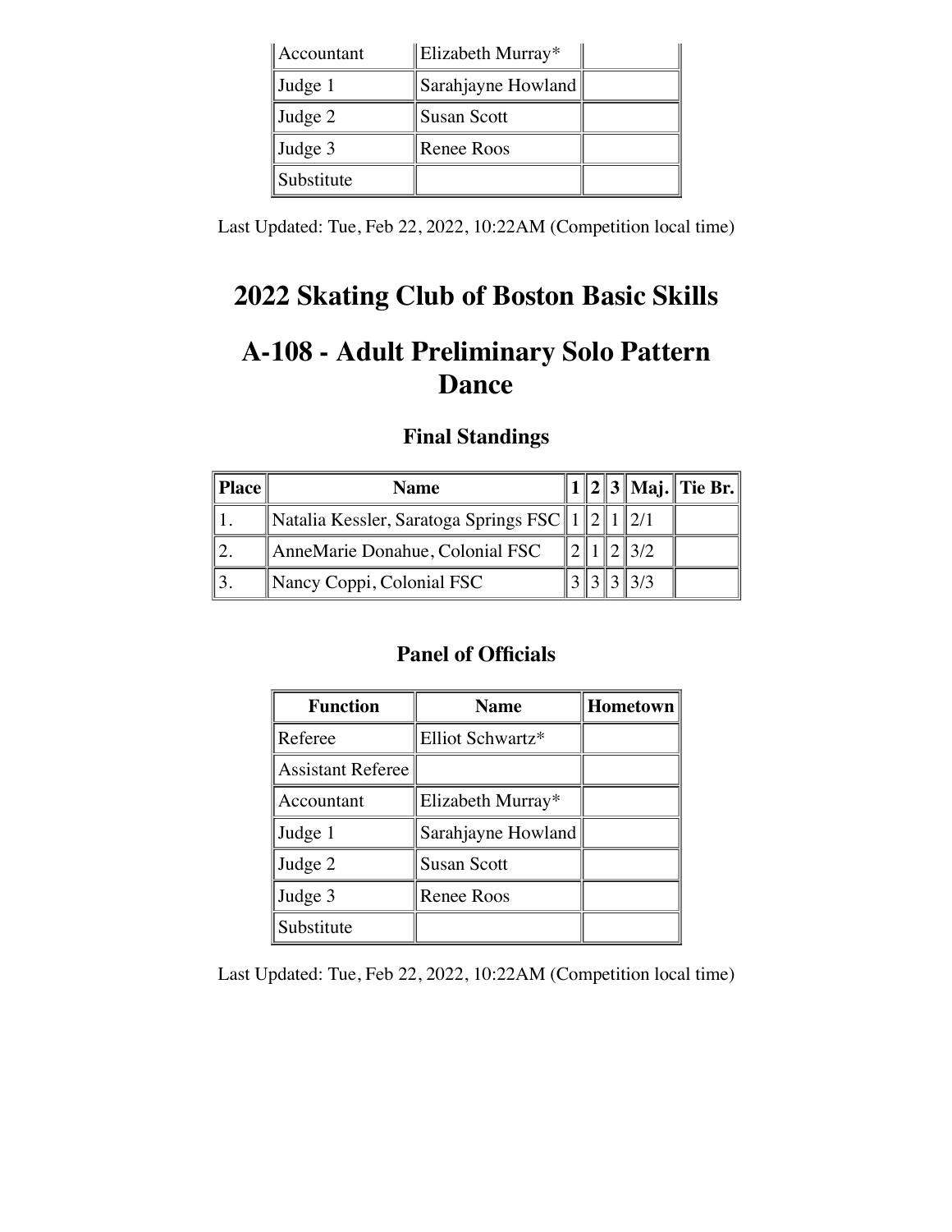| | | |
|---|---|---|
| Accountant | Elizabeth Murray* | |
| Judge 1 | Sarahjayne Howland | |
| Judge 2 | Susan Scott | |
| Judge 3 | Renee Roos | |
| Substitute | | |

Last Updated: Tue, Feb 22, 2022, 10:22AM (Competition local time)

# 2022 Skating Club of Boston Basic Skills

# A-108 - Adult Preliminary Solo Pattern Dance

### Final Standings

| Place | Name | 1 | 2 | 3 | Maj. | Tie Br. |
|---|---|---|---|---|---|---|
| 1. | Natalia Kessler, Saratoga Springs FSC | 1 | 2 | 1 | 2/1 | |
| 2. | AnneMarie Donahue, Colonial FSC | 2 | 1 | 2 | 3/2 | |
| 3. | Nancy Coppi, Colonial FSC | 3 | 3 | 3 | 3/3 | |

### Panel of Officials

| Function | Name | Hometown |
|---|---|---|
| Referee | Elliot Schwartz* | |
| Assistant Referee | | |
| Accountant | Elizabeth Murray* | |
| Judge 1 | Sarahjayne Howland | |
| Judge 2 | Susan Scott | |
| Judge 3 | Renee Roos | |
| Substitute | | |

Last Updated: Tue, Feb 22, 2022, 10:22AM (Competition local time)